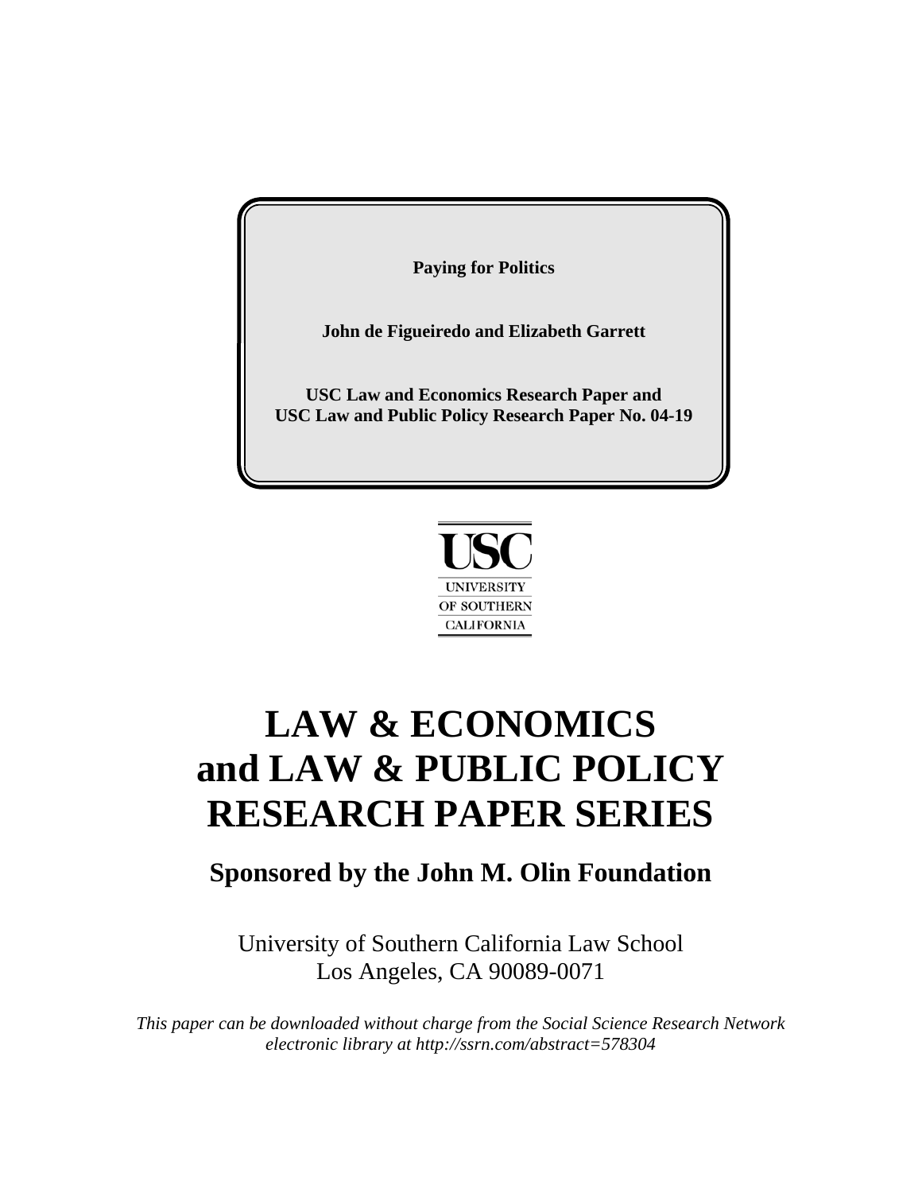**Paying for Politics**

**John de Figueiredo and Elizabeth Garrett**

**USC Law and Economics Research Paper and**
**USC Law and Public Policy Research Paper No. 04-19**

USC
UNIVERSITY
OF SOUTHERN
CALIFORNIA

# LAW & ECONOMICS and LAW & PUBLIC POLICY RESEARCH PAPER SERIES

## Sponsored by the John M. Olin Foundation

University of Southern California Law School
Los Angeles, CA 90089-0071

*This paper can be downloaded without charge from the Social Science Research Network electronic library at http://ssrn.com/abstract=578304*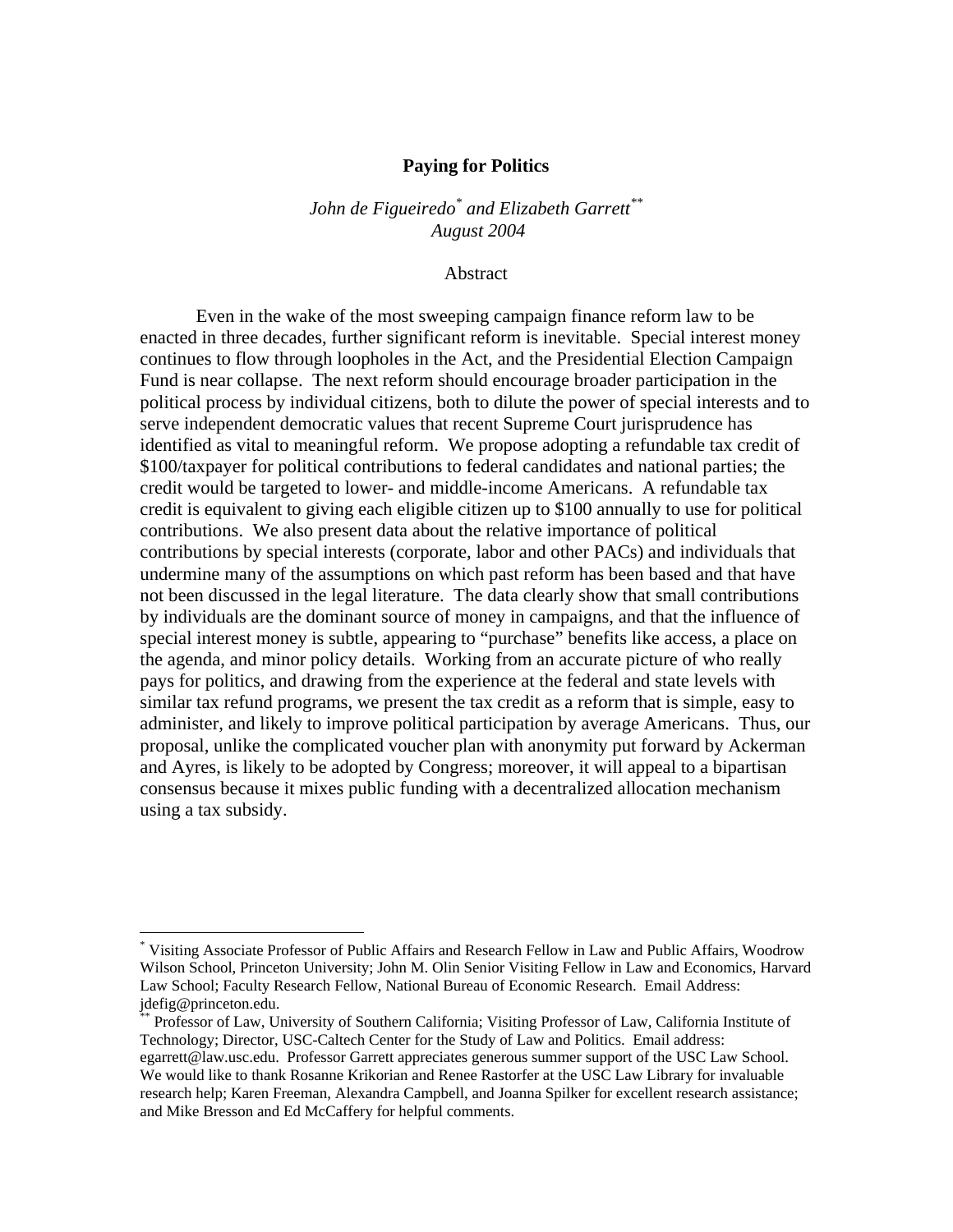# Paying for Politics

*John de Figueiredo*[*] *and Elizabeth Garrett*[**]
*August 2004*

## Abstract

Even in the wake of the most sweeping campaign finance reform law to be enacted in three decades, further significant reform is inevitable. Special interest money continues to flow through loopholes in the Act, and the Presidential Election Campaign Fund is near collapse. The next reform should encourage broader participation in the political process by individual citizens, both to dilute the power of special interests and to serve independent democratic values that recent Supreme Court jurisprudence has identified as vital to meaningful reform. We propose adopting a refundable tax credit of $100/taxpayer for political contributions to federal candidates and national parties; the credit would be targeted to lower- and middle-income Americans. A refundable tax credit is equivalent to giving each eligible citizen up to $100 annually to use for political contributions. We also present data about the relative importance of political contributions by special interests (corporate, labor and other PACs) and individuals that undermine many of the assumptions on which past reform has been based and that have not been discussed in the legal literature. The data clearly show that small contributions by individuals are the dominant source of money in campaigns, and that the influence of special interest money is subtle, appearing to "purchase" benefits like access, a place on the agenda, and minor policy details. Working from an accurate picture of who really pays for politics, and drawing from the experience at the federal and state levels with similar tax refund programs, we present the tax credit as a reform that is simple, easy to administer, and likely to improve political participation by average Americans. Thus, our proposal, unlike the complicated voucher plan with anonymity put forward by Ackerman and Ayres, is likely to be adopted by Congress; moreover, it will appeal to a bipartisan consensus because it mixes public funding with a decentralized allocation mechanism using a tax subsidy.

---

[*] Visiting Associate Professor of Public Affairs and Research Fellow in Law and Public Affairs, Woodrow Wilson School, Princeton University; John M. Olin Senior Visiting Fellow in Law and Economics, Harvard Law School; Faculty Research Fellow, National Bureau of Economic Research. Email Address: jdefig@princeton.edu.

[**] Professor of Law, University of Southern California; Visiting Professor of Law, California Institute of Technology; Director, USC-Caltech Center for the Study of Law and Politics. Email address: egarrett@law.usc.edu. Professor Garrett appreciates generous summer support of the USC Law School. We would like to thank Rosanne Krikorian and Renee Rastorfer at the USC Law Library for invaluable research help; Karen Freeman, Alexandra Campbell, and Joanna Spilker for excellent research assistance; and Mike Bresson and Ed McCaffery for helpful comments.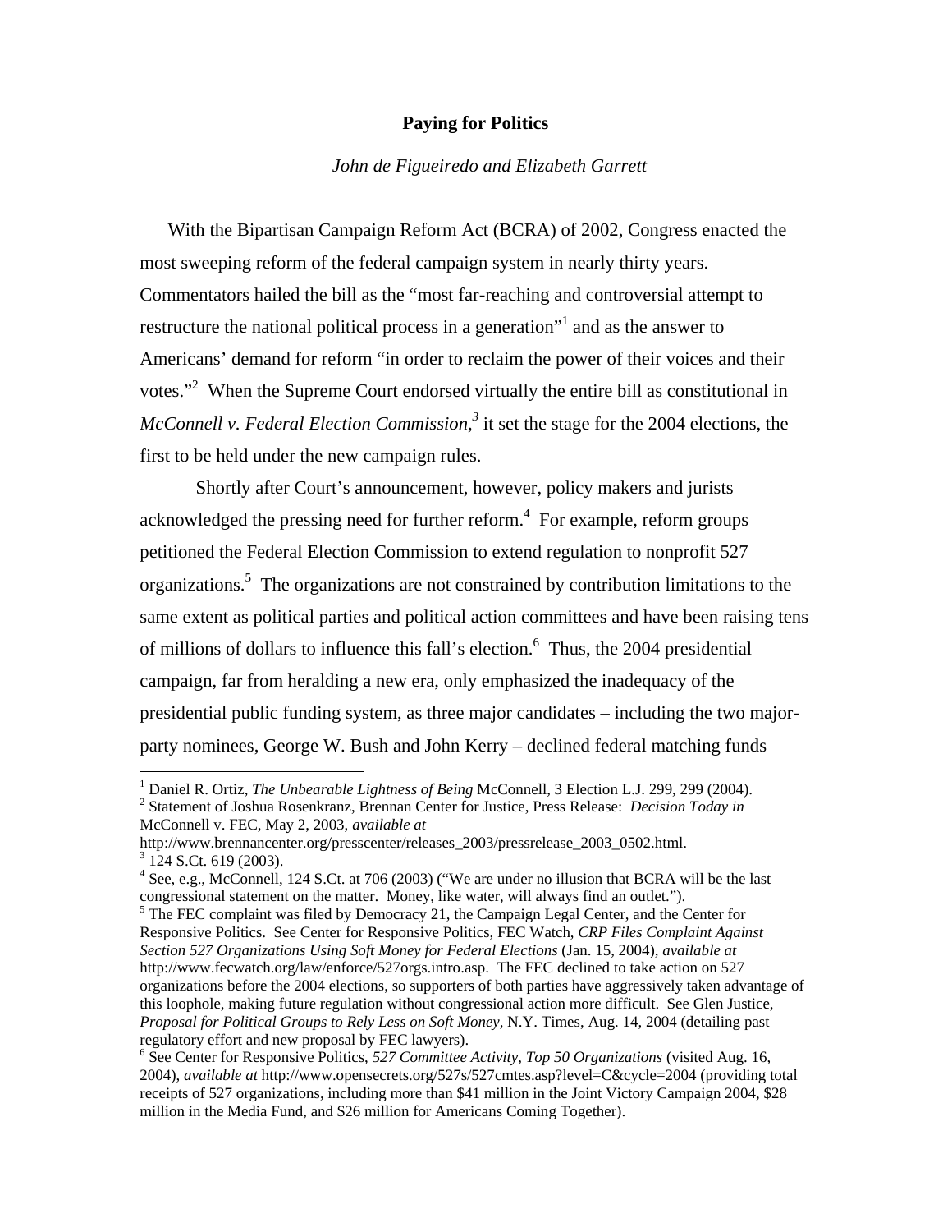# Paying for Politics

*John de Figueiredo and Elizabeth Garrett*

With the Bipartisan Campaign Reform Act (BCRA) of 2002, Congress enacted the most sweeping reform of the federal campaign system in nearly thirty years. Commentators hailed the bill as the "most far-reaching and controversial attempt to restructure the national political process in a generation"[1] and as the answer to Americans' demand for reform "in order to reclaim the power of their voices and their votes."[2] When the Supreme Court endorsed virtually the entire bill as constitutional in *McConnell v. Federal Election Commission*,[3] it set the stage for the 2004 elections, the first to be held under the new campaign rules.

Shortly after Court's announcement, however, policy makers and jurists acknowledged the pressing need for further reform.[4] For example, reform groups petitioned the Federal Election Commission to extend regulation to nonprofit 527 organizations.[5] The organizations are not constrained by contribution limitations to the same extent as political parties and political action committees and have been raising tens of millions of dollars to influence this fall's election.[6] Thus, the 2004 presidential campaign, far from heralding a new era, only emphasized the inadequacy of the presidential public funding system, as three major candidates – including the two major-party nominees, George W. Bush and John Kerry – declined federal matching funds

---

[1] Daniel R. Ortiz, *The Unbearable Lightness of Being* McConnell, 3 Election L.J. 299, 299 (2004).

[2] Statement of Joshua Rosenkranz, Brennan Center for Justice, Press Release: *Decision Today in* McConnell v. FEC, May 2, 2003, *available at* http://www.brennancenter.org/presscenter/releases_2003/pressrelease_2003_0502.html.

[3] 124 S.Ct. 619 (2003).

[4] See, e.g., McConnell, 124 S.Ct. at 706 (2003) ("We are under no illusion that BCRA will be the last congressional statement on the matter. Money, like water, will always find an outlet.").

[5] The FEC complaint was filed by Democracy 21, the Campaign Legal Center, and the Center for Responsive Politics. See Center for Responsive Politics, FEC Watch, *CRP Files Complaint Against Section 527 Organizations Using Soft Money for Federal Elections* (Jan. 15, 2004), *available at* http://www.fecwatch.org/law/enforce/527orgs.intro.asp. The FEC declined to take action on 527 organizations before the 2004 elections, so supporters of both parties have aggressively taken advantage of this loophole, making future regulation without congressional action more difficult. See Glen Justice, *Proposal for Political Groups to Rely Less on Soft Money*, N.Y. Times, Aug. 14, 2004 (detailing past regulatory effort and new proposal by FEC lawyers).

[6] See Center for Responsive Politics, *527 Committee Activity, Top 50 Organizations* (visited Aug. 16, 2004), *available at* http://www.opensecrets.org/527s/527cmtes.asp?level=C&cycle=2004 (providing total receipts of 527 organizations, including more than $41 million in the Joint Victory Campaign 2004, $28 million in the Media Fund, and $26 million for Americans Coming Together).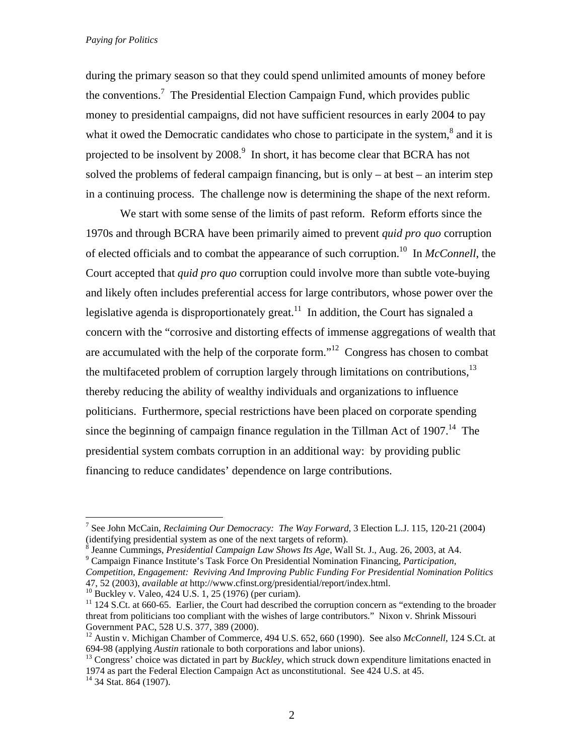during the primary season so that they could spend unlimited amounts of money before the conventions.[7] The Presidential Election Campaign Fund, which provides public money to presidential campaigns, did not have sufficient resources in early 2004 to pay what it owed the Democratic candidates who chose to participate in the system,[8] and it is projected to be insolvent by 2008.[9] In short, it has become clear that BCRA has not solved the problems of federal campaign financing, but is only – at best – an interim step in a continuing process. The challenge now is determining the shape of the next reform.

We start with some sense of the limits of past reform. Reform efforts since the 1970s and through BCRA have been primarily aimed to prevent *quid pro quo* corruption of elected officials and to combat the appearance of such corruption.[10] In *McConnell*, the Court accepted that *quid pro quo* corruption could involve more than subtle vote-buying and likely often includes preferential access for large contributors, whose power over the legislative agenda is disproportionately great.[11] In addition, the Court has signaled a concern with the "corrosive and distorting effects of immense aggregations of wealth that are accumulated with the help of the corporate form."[12] Congress has chosen to combat the multifaceted problem of corruption largely through limitations on contributions,[13] thereby reducing the ability of wealthy individuals and organizations to influence politicians. Furthermore, special restrictions have been placed on corporate spending since the beginning of campaign finance regulation in the Tillman Act of 1907.[14] The presidential system combats corruption in an additional way: by providing public financing to reduce candidates' dependence on large contributions.

---

[7] See John McCain, *Reclaiming Our Democracy: The Way Forward*, 3 Election L.J. 115, 120-21 (2004) (identifying presidential system as one of the next targets of reform).

[8] Jeanne Cummings, *Presidential Campaign Law Shows Its Age*, Wall St. J., Aug. 26, 2003, at A4.

[9] Campaign Finance Institute's Task Force On Presidential Nomination Financing, *Participation, Competition, Engagement: Reviving And Improving Public Funding For Presidential Nomination Politics* 47, 52 (2003), *available at* http://www.cfinst.org/presidential/report/index.html.

[10] Buckley v. Valeo, 424 U.S. 1, 25 (1976) (per curiam).

[11] 124 S.Ct. at 660-65. Earlier, the Court had described the corruption concern as "extending to the broader threat from politicians too compliant with the wishes of large contributors." Nixon v. Shrink Missouri Government PAC, 528 U.S. 377, 389 (2000).

[12] Austin v. Michigan Chamber of Commerce, 494 U.S. 652, 660 (1990). See also *McConnell*, 124 S.Ct. at 694-98 (applying *Austin* rationale to both corporations and labor unions).

[13] Congress' choice was dictated in part by *Buckley*, which struck down expenditure limitations enacted in 1974 as part the Federal Election Campaign Act as unconstitutional. See 424 U.S. at 45.

[14] 34 Stat. 864 (1907).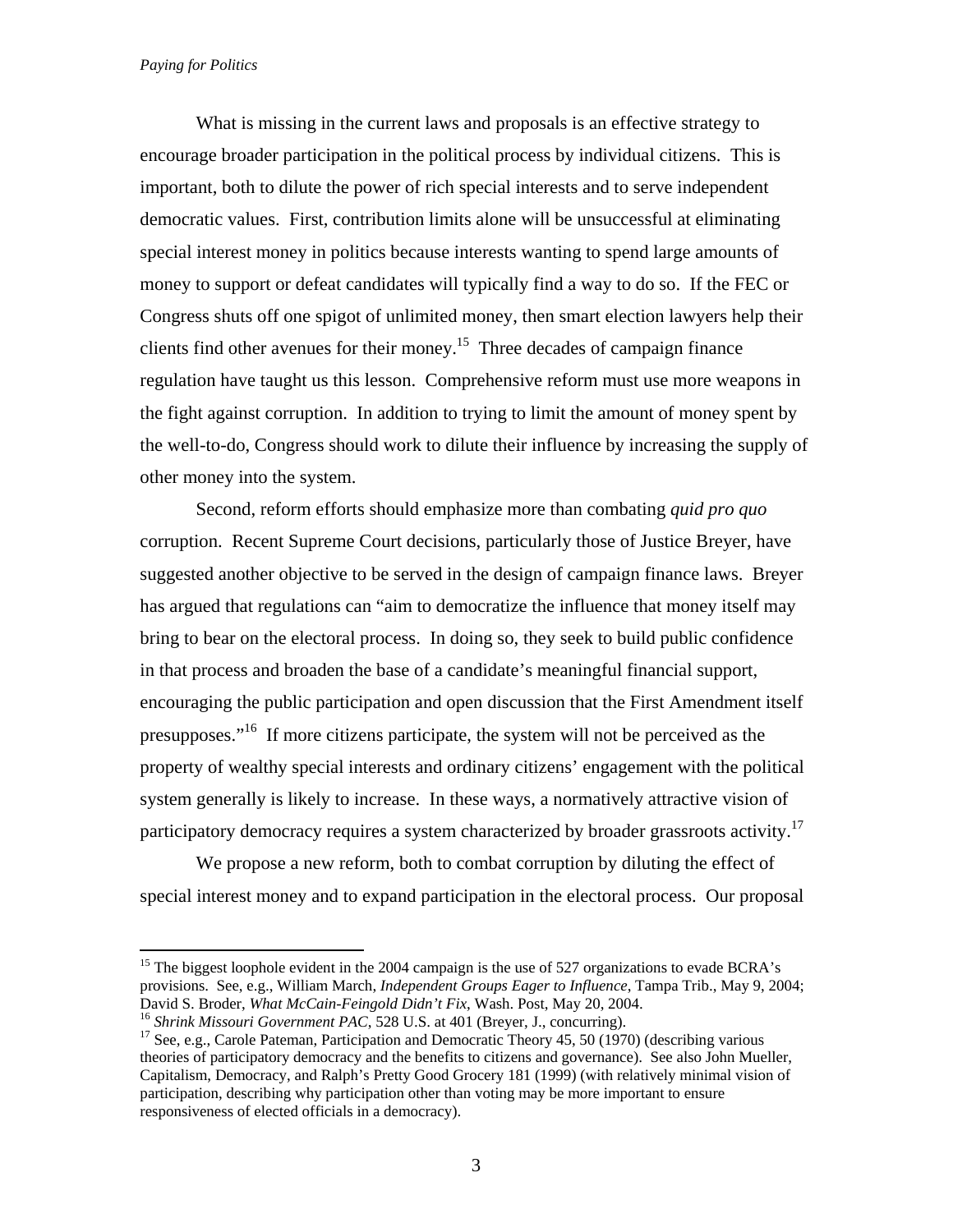What is missing in the current laws and proposals is an effective strategy to encourage broader participation in the political process by individual citizens. This is important, both to dilute the power of rich special interests and to serve independent democratic values. First, contribution limits alone will be unsuccessful at eliminating special interest money in politics because interests wanting to spend large amounts of money to support or defeat candidates will typically find a way to do so. If the FEC or Congress shuts off one spigot of unlimited money, then smart election lawyers help their clients find other avenues for their money.[15] Three decades of campaign finance regulation have taught us this lesson. Comprehensive reform must use more weapons in the fight against corruption. In addition to trying to limit the amount of money spent by the well-to-do, Congress should work to dilute their influence by increasing the supply of other money into the system.

Second, reform efforts should emphasize more than combating *quid pro quo* corruption. Recent Supreme Court decisions, particularly those of Justice Breyer, have suggested another objective to be served in the design of campaign finance laws. Breyer has argued that regulations can "aim to democratize the influence that money itself may bring to bear on the electoral process. In doing so, they seek to build public confidence in that process and broaden the base of a candidate's meaningful financial support, encouraging the public participation and open discussion that the First Amendment itself presupposes."[16] If more citizens participate, the system will not be perceived as the property of wealthy special interests and ordinary citizens' engagement with the political system generally is likely to increase. In these ways, a normatively attractive vision of participatory democracy requires a system characterized by broader grassroots activity.[17]

We propose a new reform, both to combat corruption by diluting the effect of special interest money and to expand participation in the electoral process. Our proposal

---

[15] The biggest loophole evident in the 2004 campaign is the use of 527 organizations to evade BCRA's provisions. See, e.g., William March, *Independent Groups Eager to Influence*, Tampa Trib., May 9, 2004; David S. Broder, *What McCain-Feingold Didn't Fix*, Wash. Post, May 20, 2004.

[16] *Shrink Missouri Government PAC*, 528 U.S. at 401 (Breyer, J., concurring).

[17] See, e.g., Carole Pateman, Participation and Democratic Theory 45, 50 (1970) (describing various theories of participatory democracy and the benefits to citizens and governance). See also John Mueller, Capitalism, Democracy, and Ralph's Pretty Good Grocery 181 (1999) (with relatively minimal vision of participation, describing why participation other than voting may be more important to ensure responsiveness of elected officials in a democracy).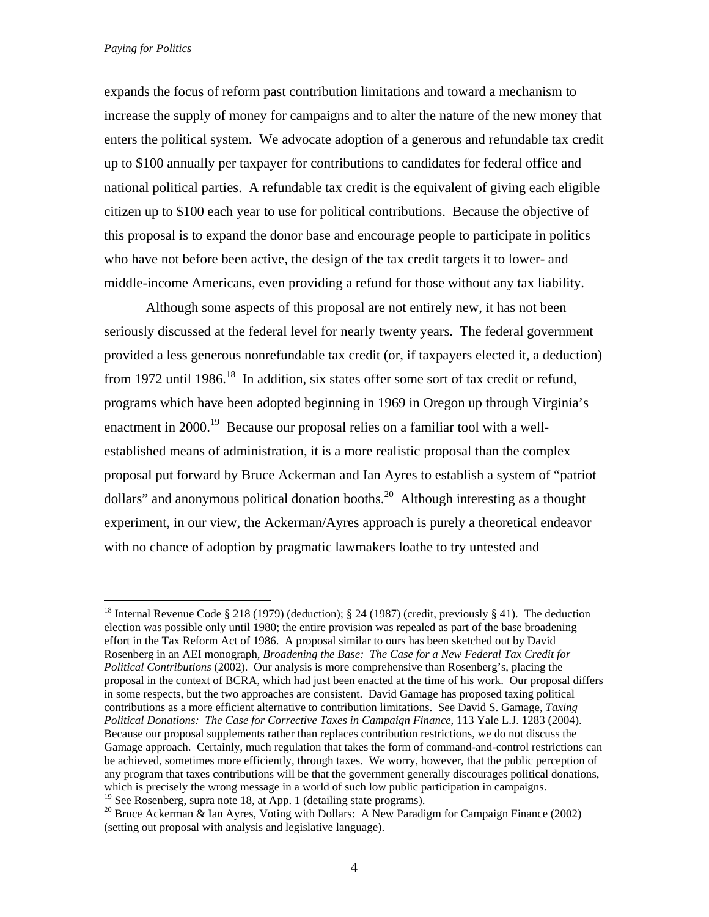expands the focus of reform past contribution limitations and toward a mechanism to increase the supply of money for campaigns and to alter the nature of the new money that enters the political system. We advocate adoption of a generous and refundable tax credit up to $100 annually per taxpayer for contributions to candidates for federal office and national political parties. A refundable tax credit is the equivalent of giving each eligible citizen up to $100 each year to use for political contributions. Because the objective of this proposal is to expand the donor base and encourage people to participate in politics who have not before been active, the design of the tax credit targets it to lower- and middle-income Americans, even providing a refund for those without any tax liability.

Although some aspects of this proposal are not entirely new, it has not been seriously discussed at the federal level for nearly twenty years. The federal government provided a less generous nonrefundable tax credit (or, if taxpayers elected it, a deduction) from 1972 until 1986.[18] In addition, six states offer some sort of tax credit or refund, programs which have been adopted beginning in 1969 in Oregon up through Virginia's enactment in 2000.[19] Because our proposal relies on a familiar tool with a well-established means of administration, it is a more realistic proposal than the complex proposal put forward by Bruce Ackerman and Ian Ayres to establish a system of "patriot dollars" and anonymous political donation booths.[20] Although interesting as a thought experiment, in our view, the Ackerman/Ayres approach is purely a theoretical endeavor with no chance of adoption by pragmatic lawmakers loathe to try untested and

---

[18] Internal Revenue Code § 218 (1979) (deduction); § 24 (1987) (credit, previously § 41). The deduction election was possible only until 1980; the entire provision was repealed as part of the base broadening effort in the Tax Reform Act of 1986. A proposal similar to ours has been sketched out by David Rosenberg in an AEI monograph, *Broadening the Base: The Case for a New Federal Tax Credit for Political Contributions* (2002). Our analysis is more comprehensive than Rosenberg's, placing the proposal in the context of BCRA, which had just been enacted at the time of his work. Our proposal differs in some respects, but the two approaches are consistent. David Gamage has proposed taxing political contributions as a more efficient alternative to contribution limitations. See David S. Gamage, *Taxing Political Donations: The Case for Corrective Taxes in Campaign Finance*, 113 Yale L.J. 1283 (2004). Because our proposal supplements rather than replaces contribution restrictions, we do not discuss the Gamage approach. Certainly, much regulation that takes the form of command-and-control restrictions can be achieved, sometimes more efficiently, through taxes. We worry, however, that the public perception of any program that taxes contributions will be that the government generally discourages political donations, which is precisely the wrong message in a world of such low public participation in campaigns.

[19] See Rosenberg, supra note 18, at App. 1 (detailing state programs).

[20] Bruce Ackerman & Ian Ayres, Voting with Dollars: A New Paradigm for Campaign Finance (2002) (setting out proposal with analysis and legislative language).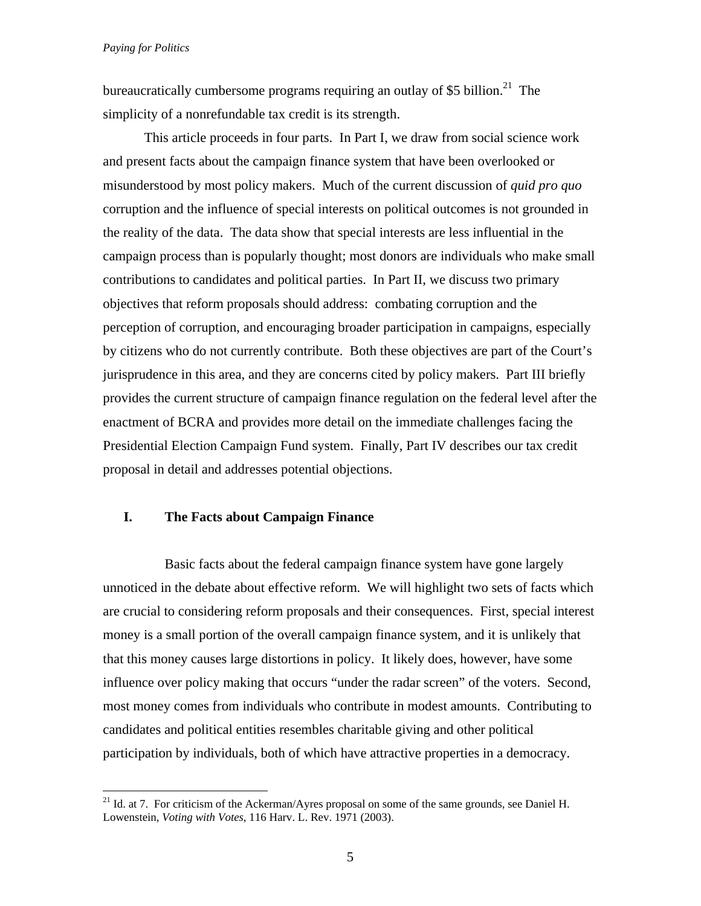bureaucratically cumbersome programs requiring an outlay of $5 billion.[21] The simplicity of a nonrefundable tax credit is its strength.

This article proceeds in four parts. In Part I, we draw from social science work and present facts about the campaign finance system that have been overlooked or misunderstood by most policy makers. Much of the current discussion of *quid pro quo* corruption and the influence of special interests on political outcomes is not grounded in the reality of the data. The data show that special interests are less influential in the campaign process than is popularly thought; most donors are individuals who make small contributions to candidates and political parties. In Part II, we discuss two primary objectives that reform proposals should address: combating corruption and the perception of corruption, and encouraging broader participation in campaigns, especially by citizens who do not currently contribute. Both these objectives are part of the Court's jurisprudence in this area, and they are concerns cited by policy makers. Part III briefly provides the current structure of campaign finance regulation on the federal level after the enactment of BCRA and provides more detail on the immediate challenges facing the Presidential Election Campaign Fund system. Finally, Part IV describes our tax credit proposal in detail and addresses potential objections.

## I. The Facts about Campaign Finance

Basic facts about the federal campaign finance system have gone largely unnoticed in the debate about effective reform. We will highlight two sets of facts which are crucial to considering reform proposals and their consequences. First, special interest money is a small portion of the overall campaign finance system, and it is unlikely that that this money causes large distortions in policy. It likely does, however, have some influence over policy making that occurs "under the radar screen" of the voters. Second, most money comes from individuals who contribute in modest amounts. Contributing to candidates and political entities resembles charitable giving and other political participation by individuals, both of which have attractive properties in a democracy.

[21] Id. at 7. For criticism of the Ackerman/Ayres proposal on some of the same grounds, see Daniel H. Lowenstein, *Voting with Votes*, 116 Harv. L. Rev. 1971 (2003).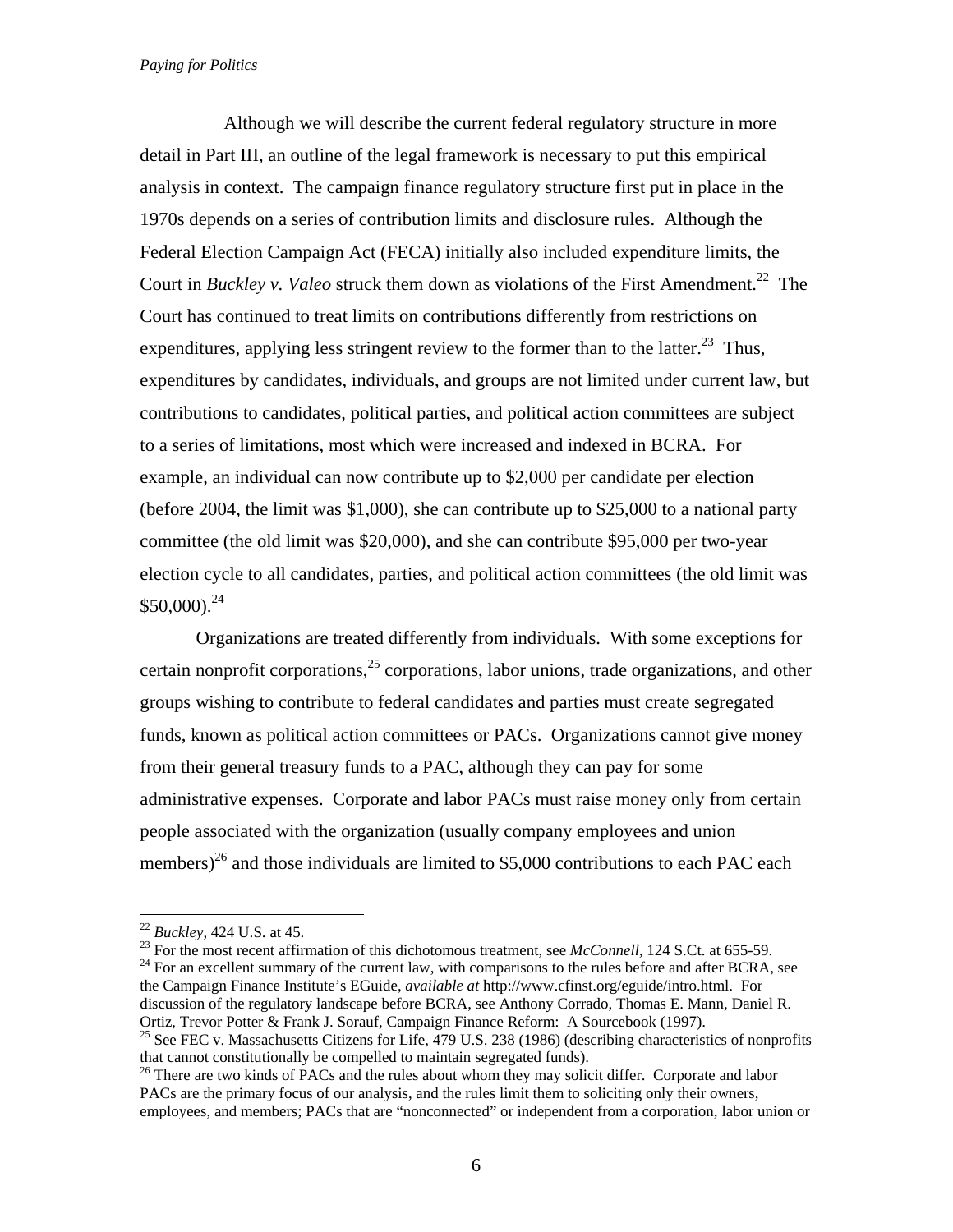Although we will describe the current federal regulatory structure in more detail in Part III, an outline of the legal framework is necessary to put this empirical analysis in context. The campaign finance regulatory structure first put in place in the 1970s depends on a series of contribution limits and disclosure rules. Although the Federal Election Campaign Act (FECA) initially also included expenditure limits, the Court in *Buckley v. Valeo* struck them down as violations of the First Amendment.[22] The Court has continued to treat limits on contributions differently from restrictions on expenditures, applying less stringent review to the former than to the latter.[23] Thus, expenditures by candidates, individuals, and groups are not limited under current law, but contributions to candidates, political parties, and political action committees are subject to a series of limitations, most which were increased and indexed in BCRA. For example, an individual can now contribute up to $2,000 per candidate per election (before 2004, the limit was $1,000), she can contribute up to $25,000 to a national party committee (the old limit was $20,000), and she can contribute $95,000 per two-year election cycle to all candidates, parties, and political action committees (the old limit was $50,000).[24]

Organizations are treated differently from individuals. With some exceptions for certain nonprofit corporations,[25] corporations, labor unions, trade organizations, and other groups wishing to contribute to federal candidates and parties must create segregated funds, known as political action committees or PACs. Organizations cannot give money from their general treasury funds to a PAC, although they can pay for some administrative expenses. Corporate and labor PACs must raise money only from certain people associated with the organization (usually company employees and union members)[26] and those individuals are limited to $5,000 contributions to each PAC each

---

[22] *Buckley*, 424 U.S. at 45.

[23] For the most recent affirmation of this dichotomous treatment, see *McConnell*, 124 S.Ct. at 655-59.

[24] For an excellent summary of the current law, with comparisons to the rules before and after BCRA, see the Campaign Finance Institute's EGuide, *available at* http://www.cfinst.org/eguide/intro.html. For discussion of the regulatory landscape before BCRA, see Anthony Corrado, Thomas E. Mann, Daniel R. Ortiz, Trevor Potter & Frank J. Sorauf, Campaign Finance Reform: A Sourcebook (1997).

[25] See FEC v. Massachusetts Citizens for Life, 479 U.S. 238 (1986) (describing characteristics of nonprofits that cannot constitutionally be compelled to maintain segregated funds).

[26] There are two kinds of PACs and the rules about whom they may solicit differ. Corporate and labor PACs are the primary focus of our analysis, and the rules limit them to soliciting only their owners, employees, and members; PACs that are "nonconnected" or independent from a corporation, labor union or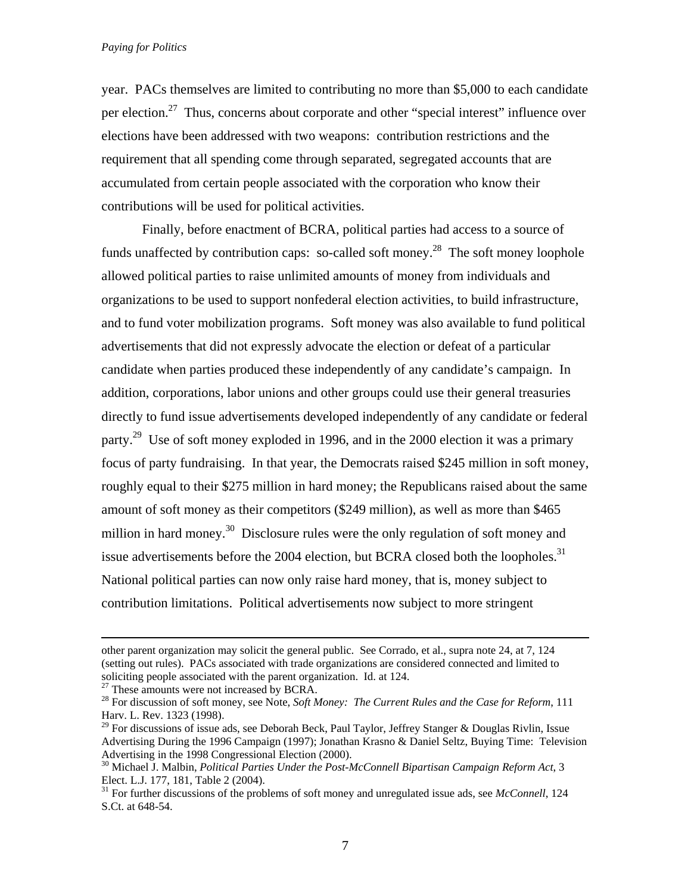year. PACs themselves are limited to contributing no more than $5,000 to each candidate per election.[27] Thus, concerns about corporate and other "special interest" influence over elections have been addressed with two weapons: contribution restrictions and the requirement that all spending come through separated, segregated accounts that are accumulated from certain people associated with the corporation who know their contributions will be used for political activities.

Finally, before enactment of BCRA, political parties had access to a source of funds unaffected by contribution caps: so-called soft money.[28] The soft money loophole allowed political parties to raise unlimited amounts of money from individuals and organizations to be used to support nonfederal election activities, to build infrastructure, and to fund voter mobilization programs. Soft money was also available to fund political advertisements that did not expressly advocate the election or defeat of a particular candidate when parties produced these independently of any candidate's campaign. In addition, corporations, labor unions and other groups could use their general treasuries directly to fund issue advertisements developed independently of any candidate or federal party.[29] Use of soft money exploded in 1996, and in the 2000 election it was a primary focus of party fundraising. In that year, the Democrats raised $245 million in soft money, roughly equal to their $275 million in hard money; the Republicans raised about the same amount of soft money as their competitors ($249 million), as well as more than $465 million in hard money.[30] Disclosure rules were the only regulation of soft money and issue advertisements before the 2004 election, but BCRA closed both the loopholes.[31] National political parties can now only raise hard money, that is, money subject to contribution limitations. Political advertisements now subject to more stringent

---

other parent organization may solicit the general public. See Corrado, et al., supra note 24, at 7, 124 (setting out rules). PACs associated with trade organizations are considered connected and limited to soliciting people associated with the parent organization. Id. at 124.

[27] These amounts were not increased by BCRA.

[28] For discussion of soft money, see Note, *Soft Money: The Current Rules and the Case for Reform*, 111 Harv. L. Rev. 1323 (1998).

[29] For discussions of issue ads, see Deborah Beck, Paul Taylor, Jeffrey Stanger & Douglas Rivlin, Issue Advertising During the 1996 Campaign (1997); Jonathan Krasno & Daniel Seltz, Buying Time: Television Advertising in the 1998 Congressional Election (2000).

[30] Michael J. Malbin, *Political Parties Under the Post-McConnell Bipartisan Campaign Reform Act*, 3 Elect. L.J. 177, 181, Table 2 (2004).

[31] For further discussions of the problems of soft money and unregulated issue ads, see *McConnell*, 124 S.Ct. at 648-54.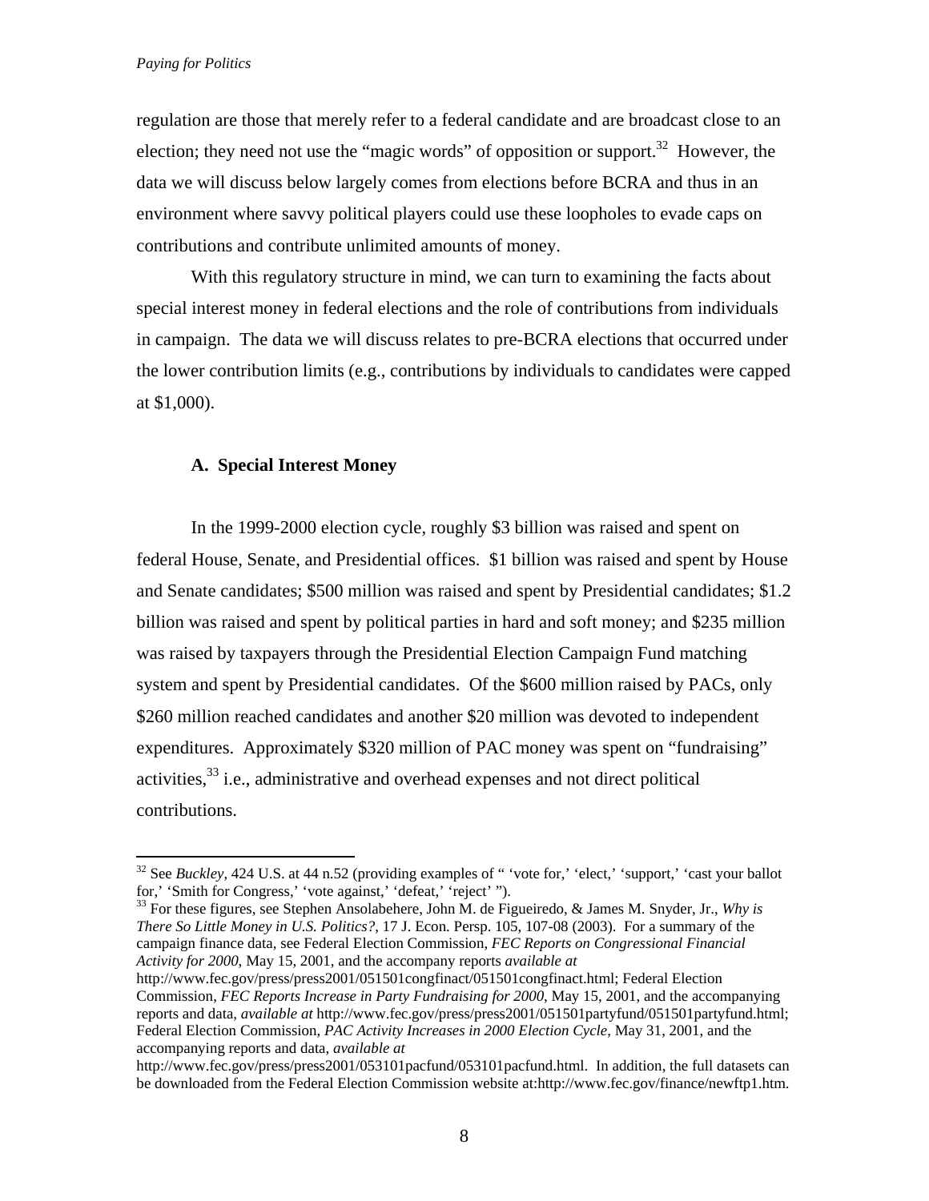regulation are those that merely refer to a federal candidate and are broadcast close to an election; they need not use the "magic words" of opposition or support.[32] However, the data we will discuss below largely comes from elections before BCRA and thus in an environment where savvy political players could use these loopholes to evade caps on contributions and contribute unlimited amounts of money.

With this regulatory structure in mind, we can turn to examining the facts about special interest money in federal elections and the role of contributions from individuals in campaign. The data we will discuss relates to pre-BCRA elections that occurred under the lower contribution limits (e.g., contributions by individuals to candidates were capped at $1,000).

### A. Special Interest Money

In the 1999-2000 election cycle, roughly $3 billion was raised and spent on federal House, Senate, and Presidential offices. $1 billion was raised and spent by House and Senate candidates; $500 million was raised and spent by Presidential candidates; $1.2 billion was raised and spent by political parties in hard and soft money; and $235 million was raised by taxpayers through the Presidential Election Campaign Fund matching system and spent by Presidential candidates. Of the $600 million raised by PACs, only $260 million reached candidates and another $20 million was devoted to independent expenditures. Approximately $320 million of PAC money was spent on "fundraising" activities,[33] i.e., administrative and overhead expenses and not direct political contributions.

---

[32] See *Buckley*, 424 U.S. at 44 n.52 (providing examples of " 'vote for,' 'elect,' 'support,' 'cast your ballot for,' 'Smith for Congress,' 'vote against,' 'defeat,' 'reject' ").

[33] For these figures, see Stephen Ansolabehere, John M. de Figueiredo, & James M. Snyder, Jr., *Why is There So Little Money in U.S. Politics?*, 17 J. Econ. Persp. 105, 107-08 (2003). For a summary of the campaign finance data, see Federal Election Commission, *FEC Reports on Congressional Financial Activity for 2000*, May 15, 2001, and the accompany reports *available at* http://www.fec.gov/press/press2001/051501congfinact/051501congfinact.html; Federal Election Commission, *FEC Reports Increase in Party Fundraising for 2000*, May 15, 2001, and the accompanying reports and data, *available at* http://www.fec.gov/press/press2001/051501partyfund/051501partyfund.html; Federal Election Commission, *PAC Activity Increases in 2000 Election Cycle*, May 31, 2001, and the accompanying reports and data, *available at* http://www.fec.gov/press/press2001/053101pacfund/053101pacfund.html. In addition, the full datasets can be downloaded from the Federal Election Commission website at:http://www.fec.gov/finance/newftp1.htm.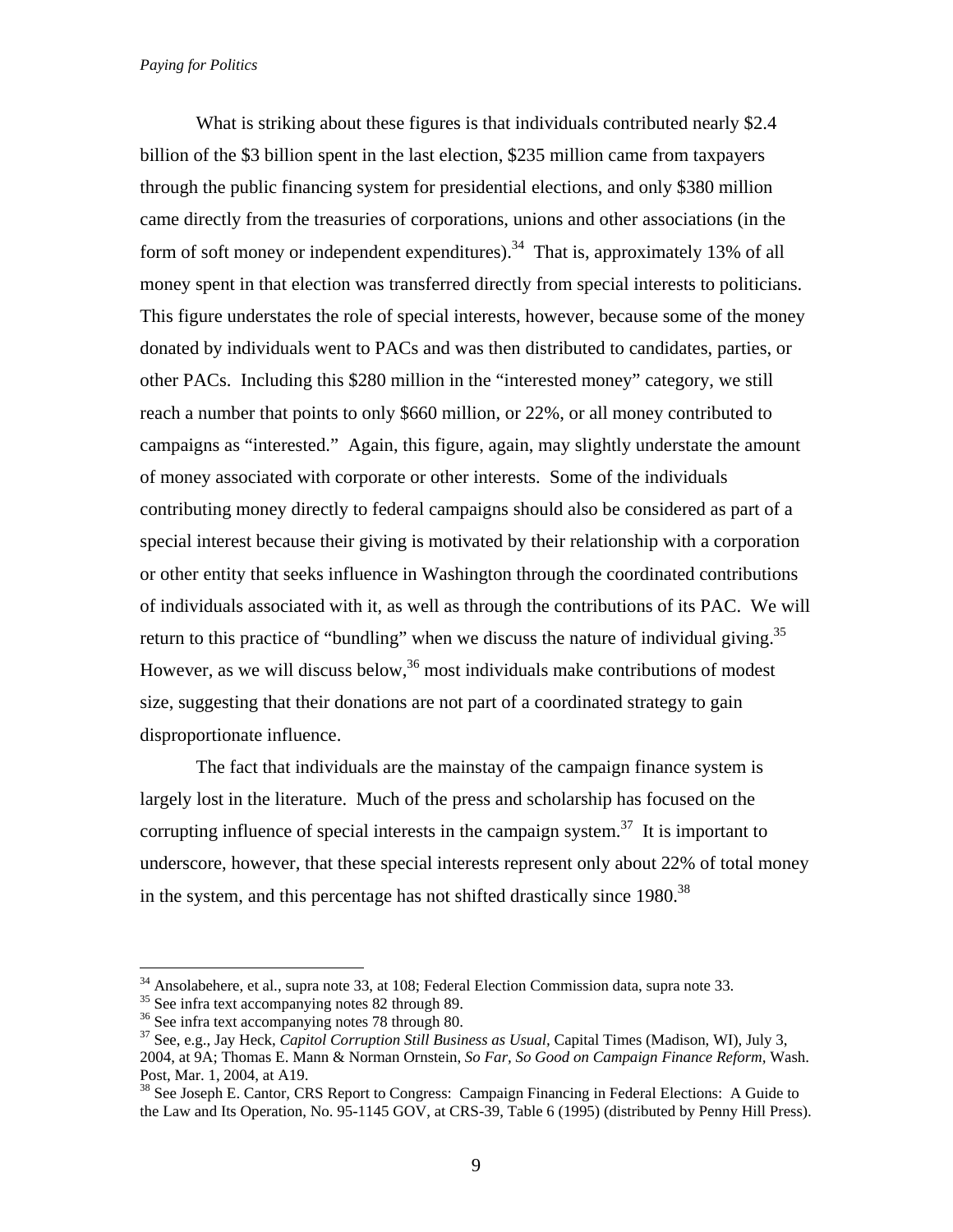What is striking about these figures is that individuals contributed nearly $2.4 billion of the $3 billion spent in the last election, $235 million came from taxpayers through the public financing system for presidential elections, and only $380 million came directly from the treasuries of corporations, unions and other associations (in the form of soft money or independent expenditures).[34] That is, approximately 13% of all money spent in that election was transferred directly from special interests to politicians. This figure understates the role of special interests, however, because some of the money donated by individuals went to PACs and was then distributed to candidates, parties, or other PACs. Including this $280 million in the "interested money" category, we still reach a number that points to only $660 million, or 22%, or all money contributed to campaigns as "interested." Again, this figure, again, may slightly understate the amount of money associated with corporate or other interests. Some of the individuals contributing money directly to federal campaigns should also be considered as part of a special interest because their giving is motivated by their relationship with a corporation or other entity that seeks influence in Washington through the coordinated contributions of individuals associated with it, as well as through the contributions of its PAC. We will return to this practice of "bundling" when we discuss the nature of individual giving.[35] However, as we will discuss below,[36] most individuals make contributions of modest size, suggesting that their donations are not part of a coordinated strategy to gain disproportionate influence.

The fact that individuals are the mainstay of the campaign finance system is largely lost in the literature. Much of the press and scholarship has focused on the corrupting influence of special interests in the campaign system.[37] It is important to underscore, however, that these special interests represent only about 22% of total money in the system, and this percentage has not shifted drastically since 1980.[38]

---

[34] Ansolabehere, et al., supra note 33, at 108; Federal Election Commission data, supra note 33.

[35] See infra text accompanying notes 82 through 89.

[36] See infra text accompanying notes 78 through 80.

[37] See, e.g., Jay Heck, *Capitol Corruption Still Business as Usual,* Capital Times (Madison, WI), July 3, 2004, at 9A; Thomas E. Mann & Norman Ornstein, *So Far, So Good on Campaign Finance Reform,* Wash. Post, Mar. 1, 2004, at A19.

[38] See Joseph E. Cantor, CRS Report to Congress: Campaign Financing in Federal Elections: A Guide to the Law and Its Operation, No. 95-1145 GOV, at CRS-39, Table 6 (1995) (distributed by Penny Hill Press).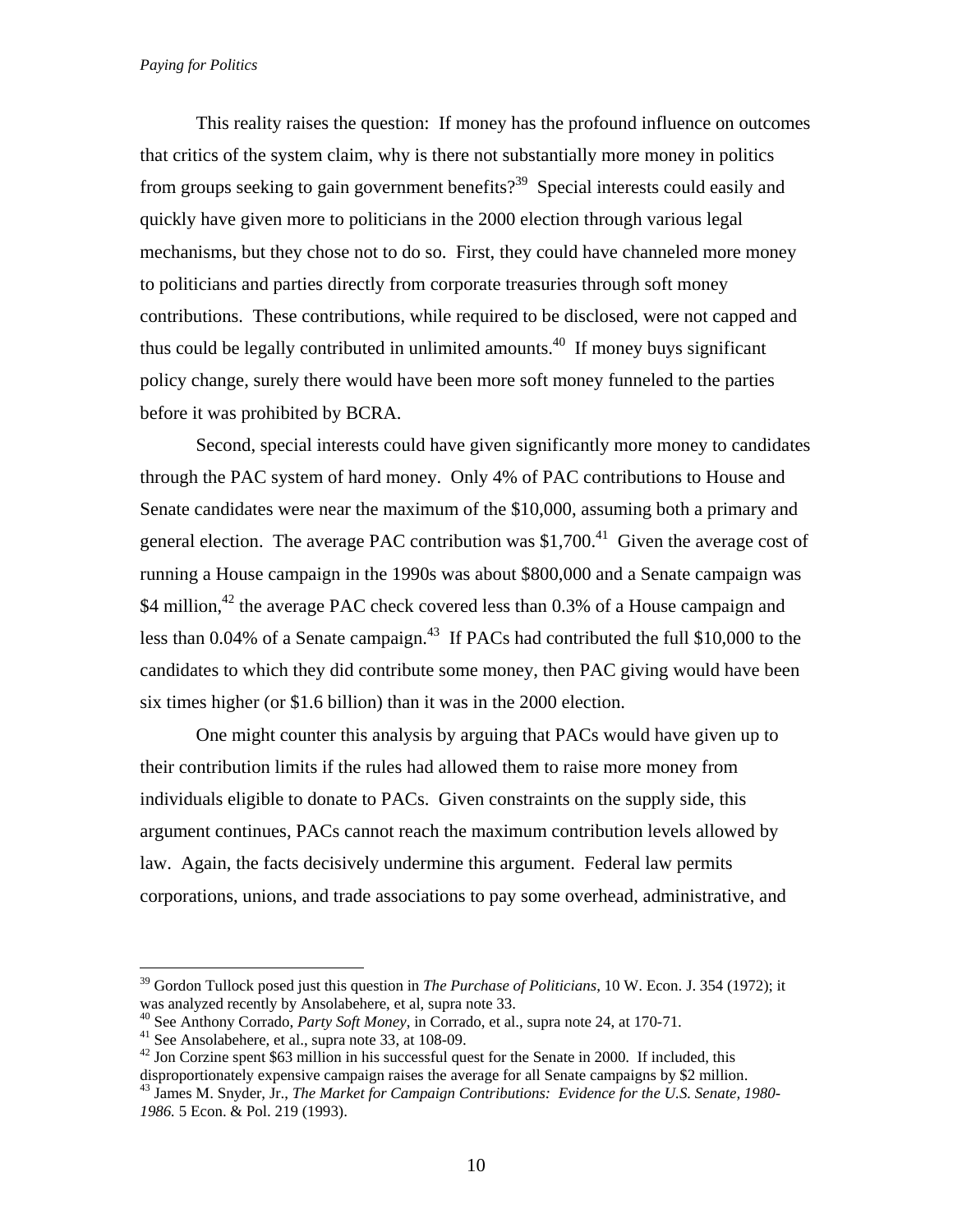This reality raises the question: If money has the profound influence on outcomes that critics of the system claim, why is there not substantially more money in politics from groups seeking to gain government benefits?[39] Special interests could easily and quickly have given more to politicians in the 2000 election through various legal mechanisms, but they chose not to do so. First, they could have channeled more money to politicians and parties directly from corporate treasuries through soft money contributions. These contributions, while required to be disclosed, were not capped and thus could be legally contributed in unlimited amounts.[40] If money buys significant policy change, surely there would have been more soft money funneled to the parties before it was prohibited by BCRA.

Second, special interests could have given significantly more money to candidates through the PAC system of hard money. Only 4% of PAC contributions to House and Senate candidates were near the maximum of the $10,000, assuming both a primary and general election. The average PAC contribution was $1,700.[41] Given the average cost of running a House campaign in the 1990s was about $800,000 and a Senate campaign was $4 million,[42] the average PAC check covered less than 0.3% of a House campaign and less than 0.04% of a Senate campaign.[43] If PACs had contributed the full $10,000 to the candidates to which they did contribute some money, then PAC giving would have been six times higher (or $1.6 billion) than it was in the 2000 election.

One might counter this analysis by arguing that PACs would have given up to their contribution limits if the rules had allowed them to raise more money from individuals eligible to donate to PACs. Given constraints on the supply side, this argument continues, PACs cannot reach the maximum contribution levels allowed by law. Again, the facts decisively undermine this argument. Federal law permits corporations, unions, and trade associations to pay some overhead, administrative, and

---

[39] Gordon Tullock posed just this question in *The Purchase of Politicians*, 10 W. Econ. J. 354 (1972); it was analyzed recently by Ansolabehere, et al, supra note 33.

[40] See Anthony Corrado, *Party Soft Money*, in Corrado, et al., supra note 24, at 170-71.

[41] See Ansolabehere, et al., supra note 33, at 108-09.

[42] Jon Corzine spent $63 million in his successful quest for the Senate in 2000. If included, this disproportionately expensive campaign raises the average for all Senate campaigns by $2 million.

[43] James M. Snyder, Jr., *The Market for Campaign Contributions: Evidence for the U.S. Senate, 1980-1986.* 5 Econ. & Pol. 219 (1993).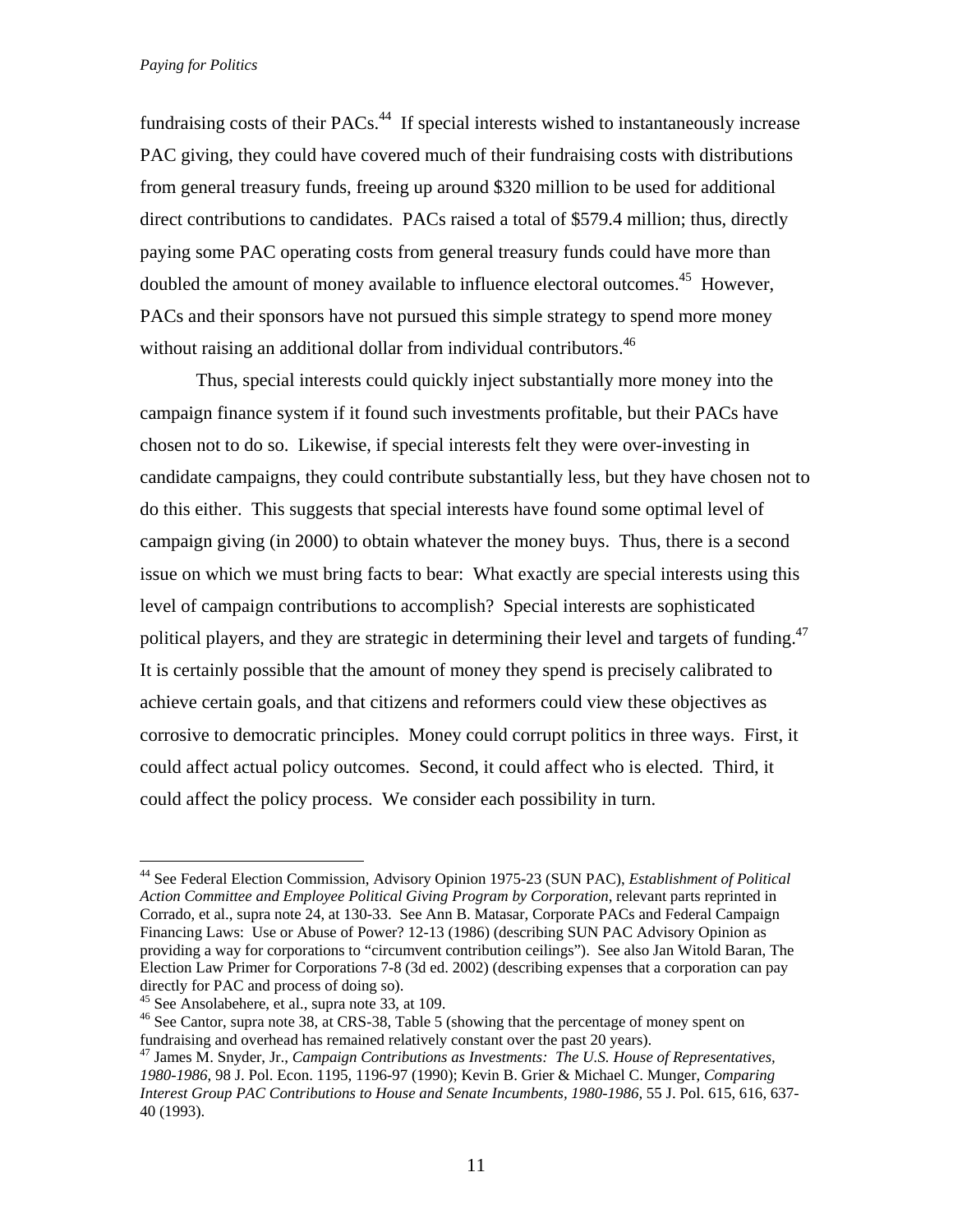fundraising costs of their PACs.[44] If special interests wished to instantaneously increase PAC giving, they could have covered much of their fundraising costs with distributions from general treasury funds, freeing up around $320 million to be used for additional direct contributions to candidates. PACs raised a total of $579.4 million; thus, directly paying some PAC operating costs from general treasury funds could have more than doubled the amount of money available to influence electoral outcomes.[45] However, PACs and their sponsors have not pursued this simple strategy to spend more money without raising an additional dollar from individual contributors.[46]

Thus, special interests could quickly inject substantially more money into the campaign finance system if it found such investments profitable, but their PACs have chosen not to do so. Likewise, if special interests felt they were over-investing in candidate campaigns, they could contribute substantially less, but they have chosen not to do this either. This suggests that special interests have found some optimal level of campaign giving (in 2000) to obtain whatever the money buys. Thus, there is a second issue on which we must bring facts to bear: What exactly are special interests using this level of campaign contributions to accomplish? Special interests are sophisticated political players, and they are strategic in determining their level and targets of funding.[47] It is certainly possible that the amount of money they spend is precisely calibrated to achieve certain goals, and that citizens and reformers could view these objectives as corrosive to democratic principles. Money could corrupt politics in three ways. First, it could affect actual policy outcomes. Second, it could affect who is elected. Third, it could affect the policy process. We consider each possibility in turn.

---

[44] See Federal Election Commission, Advisory Opinion 1975-23 (SUN PAC), *Establishment of Political Action Committee and Employee Political Giving Program by Corporation*, relevant parts reprinted in Corrado, et al., supra note 24, at 130-33. See Ann B. Matasar, Corporate PACs and Federal Campaign Financing Laws: Use or Abuse of Power? 12-13 (1986) (describing SUN PAC Advisory Opinion as providing a way for corporations to "circumvent contribution ceilings"). See also Jan Witold Baran, The Election Law Primer for Corporations 7-8 (3d ed. 2002) (describing expenses that a corporation can pay directly for PAC and process of doing so).

[45] See Ansolabehere, et al., supra note 33, at 109.

[46] See Cantor, supra note 38, at CRS-38, Table 5 (showing that the percentage of money spent on fundraising and overhead has remained relatively constant over the past 20 years).

[47] James M. Snyder, Jr., *Campaign Contributions as Investments: The U.S. House of Representatives, 1980-1986*, 98 J. Pol. Econ. 1195, 1196-97 (1990); Kevin B. Grier & Michael C. Munger, *Comparing Interest Group PAC Contributions to House and Senate Incumbents, 1980-1986*, 55 J. Pol. 615, 616, 637-40 (1993).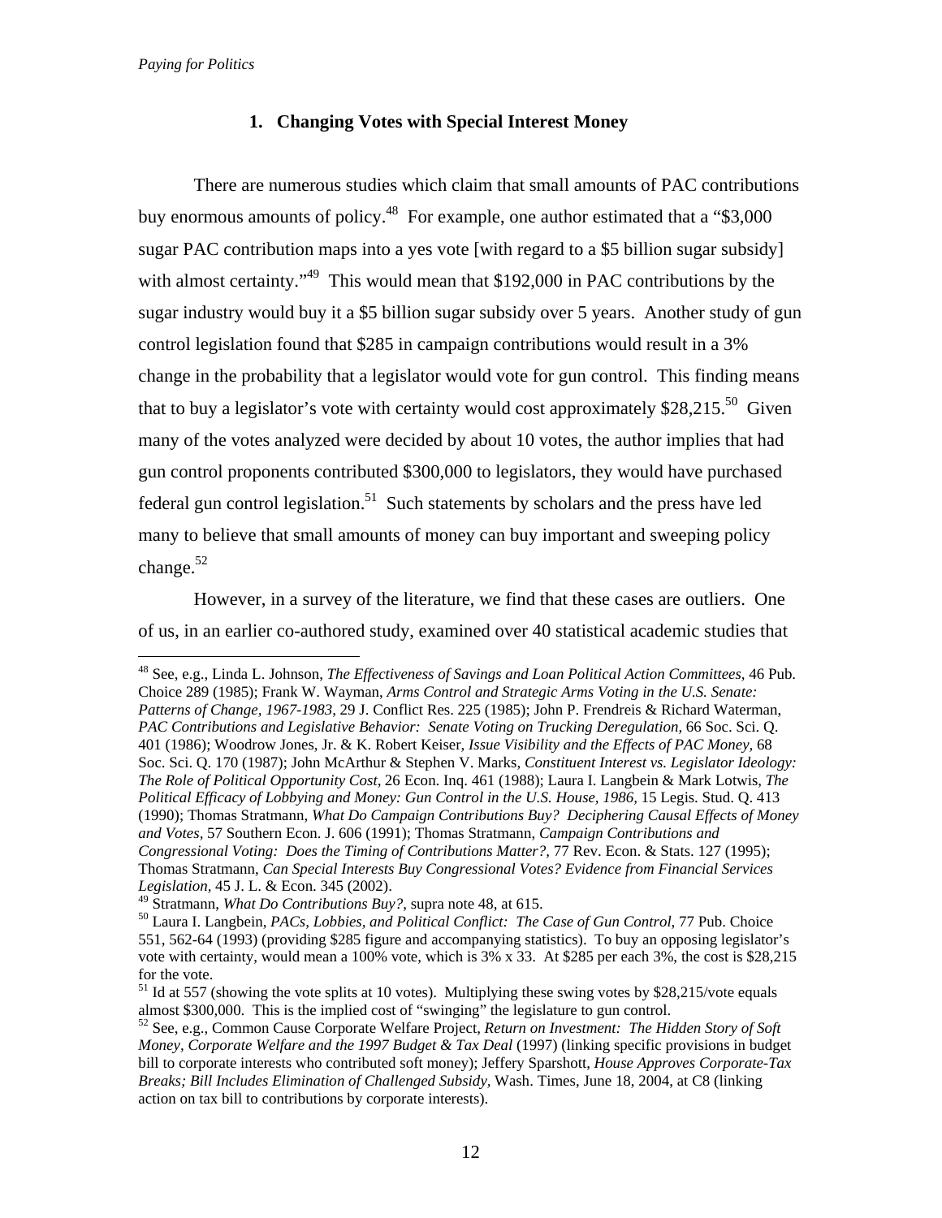### 1. Changing Votes with Special Interest Money

There are numerous studies which claim that small amounts of PAC contributions buy enormous amounts of policy.[48] For example, one author estimated that a "$3,000 sugar PAC contribution maps into a yes vote [with regard to a $5 billion sugar subsidy] with almost certainty."[49] This would mean that $192,000 in PAC contributions by the sugar industry would buy it a $5 billion sugar subsidy over 5 years. Another study of gun control legislation found that $285 in campaign contributions would result in a 3% change in the probability that a legislator would vote for gun control. This finding means that to buy a legislator's vote with certainty would cost approximately $28,215.[50] Given many of the votes analyzed were decided by about 10 votes, the author implies that had gun control proponents contributed $300,000 to legislators, they would have purchased federal gun control legislation.[51] Such statements by scholars and the press have led many to believe that small amounts of money can buy important and sweeping policy change.[52]

However, in a survey of the literature, we find that these cases are outliers. One of us, in an earlier co-authored study, examined over 40 statistical academic studies that

---

[48] See, e.g., Linda L. Johnson, *The Effectiveness of Savings and Loan Political Action Committees*, 46 Pub. Choice 289 (1985); Frank W. Wayman, *Arms Control and Strategic Arms Voting in the U.S. Senate: Patterns of Change, 1967-1983*, 29 J. Conflict Res. 225 (1985); John P. Frendreis & Richard Waterman, *PAC Contributions and Legislative Behavior: Senate Voting on Trucking Deregulation*, 66 Soc. Sci. Q. 401 (1986); Woodrow Jones, Jr. & K. Robert Keiser, *Issue Visibility and the Effects of PAC Money*, 68 Soc. Sci. Q. 170 (1987); John McArthur & Stephen V. Marks, *Constituent Interest vs. Legislator Ideology: The Role of Political Opportunity Cost*, 26 Econ. Inq. 461 (1988); Laura I. Langbein & Mark Lotwis, *The Political Efficacy of Lobbying and Money: Gun Control in the U.S. House, 1986*, 15 Legis. Stud. Q. 413 (1990); Thomas Stratmann, *What Do Campaign Contributions Buy? Deciphering Causal Effects of Money and Votes*, 57 Southern Econ. J. 606 (1991); Thomas Stratmann, *Campaign Contributions and Congressional Voting: Does the Timing of Contributions Matter?*, 77 Rev. Econ. & Stats. 127 (1995); Thomas Stratmann, *Can Special Interests Buy Congressional Votes? Evidence from Financial Services Legislation*, 45 J. L. & Econ. 345 (2002).

[49] Stratmann, *What Do Contributions Buy?*, supra note 48, at 615.

[50] Laura I. Langbein, *PACs, Lobbies, and Political Conflict: The Case of Gun Control*, 77 Pub. Choice 551, 562-64 (1993) (providing $285 figure and accompanying statistics). To buy an opposing legislator's vote with certainty, would mean a 100% vote, which is 3% x 33. At $285 per each 3%, the cost is $28,215 for the vote.

[51] Id at 557 (showing the vote splits at 10 votes). Multiplying these swing votes by $28,215/vote equals almost $300,000. This is the implied cost of "swinging" the legislature to gun control.

[52] See, e.g., Common Cause Corporate Welfare Project, *Return on Investment: The Hidden Story of Soft Money, Corporate Welfare and the 1997 Budget & Tax Deal* (1997) (linking specific provisions in budget bill to corporate interests who contributed soft money); Jeffery Sparshott, *House Approves Corporate-Tax Breaks; Bill Includes Elimination of Challenged Subsidy*, Wash. Times, June 18, 2004, at C8 (linking action on tax bill to contributions by corporate interests).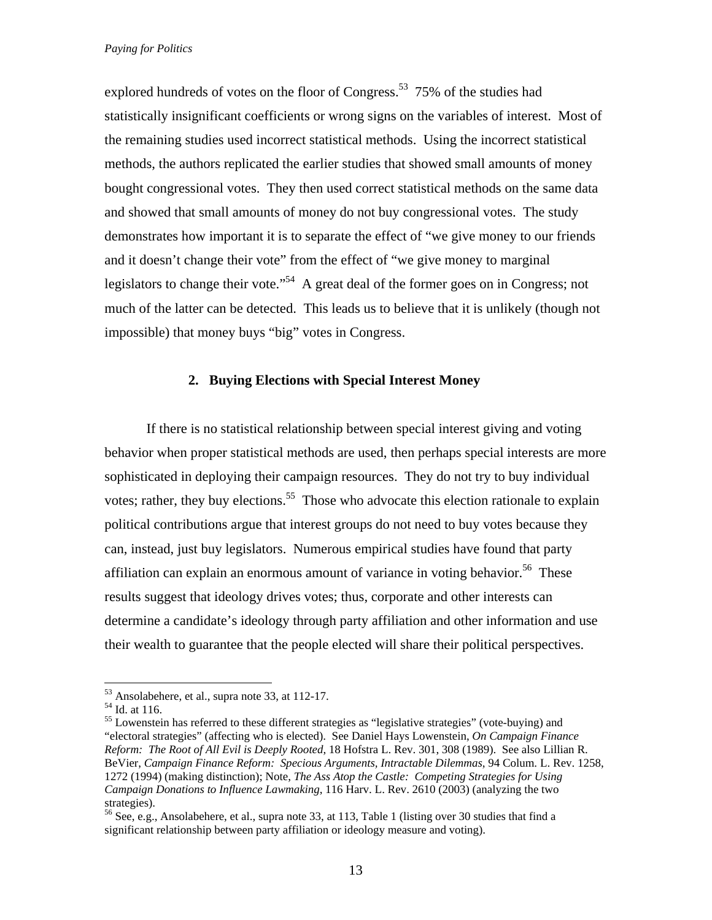explored hundreds of votes on the floor of Congress.[53] 75% of the studies had statistically insignificant coefficients or wrong signs on the variables of interest. Most of the remaining studies used incorrect statistical methods. Using the incorrect statistical methods, the authors replicated the earlier studies that showed small amounts of money bought congressional votes. They then used correct statistical methods on the same data and showed that small amounts of money do not buy congressional votes. The study demonstrates how important it is to separate the effect of "we give money to our friends and it doesn't change their vote" from the effect of "we give money to marginal legislators to change their vote."[54] A great deal of the former goes on in Congress; not much of the latter can be detected. This leads us to believe that it is unlikely (though not impossible) that money buys "big" votes in Congress.

### 2. Buying Elections with Special Interest Money

If there is no statistical relationship between special interest giving and voting behavior when proper statistical methods are used, then perhaps special interests are more sophisticated in deploying their campaign resources. They do not try to buy individual votes; rather, they buy elections.[55] Those who advocate this election rationale to explain political contributions argue that interest groups do not need to buy votes because they can, instead, just buy legislators. Numerous empirical studies have found that party affiliation can explain an enormous amount of variance in voting behavior.[56] These results suggest that ideology drives votes; thus, corporate and other interests can determine a candidate's ideology through party affiliation and other information and use their wealth to guarantee that the people elected will share their political perspectives.

---

[53] Ansolabehere, et al., supra note 33, at 112-17.

[54] Id. at 116.

[55] Lowenstein has referred to these different strategies as "legislative strategies" (vote-buying) and "electoral strategies" (affecting who is elected). See Daniel Hays Lowenstein, *On Campaign Finance Reform: The Root of All Evil is Deeply Rooted*, 18 Hofstra L. Rev. 301, 308 (1989). See also Lillian R. BeVier, *Campaign Finance Reform: Specious Arguments, Intractable Dilemmas*, 94 Colum. L. Rev. 1258, 1272 (1994) (making distinction); Note, *The Ass Atop the Castle: Competing Strategies for Using Campaign Donations to Influence Lawmaking*, 116 Harv. L. Rev. 2610 (2003) (analyzing the two strategies).

[56] See, e.g., Ansolabehere, et al., supra note 33, at 113, Table 1 (listing over 30 studies that find a significant relationship between party affiliation or ideology measure and voting).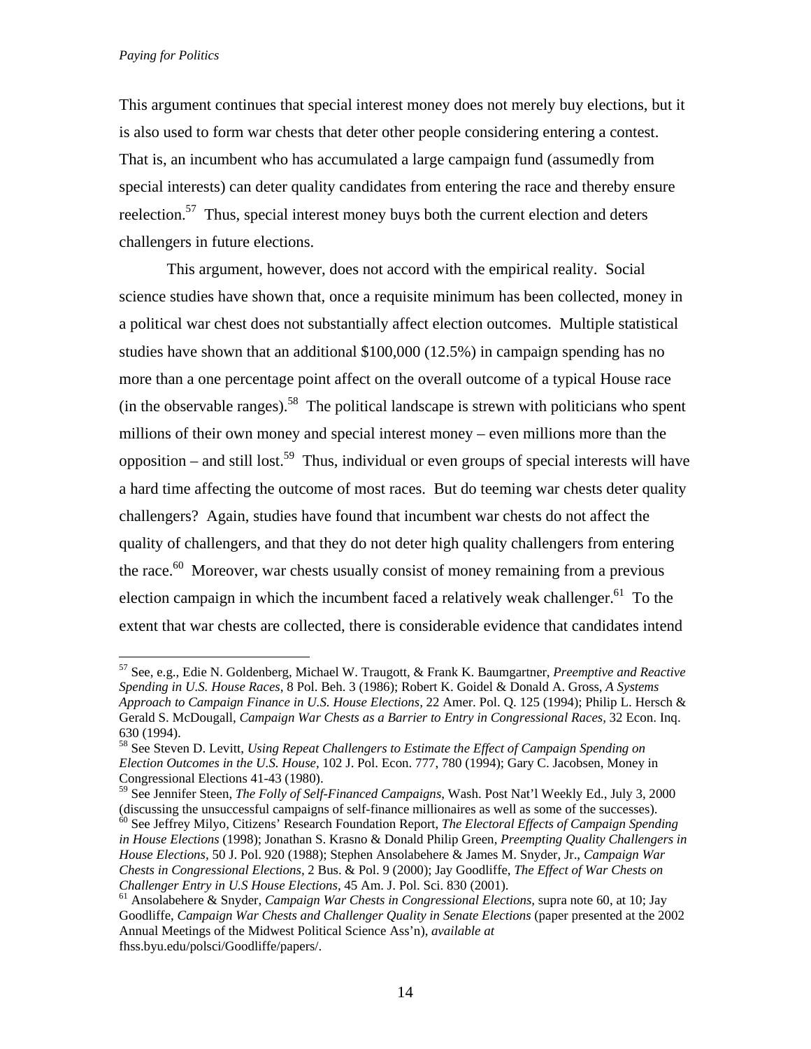This argument continues that special interest money does not merely buy elections, but it is also used to form war chests that deter other people considering entering a contest. That is, an incumbent who has accumulated a large campaign fund (assumedly from special interests) can deter quality candidates from entering the race and thereby ensure reelection.[57] Thus, special interest money buys both the current election and deters challengers in future elections.

This argument, however, does not accord with the empirical reality. Social science studies have shown that, once a requisite minimum has been collected, money in a political war chest does not substantially affect election outcomes. Multiple statistical studies have shown that an additional $100,000 (12.5%) in campaign spending has no more than a one percentage point affect on the overall outcome of a typical House race (in the observable ranges).[58] The political landscape is strewn with politicians who spent millions of their own money and special interest money – even millions more than the opposition – and still lost.[59] Thus, individual or even groups of special interests will have a hard time affecting the outcome of most races. But do teeming war chests deter quality challengers? Again, studies have found that incumbent war chests do not affect the quality of challengers, and that they do not deter high quality challengers from entering the race.[60] Moreover, war chests usually consist of money remaining from a previous election campaign in which the incumbent faced a relatively weak challenger.[61] To the extent that war chests are collected, there is considerable evidence that candidates intend

---

[57] See, e.g., Edie N. Goldenberg, Michael W. Traugott, & Frank K. Baumgartner, *Preemptive and Reactive Spending in U.S. House Races*, 8 Pol. Beh. 3 (1986); Robert K. Goidel & Donald A. Gross, *A Systems Approach to Campaign Finance in U.S. House Elections*, 22 Amer. Pol. Q. 125 (1994); Philip L. Hersch & Gerald S. McDougall, *Campaign War Chests as a Barrier to Entry in Congressional Races*, 32 Econ. Inq. 630 (1994).

[58] See Steven D. Levitt, *Using Repeat Challengers to Estimate the Effect of Campaign Spending on Election Outcomes in the U.S. House*, 102 J. Pol. Econ. 777, 780 (1994); Gary C. Jacobsen, Money in Congressional Elections 41-43 (1980).

[59] See Jennifer Steen, *The Folly of Self-Financed Campaigns*, Wash. Post Nat'l Weekly Ed., July 3, 2000 (discussing the unsuccessful campaigns of self-finance millionaires as well as some of the successes).

[60] See Jeffrey Milyo, Citizens' Research Foundation Report, *The Electoral Effects of Campaign Spending in House Elections* (1998); Jonathan S. Krasno & Donald Philip Green, *Preempting Quality Challengers in House Elections*, 50 J. Pol. 920 (1988); Stephen Ansolabehere & James M. Snyder, Jr., *Campaign War Chests in Congressional Elections*, 2 Bus. & Pol. 9 (2000); Jay Goodliffe, *The Effect of War Chests on Challenger Entry in U.S House Elections*, 45 Am. J. Pol. Sci. 830 (2001).

[61] Ansolabehere & Snyder, *Campaign War Chests in Congressional Elections*, supra note 60, at 10; Jay Goodliffe, *Campaign War Chests and Challenger Quality in Senate Elections* (paper presented at the 2002 Annual Meetings of the Midwest Political Science Ass'n), *available at* fhss.byu.edu/polsci/Goodliffe/papers/.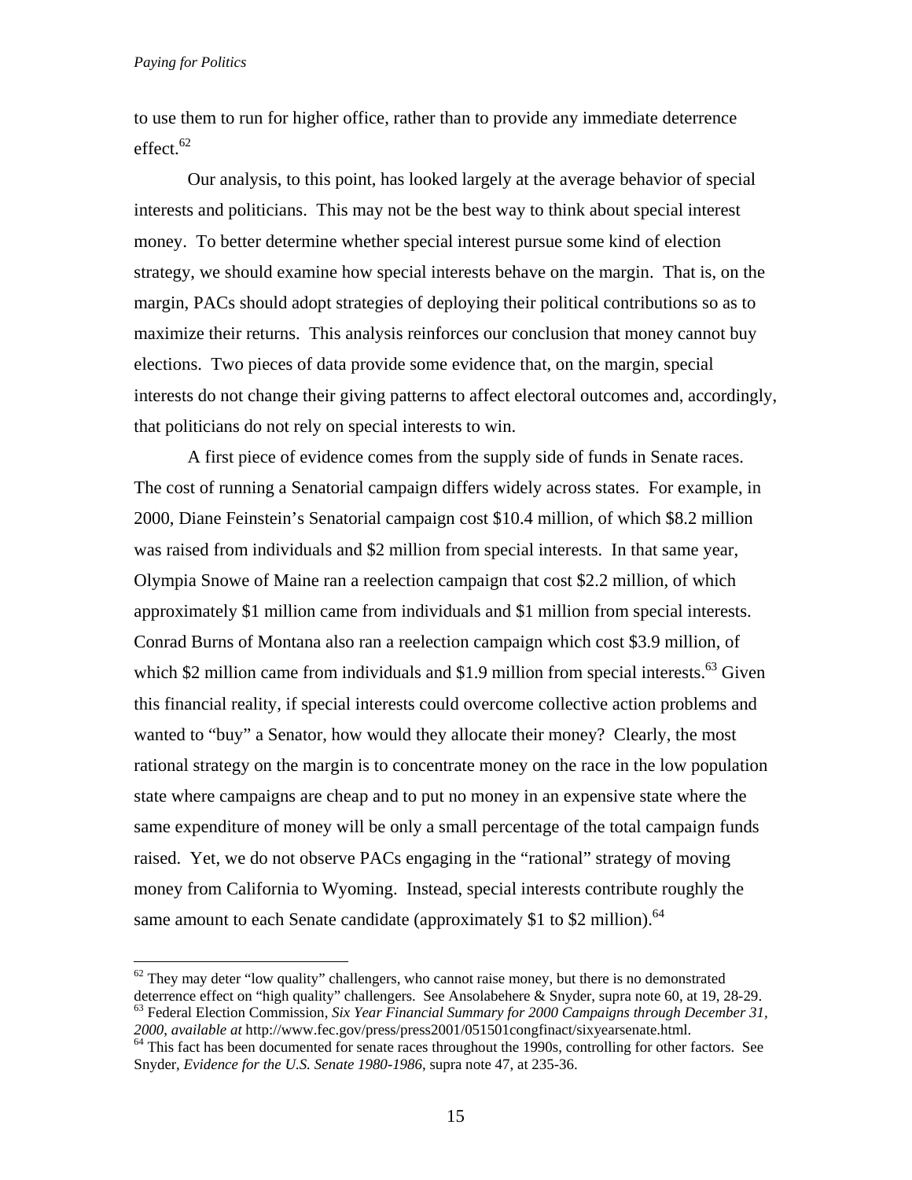to use them to run for higher office, rather than to provide any immediate deterrence effect.[62]

Our analysis, to this point, has looked largely at the average behavior of special interests and politicians. This may not be the best way to think about special interest money. To better determine whether special interest pursue some kind of election strategy, we should examine how special interests behave on the margin. That is, on the margin, PACs should adopt strategies of deploying their political contributions so as to maximize their returns. This analysis reinforces our conclusion that money cannot buy elections. Two pieces of data provide some evidence that, on the margin, special interests do not change their giving patterns to affect electoral outcomes and, accordingly, that politicians do not rely on special interests to win.

A first piece of evidence comes from the supply side of funds in Senate races. The cost of running a Senatorial campaign differs widely across states. For example, in 2000, Diane Feinstein's Senatorial campaign cost $10.4 million, of which $8.2 million was raised from individuals and $2 million from special interests. In that same year, Olympia Snowe of Maine ran a reelection campaign that cost $2.2 million, of which approximately $1 million came from individuals and $1 million from special interests. Conrad Burns of Montana also ran a reelection campaign which cost $3.9 million, of which $2 million came from individuals and $1.9 million from special interests.[63] Given this financial reality, if special interests could overcome collective action problems and wanted to "buy" a Senator, how would they allocate their money? Clearly, the most rational strategy on the margin is to concentrate money on the race in the low population state where campaigns are cheap and to put no money in an expensive state where the same expenditure of money will be only a small percentage of the total campaign funds raised. Yet, we do not observe PACs engaging in the "rational" strategy of moving money from California to Wyoming. Instead, special interests contribute roughly the same amount to each Senate candidate (approximately $1 to $2 million).[64]

---

[62] They may deter "low quality" challengers, who cannot raise money, but there is no demonstrated deterrence effect on "high quality" challengers. See Ansolabehere & Snyder, supra note 60, at 19, 28-29.

[63] Federal Election Commission, *Six Year Financial Summary for 2000 Campaigns through December 31, 2000, available at* http://www.fec.gov/press/press2001/051501congfinact/sixyearsenate.html.

[64] This fact has been documented for senate races throughout the 1990s, controlling for other factors. See Snyder, *Evidence for the U.S. Senate 1980-1986*, supra note 47, at 235-36.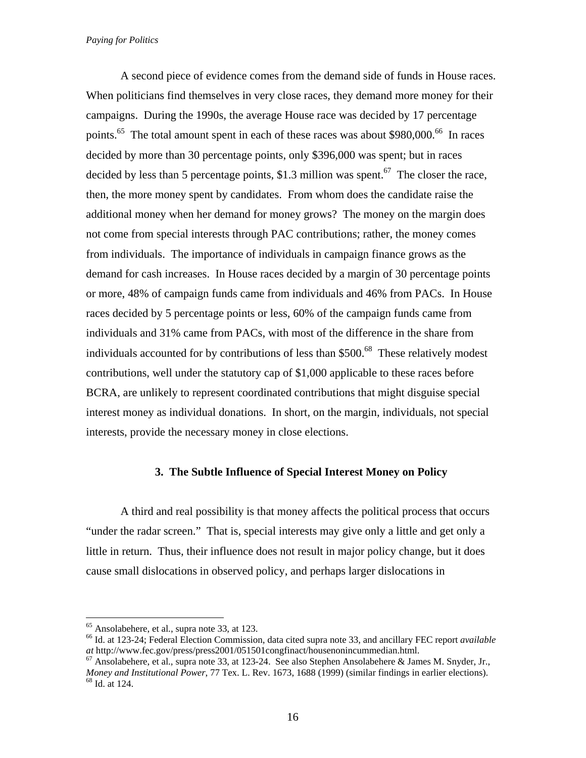A second piece of evidence comes from the demand side of funds in House races. When politicians find themselves in very close races, they demand more money for their campaigns. During the 1990s, the average House race was decided by 17 percentage points.[65] The total amount spent in each of these races was about $980,000.[66] In races decided by more than 30 percentage points, only $396,000 was spent; but in races decided by less than 5 percentage points, $1.3 million was spent.[67] The closer the race, then, the more money spent by candidates. From whom does the candidate raise the additional money when her demand for money grows? The money on the margin does not come from special interests through PAC contributions; rather, the money comes from individuals. The importance of individuals in campaign finance grows as the demand for cash increases. In House races decided by a margin of 30 percentage points or more, 48% of campaign funds came from individuals and 46% from PACs. In House races decided by 5 percentage points or less, 60% of the campaign funds came from individuals and 31% came from PACs, with most of the difference in the share from individuals accounted for by contributions of less than $500.[68] These relatively modest contributions, well under the statutory cap of $1,000 applicable to these races before BCRA, are unlikely to represent coordinated contributions that might disguise special interest money as individual donations. In short, on the margin, individuals, not special interests, provide the necessary money in close elections.

### 3. The Subtle Influence of Special Interest Money on Policy

A third and real possibility is that money affects the political process that occurs "under the radar screen." That is, special interests may give only a little and get only a little in return. Thus, their influence does not result in major policy change, but it does cause small dislocations in observed policy, and perhaps larger dislocations in

---

[65] Ansolabehere, et al., supra note 33, at 123.

[66] Id. at 123-24; Federal Election Commission, data cited supra note 33, and ancillary FEC report *available at* http://www.fec.gov/press/press2001/051501congfinact/housenonincummedian.html.

[67] Ansolabehere, et al., supra note 33, at 123-24. See also Stephen Ansolabehere & James M. Snyder, Jr., *Money and Institutional Power*, 77 Tex. L. Rev. 1673, 1688 (1999) (similar findings in earlier elections).

[68] Id. at 124.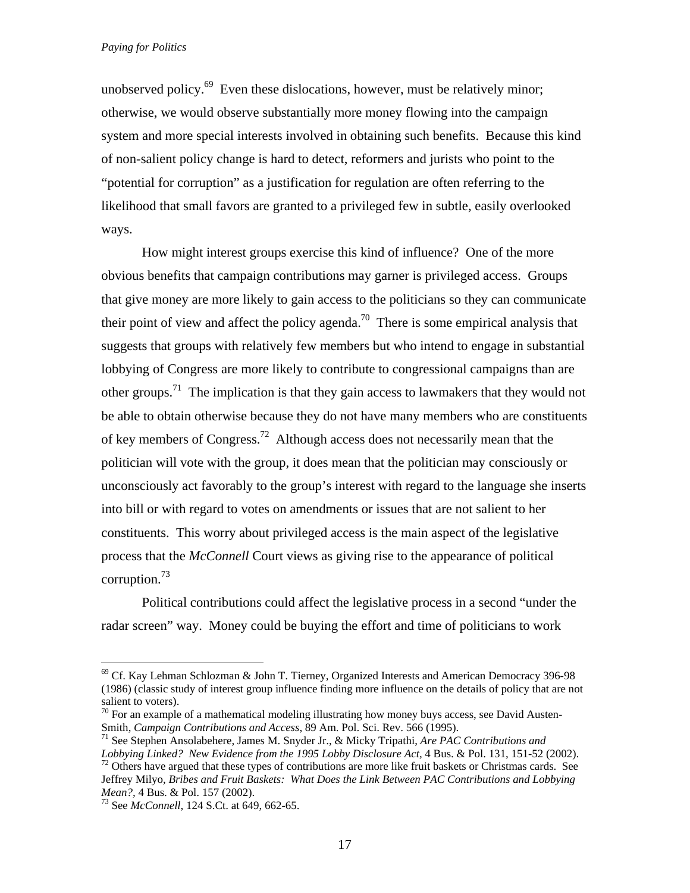unobserved policy.[69] Even these dislocations, however, must be relatively minor; otherwise, we would observe substantially more money flowing into the campaign system and more special interests involved in obtaining such benefits. Because this kind of non-salient policy change is hard to detect, reformers and jurists who point to the "potential for corruption" as a justification for regulation are often referring to the likelihood that small favors are granted to a privileged few in subtle, easily overlooked ways.

How might interest groups exercise this kind of influence? One of the more obvious benefits that campaign contributions may garner is privileged access. Groups that give money are more likely to gain access to the politicians so they can communicate their point of view and affect the policy agenda.[70] There is some empirical analysis that suggests that groups with relatively few members but who intend to engage in substantial lobbying of Congress are more likely to contribute to congressional campaigns than are other groups.[71] The implication is that they gain access to lawmakers that they would not be able to obtain otherwise because they do not have many members who are constituents of key members of Congress.[72] Although access does not necessarily mean that the politician will vote with the group, it does mean that the politician may consciously or unconsciously act favorably to the group's interest with regard to the language she inserts into bill or with regard to votes on amendments or issues that are not salient to her constituents. This worry about privileged access is the main aspect of the legislative process that the *McConnell* Court views as giving rise to the appearance of political corruption.[73]

Political contributions could affect the legislative process in a second "under the radar screen" way. Money could be buying the effort and time of politicians to work

---

[69] Cf. Kay Lehman Schlozman & John T. Tierney, Organized Interests and American Democracy 396-98 (1986) (classic study of interest group influence finding more influence on the details of policy that are not salient to voters).

[70] For an example of a mathematical modeling illustrating how money buys access, see David Austen-Smith, *Campaign Contributions and Access*, 89 Am. Pol. Sci. Rev. 566 (1995).

[71] See Stephen Ansolabehere, James M. Snyder Jr., & Micky Tripathi, *Are PAC Contributions and Lobbying Linked? New Evidence from the 1995 Lobby Disclosure Act*, 4 Bus. & Pol. 131, 151-52 (2002).

[72] Others have argued that these types of contributions are more like fruit baskets or Christmas cards. See Jeffrey Milyo, *Bribes and Fruit Baskets: What Does the Link Between PAC Contributions and Lobbying Mean?*, 4 Bus. & Pol. 157 (2002).

[73] See *McConnell*, 124 S.Ct. at 649, 662-65.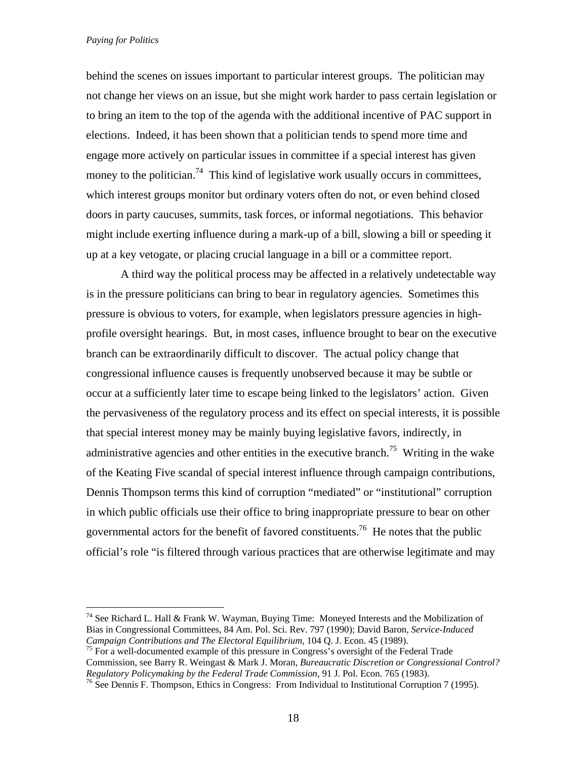behind the scenes on issues important to particular interest groups. The politician may not change her views on an issue, but she might work harder to pass certain legislation or to bring an item to the top of the agenda with the additional incentive of PAC support in elections. Indeed, it has been shown that a politician tends to spend more time and engage more actively on particular issues in committee if a special interest has given money to the politician.[74] This kind of legislative work usually occurs in committees, which interest groups monitor but ordinary voters often do not, or even behind closed doors in party caucuses, summits, task forces, or informal negotiations. This behavior might include exerting influence during a mark-up of a bill, slowing a bill or speeding it up at a key vetogate, or placing crucial language in a bill or a committee report.

A third way the political process may be affected in a relatively undetectable way is in the pressure politicians can bring to bear in regulatory agencies. Sometimes this pressure is obvious to voters, for example, when legislators pressure agencies in high-profile oversight hearings. But, in most cases, influence brought to bear on the executive branch can be extraordinarily difficult to discover. The actual policy change that congressional influence causes is frequently unobserved because it may be subtle or occur at a sufficiently later time to escape being linked to the legislators' action. Given the pervasiveness of the regulatory process and its effect on special interests, it is possible that special interest money may be mainly buying legislative favors, indirectly, in administrative agencies and other entities in the executive branch.[75] Writing in the wake of the Keating Five scandal of special interest influence through campaign contributions, Dennis Thompson terms this kind of corruption "mediated" or "institutional" corruption in which public officials use their office to bring inappropriate pressure to bear on other governmental actors for the benefit of favored constituents.[76] He notes that the public official's role "is filtered through various practices that are otherwise legitimate and may

---

[74] See Richard L. Hall & Frank W. Wayman, Buying Time: Moneyed Interests and the Mobilization of Bias in Congressional Committees, 84 Am. Pol. Sci. Rev. 797 (1990); David Baron, *Service-Induced Campaign Contributions and The Electoral Equilibrium,* 104 Q. J. Econ. 45 (1989).

[75] For a well-documented example of this pressure in Congress's oversight of the Federal Trade Commission, see Barry R. Weingast & Mark J. Moran, *Bureaucratic Discretion or Congressional Control? Regulatory Policymaking by the Federal Trade Commission,* 91 J. Pol. Econ. 765 (1983).

[76] See Dennis F. Thompson, Ethics in Congress: From Individual to Institutional Corruption 7 (1995).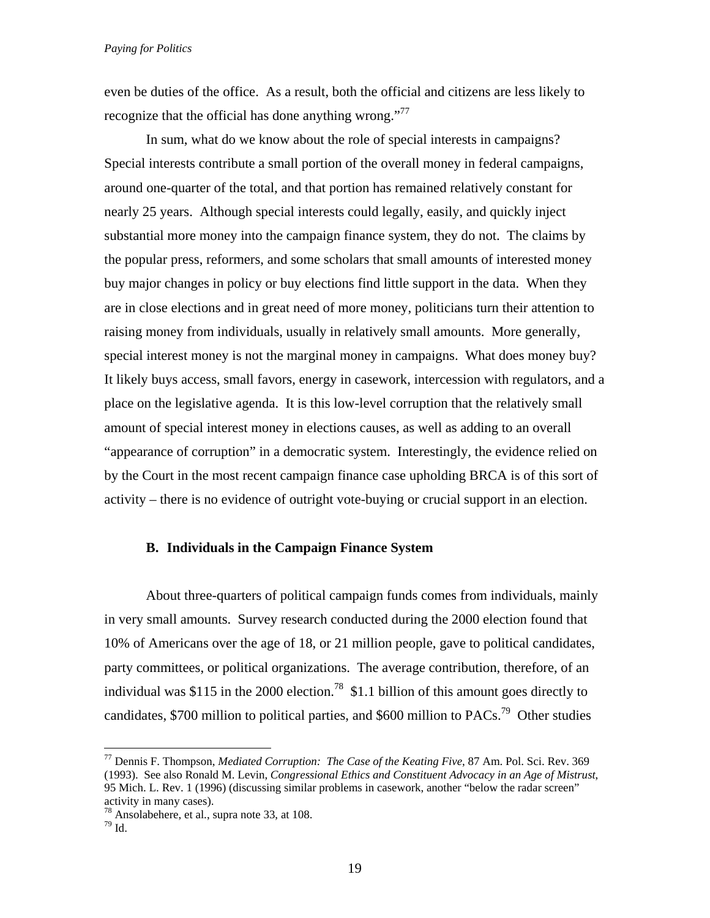even be duties of the office. As a result, both the official and citizens are less likely to recognize that the official has done anything wrong."[77]

In sum, what do we know about the role of special interests in campaigns? Special interests contribute a small portion of the overall money in federal campaigns, around one-quarter of the total, and that portion has remained relatively constant for nearly 25 years. Although special interests could legally, easily, and quickly inject substantial more money into the campaign finance system, they do not. The claims by the popular press, reformers, and some scholars that small amounts of interested money buy major changes in policy or buy elections find little support in the data. When they are in close elections and in great need of more money, politicians turn their attention to raising money from individuals, usually in relatively small amounts. More generally, special interest money is not the marginal money in campaigns. What does money buy? It likely buys access, small favors, energy in casework, intercession with regulators, and a place on the legislative agenda. It is this low-level corruption that the relatively small amount of special interest money in elections causes, as well as adding to an overall "appearance of corruption" in a democratic system. Interestingly, the evidence relied on by the Court in the most recent campaign finance case upholding BRCA is of this sort of activity – there is no evidence of outright vote-buying or crucial support in an election.

### B. Individuals in the Campaign Finance System

About three-quarters of political campaign funds comes from individuals, mainly in very small amounts. Survey research conducted during the 2000 election found that 10% of Americans over the age of 18, or 21 million people, gave to political candidates, party committees, or political organizations. The average contribution, therefore, of an individual was $115 in the 2000 election.[78] $1.1 billion of this amount goes directly to candidates, $700 million to political parties, and $600 million to PACs.[79] Other studies

---

[77] Dennis F. Thompson, *Mediated Corruption: The Case of the Keating Five*, 87 Am. Pol. Sci. Rev. 369 (1993). See also Ronald M. Levin, *Congressional Ethics and Constituent Advocacy in an Age of Mistrust*, 95 Mich. L. Rev. 1 (1996) (discussing similar problems in casework, another "below the radar screen" activity in many cases).

[78] Ansolabehere, et al., supra note 33, at 108.

[79] Id.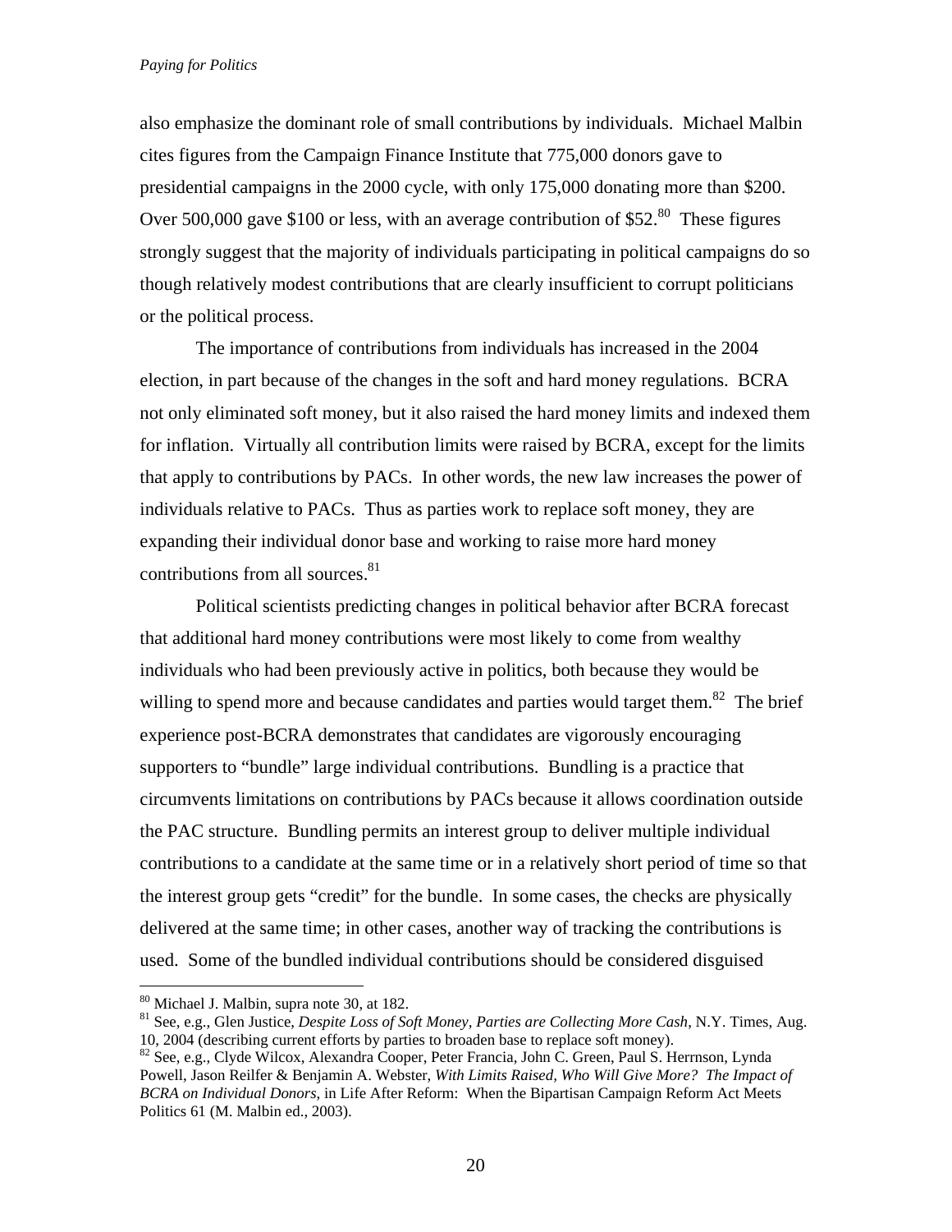also emphasize the dominant role of small contributions by individuals. Michael Malbin cites figures from the Campaign Finance Institute that 775,000 donors gave to presidential campaigns in the 2000 cycle, with only 175,000 donating more than \$200. Over 500,000 gave \$100 or less, with an average contribution of \$52.[80] These figures strongly suggest that the majority of individuals participating in political campaigns do so though relatively modest contributions that are clearly insufficient to corrupt politicians or the political process.

The importance of contributions from individuals has increased in the 2004 election, in part because of the changes in the soft and hard money regulations. BCRA not only eliminated soft money, but it also raised the hard money limits and indexed them for inflation. Virtually all contribution limits were raised by BCRA, except for the limits that apply to contributions by PACs. In other words, the new law increases the power of individuals relative to PACs. Thus as parties work to replace soft money, they are expanding their individual donor base and working to raise more hard money contributions from all sources.[81]

Political scientists predicting changes in political behavior after BCRA forecast that additional hard money contributions were most likely to come from wealthy individuals who had been previously active in politics, both because they would be willing to spend more and because candidates and parties would target them.[82] The brief experience post-BCRA demonstrates that candidates are vigorously encouraging supporters to "bundle" large individual contributions. Bundling is a practice that circumvents limitations on contributions by PACs because it allows coordination outside the PAC structure. Bundling permits an interest group to deliver multiple individual contributions to a candidate at the same time or in a relatively short period of time so that the interest group gets "credit" for the bundle. In some cases, the checks are physically delivered at the same time; in other cases, another way of tracking the contributions is used. Some of the bundled individual contributions should be considered disguised

---

[80] Michael J. Malbin, supra note 30, at 182.

[81] See, e.g., Glen Justice, *Despite Loss of Soft Money, Parties are Collecting More Cash*, N.Y. Times, Aug. 10, 2004 (describing current efforts by parties to broaden base to replace soft money).

[82] See, e.g., Clyde Wilcox, Alexandra Cooper, Peter Francia, John C. Green, Paul S. Herrnson, Lynda Powell, Jason Reilfer & Benjamin A. Webster, *With Limits Raised, Who Will Give More? The Impact of BCRA on Individual Donors*, in Life After Reform: When the Bipartisan Campaign Reform Act Meets Politics 61 (M. Malbin ed., 2003).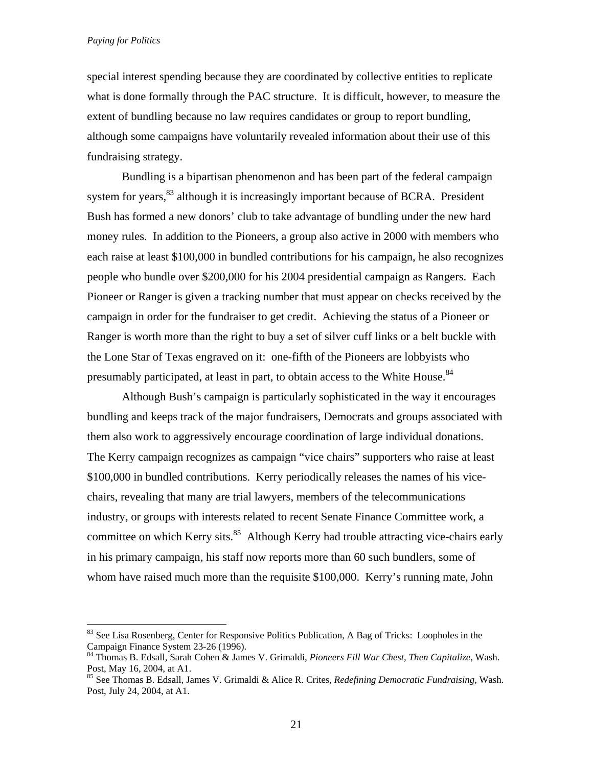special interest spending because they are coordinated by collective entities to replicate what is done formally through the PAC structure. It is difficult, however, to measure the extent of bundling because no law requires candidates or group to report bundling, although some campaigns have voluntarily revealed information about their use of this fundraising strategy.

Bundling is a bipartisan phenomenon and has been part of the federal campaign system for years,[83] although it is increasingly important because of BCRA. President Bush has formed a new donors' club to take advantage of bundling under the new hard money rules. In addition to the Pioneers, a group also active in 2000 with members who each raise at least $100,000 in bundled contributions for his campaign, he also recognizes people who bundle over $200,000 for his 2004 presidential campaign as Rangers. Each Pioneer or Ranger is given a tracking number that must appear on checks received by the campaign in order for the fundraiser to get credit. Achieving the status of a Pioneer or Ranger is worth more than the right to buy a set of silver cuff links or a belt buckle with the Lone Star of Texas engraved on it: one-fifth of the Pioneers are lobbyists who presumably participated, at least in part, to obtain access to the White House.[84]

Although Bush's campaign is particularly sophisticated in the way it encourages bundling and keeps track of the major fundraisers, Democrats and groups associated with them also work to aggressively encourage coordination of large individual donations. The Kerry campaign recognizes as campaign "vice chairs" supporters who raise at least $100,000 in bundled contributions. Kerry periodically releases the names of his vice-chairs, revealing that many are trial lawyers, members of the telecommunications industry, or groups with interests related to recent Senate Finance Committee work, a committee on which Kerry sits.[85] Although Kerry had trouble attracting vice-chairs early in his primary campaign, his staff now reports more than 60 such bundlers, some of whom have raised much more than the requisite $100,000. Kerry's running mate, John

---

[83] See Lisa Rosenberg, Center for Responsive Politics Publication, A Bag of Tricks: Loopholes in the Campaign Finance System 23-26 (1996).

[84] Thomas B. Edsall, Sarah Cohen & James V. Grimaldi, *Pioneers Fill War Chest, Then Capitalize*, Wash. Post, May 16, 2004, at A1.

[85] See Thomas B. Edsall, James V. Grimaldi & Alice R. Crites, *Redefining Democratic Fundraising*, Wash. Post, July 24, 2004, at A1.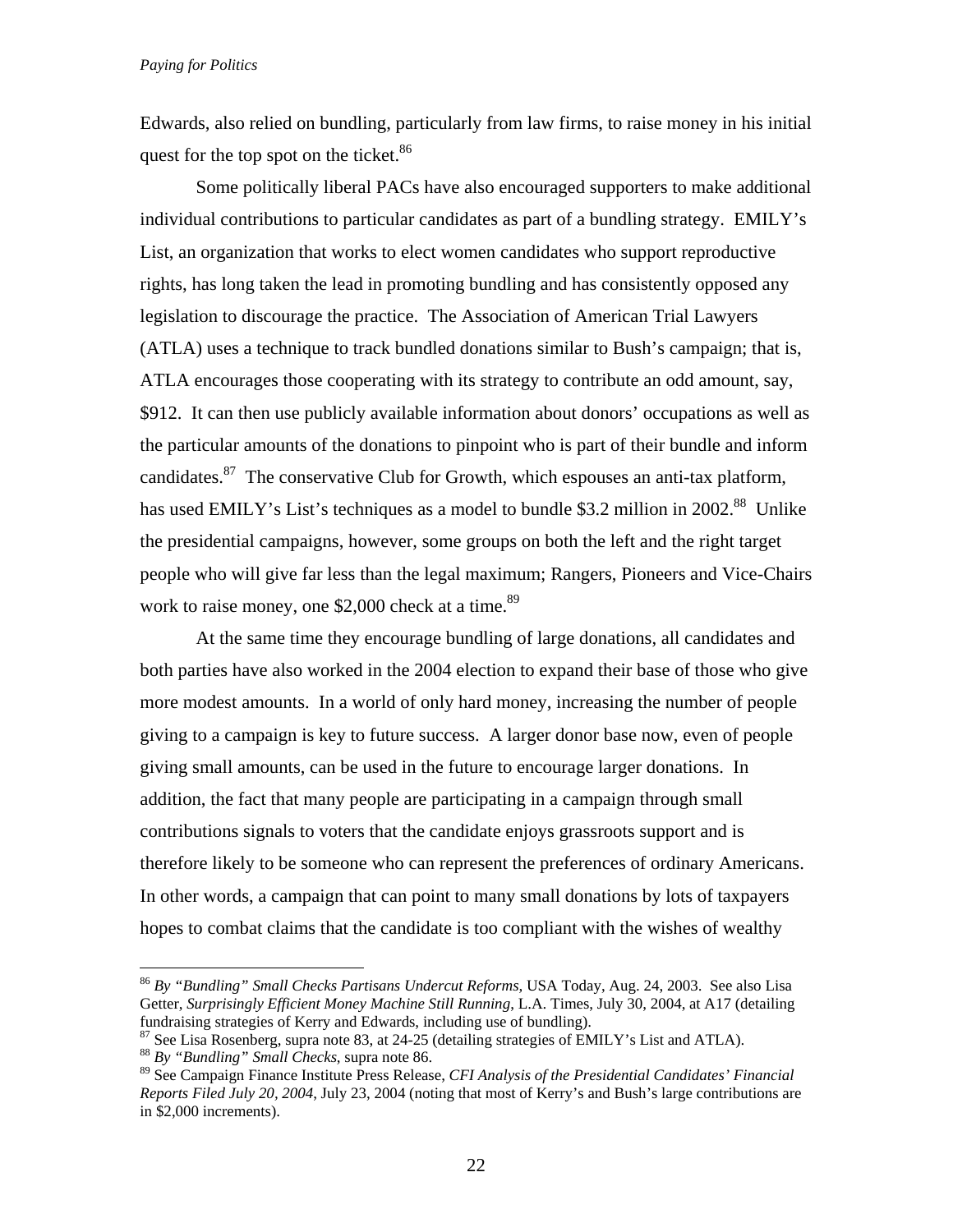Edwards, also relied on bundling, particularly from law firms, to raise money in his initial quest for the top spot on the ticket.[86]

Some politically liberal PACs have also encouraged supporters to make additional individual contributions to particular candidates as part of a bundling strategy. EMILY's List, an organization that works to elect women candidates who support reproductive rights, has long taken the lead in promoting bundling and has consistently opposed any legislation to discourage the practice. The Association of American Trial Lawyers (ATLA) uses a technique to track bundled donations similar to Bush's campaign; that is, ATLA encourages those cooperating with its strategy to contribute an odd amount, say, $912. It can then use publicly available information about donors' occupations as well as the particular amounts of the donations to pinpoint who is part of their bundle and inform candidates.[87] The conservative Club for Growth, which espouses an anti-tax platform, has used EMILY's List's techniques as a model to bundle $3.2 million in 2002.[88] Unlike the presidential campaigns, however, some groups on both the left and the right target people who will give far less than the legal maximum; Rangers, Pioneers and Vice-Chairs work to raise money, one $2,000 check at a time.[89]

At the same time they encourage bundling of large donations, all candidates and both parties have also worked in the 2004 election to expand their base of those who give more modest amounts. In a world of only hard money, increasing the number of people giving to a campaign is key to future success. A larger donor base now, even of people giving small amounts, can be used in the future to encourage larger donations. In addition, the fact that many people are participating in a campaign through small contributions signals to voters that the candidate enjoys grassroots support and is therefore likely to be someone who can represent the preferences of ordinary Americans. In other words, a campaign that can point to many small donations by lots of taxpayers hopes to combat claims that the candidate is too compliant with the wishes of wealthy

---

[86] *By "Bundling" Small Checks Partisans Undercut Reforms,* USA Today, Aug. 24, 2003. See also Lisa Getter, *Surprisingly Efficient Money Machine Still Running*, L.A. Times, July 30, 2004, at A17 (detailing fundraising strategies of Kerry and Edwards, including use of bundling).

[87] See Lisa Rosenberg, supra note 83, at 24-25 (detailing strategies of EMILY's List and ATLA).

[88] *By "Bundling" Small Checks*, supra note 86.

[89] See Campaign Finance Institute Press Release, *CFI Analysis of the Presidential Candidates' Financial Reports Filed July 20, 2004*, July 23, 2004 (noting that most of Kerry's and Bush's large contributions are in $2,000 increments).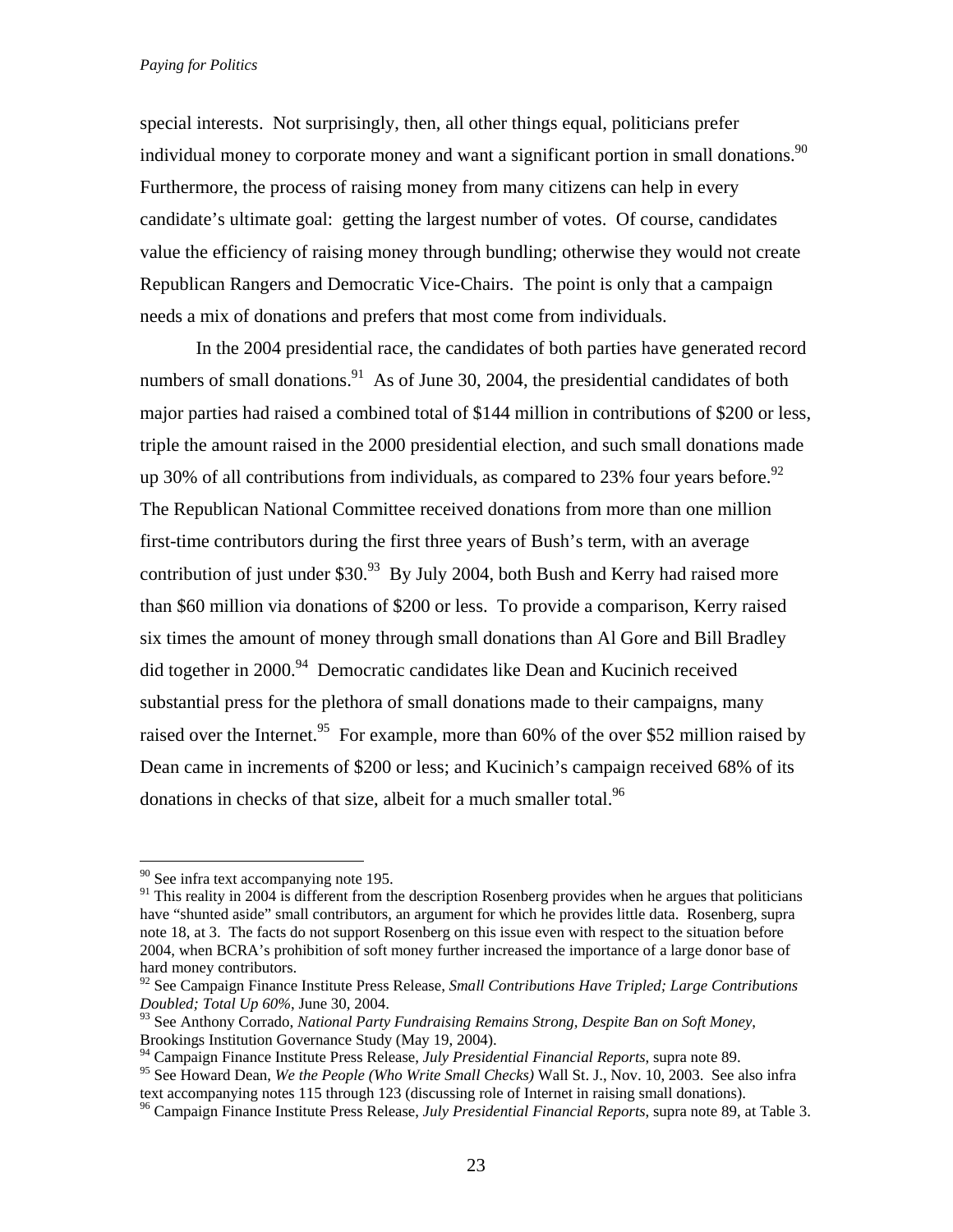special interests. Not surprisingly, then, all other things equal, politicians prefer individual money to corporate money and want a significant portion in small donations.[90] Furthermore, the process of raising money from many citizens can help in every candidate's ultimate goal: getting the largest number of votes. Of course, candidates value the efficiency of raising money through bundling; otherwise they would not create Republican Rangers and Democratic Vice-Chairs. The point is only that a campaign needs a mix of donations and prefers that most come from individuals.

In the 2004 presidential race, the candidates of both parties have generated record numbers of small donations.[91] As of June 30, 2004, the presidential candidates of both major parties had raised a combined total of $144 million in contributions of $200 or less, triple the amount raised in the 2000 presidential election, and such small donations made up 30% of all contributions from individuals, as compared to 23% four years before.[92] The Republican National Committee received donations from more than one million first-time contributors during the first three years of Bush's term, with an average contribution of just under $30.[93] By July 2004, both Bush and Kerry had raised more than $60 million via donations of $200 or less. To provide a comparison, Kerry raised six times the amount of money through small donations than Al Gore and Bill Bradley did together in 2000.[94] Democratic candidates like Dean and Kucinich received substantial press for the plethora of small donations made to their campaigns, many raised over the Internet.[95] For example, more than 60% of the over $52 million raised by Dean came in increments of $200 or less; and Kucinich's campaign received 68% of its donations in checks of that size, albeit for a much smaller total.[96]

---

[90] See infra text accompanying note 195.

[91] This reality in 2004 is different from the description Rosenberg provides when he argues that politicians have "shunted aside" small contributors, an argument for which he provides little data. Rosenberg, supra note 18, at 3. The facts do not support Rosenberg on this issue even with respect to the situation before 2004, when BCRA's prohibition of soft money further increased the importance of a large donor base of hard money contributors.

[92] See Campaign Finance Institute Press Release, *Small Contributions Have Tripled; Large Contributions Doubled; Total Up 60%*, June 30, 2004.

[93] See Anthony Corrado, *National Party Fundraising Remains Strong, Despite Ban on Soft Money*, Brookings Institution Governance Study (May 19, 2004).

[94] Campaign Finance Institute Press Release, *July Presidential Financial Reports*, supra note 89.

[95] See Howard Dean, *We the People (Who Write Small Checks)* Wall St. J., Nov. 10, 2003. See also infra text accompanying notes 115 through 123 (discussing role of Internet in raising small donations).

[96] Campaign Finance Institute Press Release, *July Presidential Financial Reports*, supra note 89, at Table 3.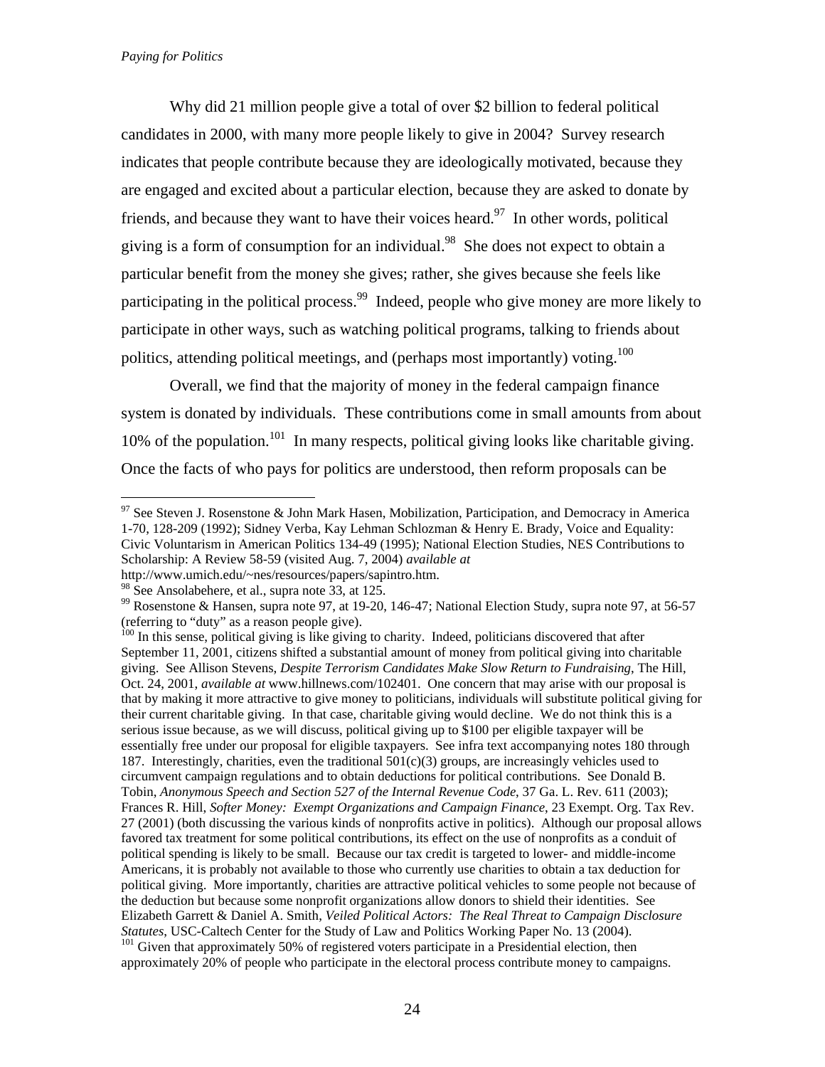Why did 21 million people give a total of over $2 billion to federal political candidates in 2000, with many more people likely to give in 2004? Survey research indicates that people contribute because they are ideologically motivated, because they are engaged and excited about a particular election, because they are asked to donate by friends, and because they want to have their voices heard.[97] In other words, political giving is a form of consumption for an individual.[98] She does not expect to obtain a particular benefit from the money she gives; rather, she gives because she feels like participating in the political process.[99] Indeed, people who give money are more likely to participate in other ways, such as watching political programs, talking to friends about politics, attending political meetings, and (perhaps most importantly) voting.[100]

Overall, we find that the majority of money in the federal campaign finance system is donated by individuals. These contributions come in small amounts from about 10% of the population.[101] In many respects, political giving looks like charitable giving. Once the facts of who pays for politics are understood, then reform proposals can be

---

[97] See Steven J. Rosenstone & John Mark Hasen, Mobilization, Participation, and Democracy in America 1-70, 128-209 (1992); Sidney Verba, Kay Lehman Schlozman & Henry E. Brady, Voice and Equality: Civic Voluntarism in American Politics 134-49 (1995); National Election Studies, NES Contributions to Scholarship: A Review 58-59 (visited Aug. 7, 2004) *available at* http://www.umich.edu/~nes/resources/papers/sapintro.htm.

[98] See Ansolabehere, et al., supra note 33, at 125.

[99] Rosenstone & Hansen, supra note 97, at 19-20, 146-47; National Election Study, supra note 97, at 56-57 (referring to "duty" as a reason people give).

[100] In this sense, political giving is like giving to charity. Indeed, politicians discovered that after September 11, 2001, citizens shifted a substantial amount of money from political giving into charitable giving. See Allison Stevens, *Despite Terrorism Candidates Make Slow Return to Fundraising*, The Hill, Oct. 24, 2001, *available at* www.hillnews.com/102401. One concern that may arise with our proposal is that by making it more attractive to give money to politicians, individuals will substitute political giving for their current charitable giving. In that case, charitable giving would decline. We do not think this is a serious issue because, as we will discuss, political giving up to $100 per eligible taxpayer will be essentially free under our proposal for eligible taxpayers. See infra text accompanying notes 180 through 187. Interestingly, charities, even the traditional 501(c)(3) groups, are increasingly vehicles used to circumvent campaign regulations and to obtain deductions for political contributions. See Donald B. Tobin, *Anonymous Speech and Section 527 of the Internal Revenue Code*, 37 Ga. L. Rev. 611 (2003); Frances R. Hill, *Softer Money: Exempt Organizations and Campaign Finance*, 23 Exempt. Org. Tax Rev. 27 (2001) (both discussing the various kinds of nonprofits active in politics). Although our proposal allows favored tax treatment for some political contributions, its effect on the use of nonprofits as a conduit of political spending is likely to be small. Because our tax credit is targeted to lower- and middle-income Americans, it is probably not available to those who currently use charities to obtain a tax deduction for political giving. More importantly, charities are attractive political vehicles to some people not because of the deduction but because some nonprofit organizations allow donors to shield their identities. See Elizabeth Garrett & Daniel A. Smith, *Veiled Political Actors: The Real Threat to Campaign Disclosure Statutes*, USC-Caltech Center for the Study of Law and Politics Working Paper No. 13 (2004).

[101] Given that approximately 50% of registered voters participate in a Presidential election, then approximately 20% of people who participate in the electoral process contribute money to campaigns.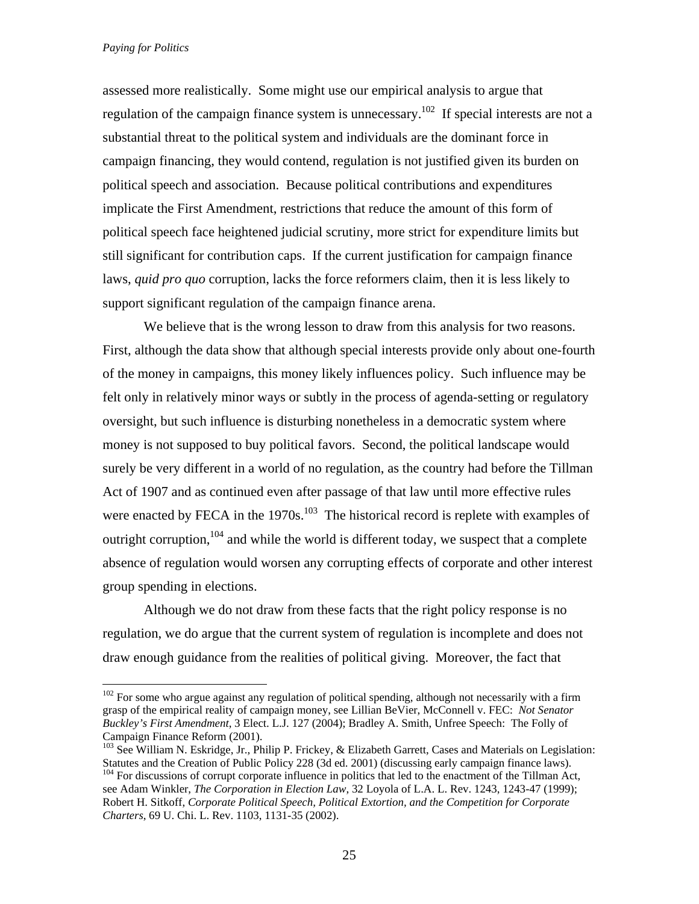assessed more realistically. Some might use our empirical analysis to argue that regulation of the campaign finance system is unnecessary.[102] If special interests are not a substantial threat to the political system and individuals are the dominant force in campaign financing, they would contend, regulation is not justified given its burden on political speech and association. Because political contributions and expenditures implicate the First Amendment, restrictions that reduce the amount of this form of political speech face heightened judicial scrutiny, more strict for expenditure limits but still significant for contribution caps. If the current justification for campaign finance laws, *quid pro quo* corruption, lacks the force reformers claim, then it is less likely to support significant regulation of the campaign finance arena.

We believe that is the wrong lesson to draw from this analysis for two reasons. First, although the data show that although special interests provide only about one-fourth of the money in campaigns, this money likely influences policy. Such influence may be felt only in relatively minor ways or subtly in the process of agenda-setting or regulatory oversight, but such influence is disturbing nonetheless in a democratic system where money is not supposed to buy political favors. Second, the political landscape would surely be very different in a world of no regulation, as the country had before the Tillman Act of 1907 and as continued even after passage of that law until more effective rules were enacted by FECA in the 1970s.[103] The historical record is replete with examples of outright corruption,[104] and while the world is different today, we suspect that a complete absence of regulation would worsen any corrupting effects of corporate and other interest group spending in elections.

Although we do not draw from these facts that the right policy response is no regulation, we do argue that the current system of regulation is incomplete and does not draw enough guidance from the realities of political giving. Moreover, the fact that

---

[102] For some who argue against any regulation of political spending, although not necessarily with a firm grasp of the empirical reality of campaign money, see Lillian BeVier, McConnell v. FEC: *Not Senator Buckley's First Amendment*, 3 Elect. L.J. 127 (2004); Bradley A. Smith, Unfree Speech: The Folly of Campaign Finance Reform (2001).

[103] See William N. Eskridge, Jr., Philip P. Frickey, & Elizabeth Garrett, Cases and Materials on Legislation: Statutes and the Creation of Public Policy 228 (3d ed. 2001) (discussing early campaign finance laws).

[104] For discussions of corrupt corporate influence in politics that led to the enactment of the Tillman Act, see Adam Winkler, *The Corporation in Election Law*, 32 Loyola of L.A. L. Rev. 1243, 1243-47 (1999); Robert H. Sitkoff, *Corporate Political Speech, Political Extortion, and the Competition for Corporate Charters*, 69 U. Chi. L. Rev. 1103, 1131-35 (2002).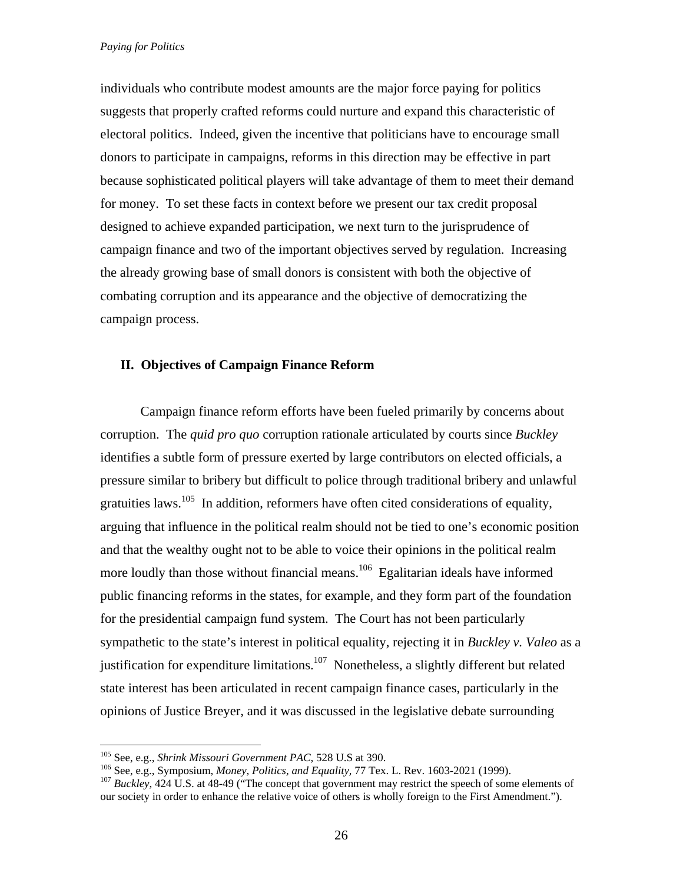individuals who contribute modest amounts are the major force paying for politics suggests that properly crafted reforms could nurture and expand this characteristic of electoral politics. Indeed, given the incentive that politicians have to encourage small donors to participate in campaigns, reforms in this direction may be effective in part because sophisticated political players will take advantage of them to meet their demand for money. To set these facts in context before we present our tax credit proposal designed to achieve expanded participation, we next turn to the jurisprudence of campaign finance and two of the important objectives served by regulation. Increasing the already growing base of small donors is consistent with both the objective of combating corruption and its appearance and the objective of democratizing the campaign process.

## II. Objectives of Campaign Finance Reform

Campaign finance reform efforts have been fueled primarily by concerns about corruption. The *quid pro quo* corruption rationale articulated by courts since *Buckley* identifies a subtle form of pressure exerted by large contributors on elected officials, a pressure similar to bribery but difficult to police through traditional bribery and unlawful gratuities laws.[105] In addition, reformers have often cited considerations of equality, arguing that influence in the political realm should not be tied to one's economic position and that the wealthy ought not to be able to voice their opinions in the political realm more loudly than those without financial means.[106] Egalitarian ideals have informed public financing reforms in the states, for example, and they form part of the foundation for the presidential campaign fund system. The Court has not been particularly sympathetic to the state's interest in political equality, rejecting it in *Buckley v. Valeo* as a justification for expenditure limitations.[107] Nonetheless, a slightly different but related state interest has been articulated in recent campaign finance cases, particularly in the opinions of Justice Breyer, and it was discussed in the legislative debate surrounding

[105] See, e.g., *Shrink Missouri Government PAC*, 528 U.S at 390.

[106] See, e.g., Symposium, *Money, Politics, and Equality*, 77 Tex. L. Rev. 1603-2021 (1999).

[107] *Buckley*, 424 U.S. at 48-49 ("The concept that government may restrict the speech of some elements of our society in order to enhance the relative voice of others is wholly foreign to the First Amendment.").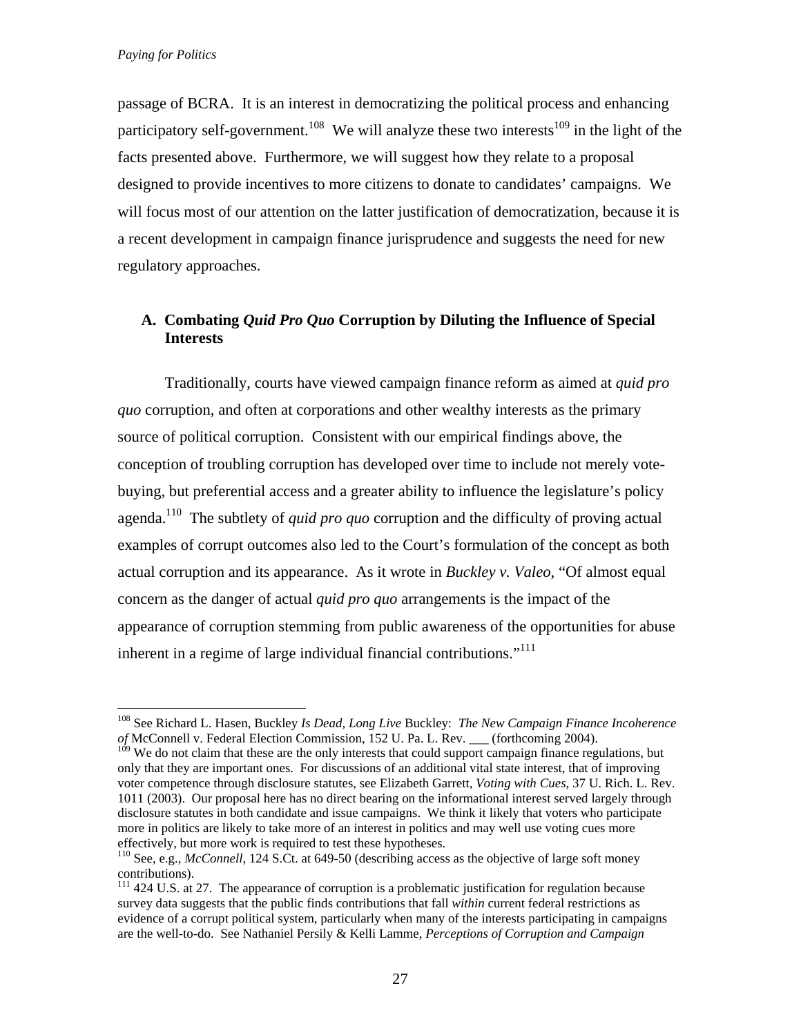passage of BCRA. It is an interest in democratizing the political process and enhancing participatory self-government.[108] We will analyze these two interests[109] in the light of the facts presented above. Furthermore, we will suggest how they relate to a proposal designed to provide incentives to more citizens to donate to candidates' campaigns. We will focus most of our attention on the latter justification of democratization, because it is a recent development in campaign finance jurisprudence and suggests the need for new regulatory approaches.

## A. Combating *Quid Pro Quo* Corruption by Diluting the Influence of Special Interests

Traditionally, courts have viewed campaign finance reform as aimed at *quid pro quo* corruption, and often at corporations and other wealthy interests as the primary source of political corruption. Consistent with our empirical findings above, the conception of troubling corruption has developed over time to include not merely vote-buying, but preferential access and a greater ability to influence the legislature's policy agenda.[110] The subtlety of *quid pro quo* corruption and the difficulty of proving actual examples of corrupt outcomes also led to the Court's formulation of the concept as both actual corruption and its appearance. As it wrote in *Buckley v. Valeo*, "Of almost equal concern as the danger of actual *quid pro quo* arrangements is the impact of the appearance of corruption stemming from public awareness of the opportunities for abuse inherent in a regime of large individual financial contributions."[111]

---

[108] See Richard L. Hasen, Buckley *Is Dead, Long Live* Buckley: *The New Campaign Finance Incoherence of* McConnell v. Federal Election Commission, 152 U. Pa. L. Rev. ___ (forthcoming 2004).

[109] We do not claim that these are the only interests that could support campaign finance regulations, but only that they are important ones. For discussions of an additional vital state interest, that of improving voter competence through disclosure statutes, see Elizabeth Garrett, *Voting with Cues*, 37 U. Rich. L. Rev. 1011 (2003). Our proposal here has no direct bearing on the informational interest served largely through disclosure statutes in both candidate and issue campaigns. We think it likely that voters who participate more in politics are likely to take more of an interest in politics and may well use voting cues more effectively, but more work is required to test these hypotheses.

[110] See, e.g., *McConnell,* 124 S.Ct. at 649-50 (describing access as the objective of large soft money contributions).

[111] 424 U.S. at 27. The appearance of corruption is a problematic justification for regulation because survey data suggests that the public finds contributions that fall *within* current federal restrictions as evidence of a corrupt political system, particularly when many of the interests participating in campaigns are the well-to-do. See Nathaniel Persily & Kelli Lamme, *Perceptions of Corruption and Campaign*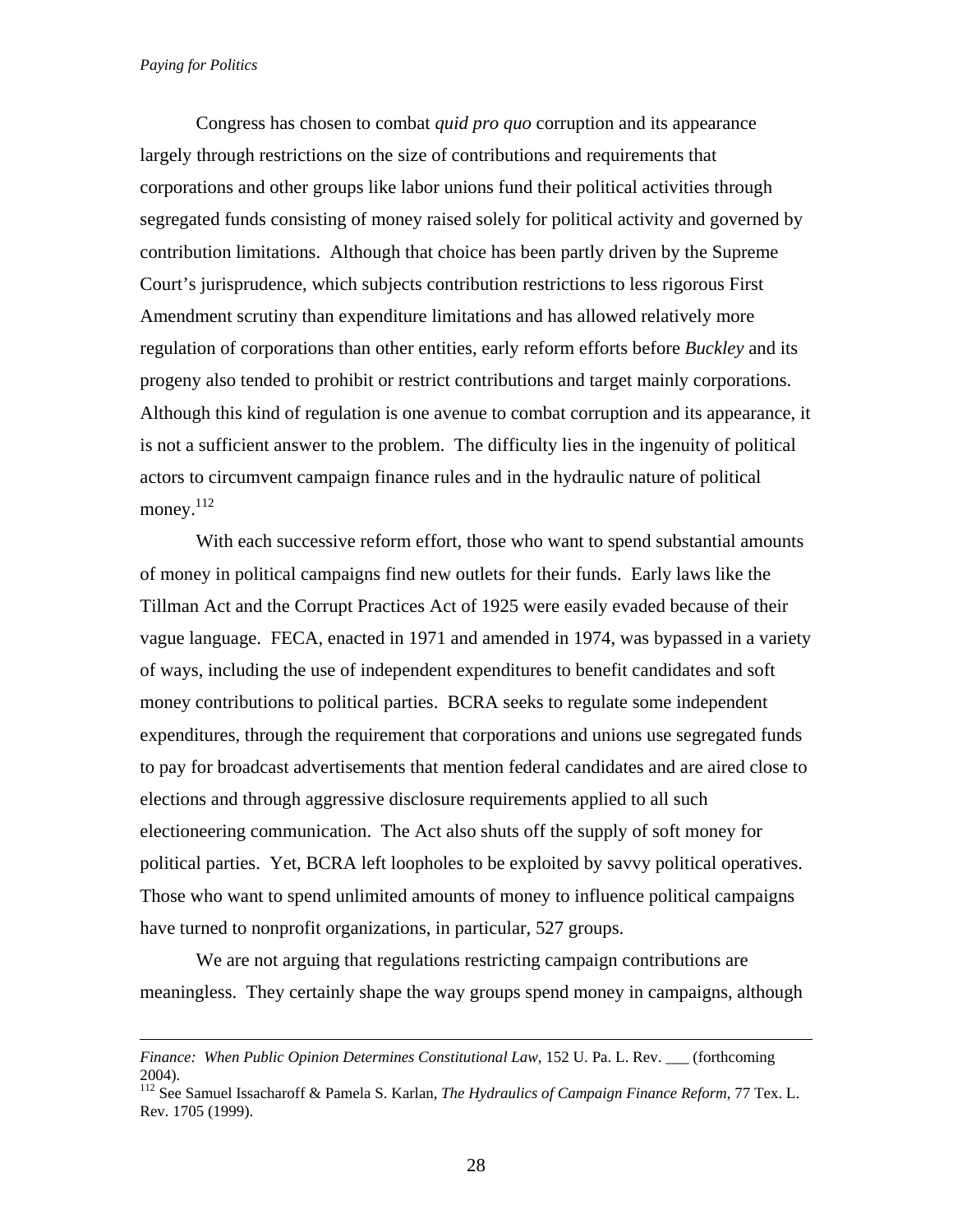Congress has chosen to combat *quid pro quo* corruption and its appearance largely through restrictions on the size of contributions and requirements that corporations and other groups like labor unions fund their political activities through segregated funds consisting of money raised solely for political activity and governed by contribution limitations. Although that choice has been partly driven by the Supreme Court's jurisprudence, which subjects contribution restrictions to less rigorous First Amendment scrutiny than expenditure limitations and has allowed relatively more regulation of corporations than other entities, early reform efforts before *Buckley* and its progeny also tended to prohibit or restrict contributions and target mainly corporations. Although this kind of regulation is one avenue to combat corruption and its appearance, it is not a sufficient answer to the problem. The difficulty lies in the ingenuity of political actors to circumvent campaign finance rules and in the hydraulic nature of political money.[112]

With each successive reform effort, those who want to spend substantial amounts of money in political campaigns find new outlets for their funds. Early laws like the Tillman Act and the Corrupt Practices Act of 1925 were easily evaded because of their vague language. FECA, enacted in 1971 and amended in 1974, was bypassed in a variety of ways, including the use of independent expenditures to benefit candidates and soft money contributions to political parties. BCRA seeks to regulate some independent expenditures, through the requirement that corporations and unions use segregated funds to pay for broadcast advertisements that mention federal candidates and are aired close to elections and through aggressive disclosure requirements applied to all such electioneering communication. The Act also shuts off the supply of soft money for political parties. Yet, BCRA left loopholes to be exploited by savvy political operatives. Those who want to spend unlimited amounts of money to influence political campaigns have turned to nonprofit organizations, in particular, 527 groups.

We are not arguing that regulations restricting campaign contributions are meaningless. They certainly shape the way groups spend money in campaigns, although

---

*Finance: When Public Opinion Determines Constitutional Law*, 152 U. Pa. L. Rev. ___ (forthcoming 2004).

[112] See Samuel Issacharoff & Pamela S. Karlan, *The Hydraulics of Campaign Finance Reform*, 77 Tex. L. Rev. 1705 (1999).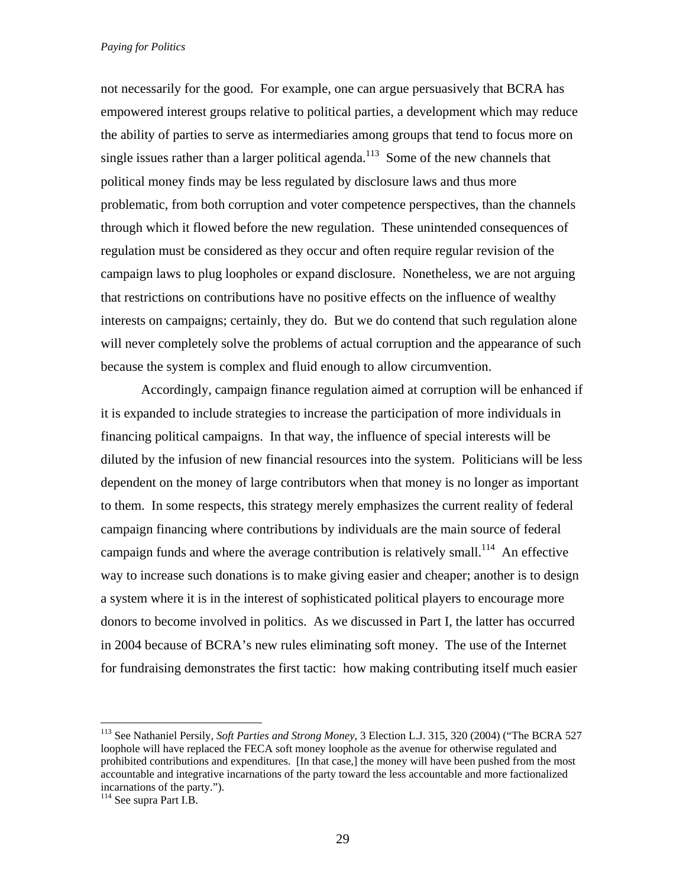not necessarily for the good. For example, one can argue persuasively that BCRA has empowered interest groups relative to political parties, a development which may reduce the ability of parties to serve as intermediaries among groups that tend to focus more on single issues rather than a larger political agenda.[113] Some of the new channels that political money finds may be less regulated by disclosure laws and thus more problematic, from both corruption and voter competence perspectives, than the channels through which it flowed before the new regulation. These unintended consequences of regulation must be considered as they occur and often require regular revision of the campaign laws to plug loopholes or expand disclosure. Nonetheless, we are not arguing that restrictions on contributions have no positive effects on the influence of wealthy interests on campaigns; certainly, they do. But we do contend that such regulation alone will never completely solve the problems of actual corruption and the appearance of such because the system is complex and fluid enough to allow circumvention.

Accordingly, campaign finance regulation aimed at corruption will be enhanced if it is expanded to include strategies to increase the participation of more individuals in financing political campaigns. In that way, the influence of special interests will be diluted by the infusion of new financial resources into the system. Politicians will be less dependent on the money of large contributors when that money is no longer as important to them. In some respects, this strategy merely emphasizes the current reality of federal campaign financing where contributions by individuals are the main source of federal campaign funds and where the average contribution is relatively small.[114] An effective way to increase such donations is to make giving easier and cheaper; another is to design a system where it is in the interest of sophisticated political players to encourage more donors to become involved in politics. As we discussed in Part I, the latter has occurred in 2004 because of BCRA's new rules eliminating soft money. The use of the Internet for fundraising demonstrates the first tactic: how making contributing itself much easier

---

[113] See Nathaniel Persily, *Soft Parties and Strong Money*, 3 Election L.J. 315, 320 (2004) ("The BCRA 527 loophole will have replaced the FECA soft money loophole as the avenue for otherwise regulated and prohibited contributions and expenditures. [In that case,] the money will have been pushed from the most accountable and integrative incarnations of the party toward the less accountable and more factionalized incarnations of the party.").

[114] See supra Part I.B.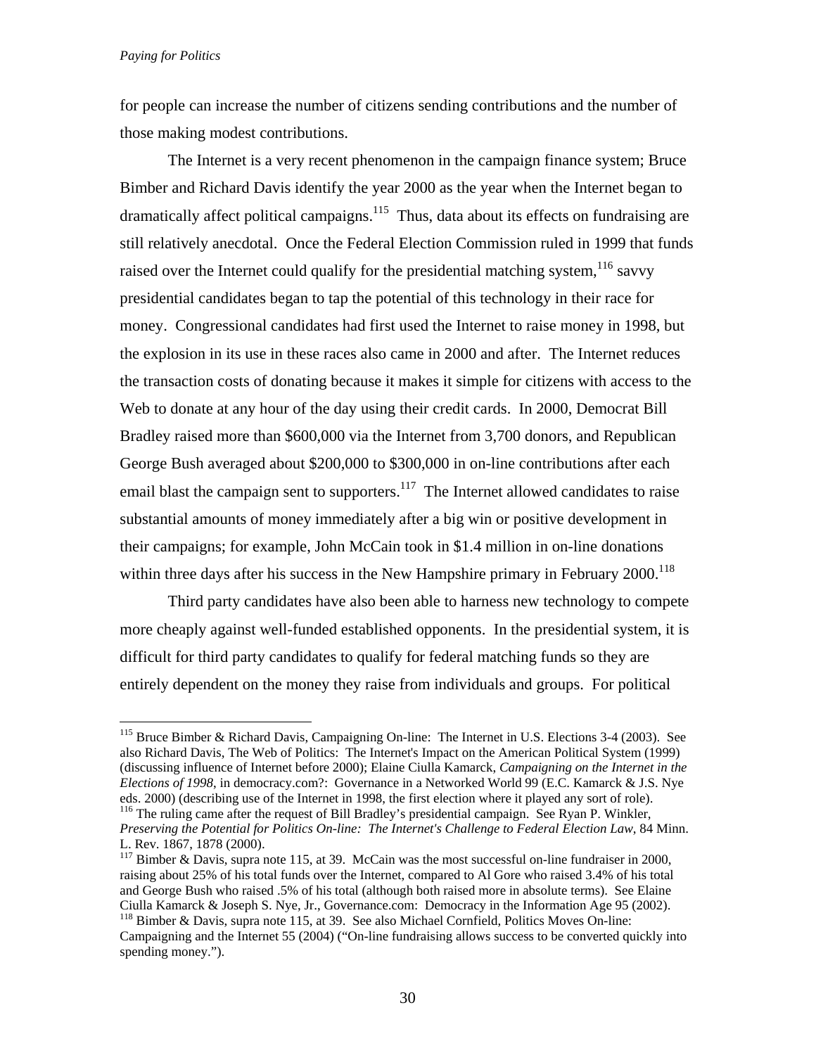for people can increase the number of citizens sending contributions and the number of those making modest contributions.

The Internet is a very recent phenomenon in the campaign finance system; Bruce Bimber and Richard Davis identify the year 2000 as the year when the Internet began to dramatically affect political campaigns.[115] Thus, data about its effects on fundraising are still relatively anecdotal. Once the Federal Election Commission ruled in 1999 that funds raised over the Internet could qualify for the presidential matching system,[116] savvy presidential candidates began to tap the potential of this technology in their race for money. Congressional candidates had first used the Internet to raise money in 1998, but the explosion in its use in these races also came in 2000 and after. The Internet reduces the transaction costs of donating because it makes it simple for citizens with access to the Web to donate at any hour of the day using their credit cards. In 2000, Democrat Bill Bradley raised more than $600,000 via the Internet from 3,700 donors, and Republican George Bush averaged about $200,000 to $300,000 in on-line contributions after each email blast the campaign sent to supporters.[117] The Internet allowed candidates to raise substantial amounts of money immediately after a big win or positive development in their campaigns; for example, John McCain took in $1.4 million in on-line donations within three days after his success in the New Hampshire primary in February 2000.[118]

Third party candidates have also been able to harness new technology to compete more cheaply against well-funded established opponents. In the presidential system, it is difficult for third party candidates to qualify for federal matching funds so they are entirely dependent on the money they raise from individuals and groups. For political

---

[115] Bruce Bimber & Richard Davis, Campaigning On-line: The Internet in U.S. Elections 3-4 (2003). See also Richard Davis, The Web of Politics: The Internet's Impact on the American Political System (1999) (discussing influence of Internet before 2000); Elaine Ciulla Kamarck, *Campaigning on the Internet in the Elections of 1998*, in democracy.com?: Governance in a Networked World 99 (E.C. Kamarck & J.S. Nye eds. 2000) (describing use of the Internet in 1998, the first election where it played any sort of role).

[116] The ruling came after the request of Bill Bradley's presidential campaign. See Ryan P. Winkler, *Preserving the Potential for Politics On-line: The Internet's Challenge to Federal Election Law*, 84 Minn. L. Rev. 1867, 1878 (2000).

[117] Bimber & Davis, supra note 115, at 39. McCain was the most successful on-line fundraiser in 2000, raising about 25% of his total funds over the Internet, compared to Al Gore who raised 3.4% of his total and George Bush who raised .5% of his total (although both raised more in absolute terms). See Elaine Ciulla Kamarck & Joseph S. Nye, Jr., Governance.com: Democracy in the Information Age 95 (2002).

[118] Bimber & Davis, supra note 115, at 39. See also Michael Cornfield, Politics Moves On-line: Campaigning and the Internet 55 (2004) ("On-line fundraising allows success to be converted quickly into spending money.").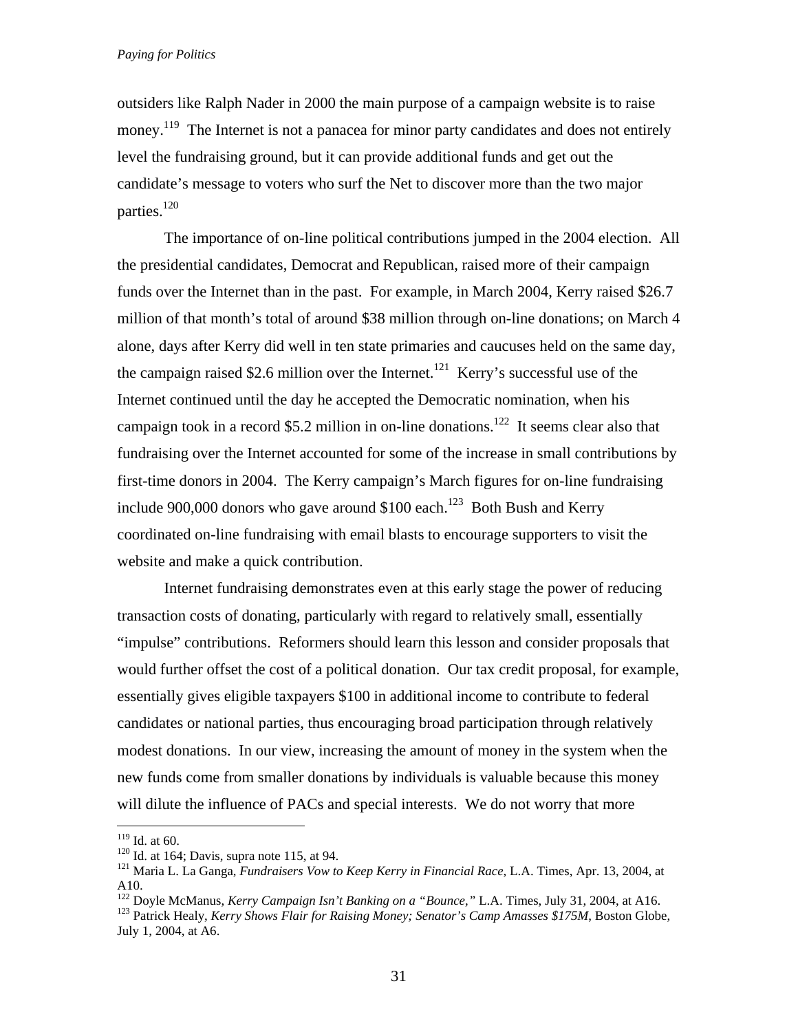outsiders like Ralph Nader in 2000 the main purpose of a campaign website is to raise money.[119] The Internet is not a panacea for minor party candidates and does not entirely level the fundraising ground, but it can provide additional funds and get out the candidate's message to voters who surf the Net to discover more than the two major parties.[120]

The importance of on-line political contributions jumped in the 2004 election. All the presidential candidates, Democrat and Republican, raised more of their campaign funds over the Internet than in the past. For example, in March 2004, Kerry raised $26.7 million of that month's total of around $38 million through on-line donations; on March 4 alone, days after Kerry did well in ten state primaries and caucuses held on the same day, the campaign raised $2.6 million over the Internet.[121] Kerry's successful use of the Internet continued until the day he accepted the Democratic nomination, when his campaign took in a record $5.2 million in on-line donations.[122] It seems clear also that fundraising over the Internet accounted for some of the increase in small contributions by first-time donors in 2004. The Kerry campaign's March figures for on-line fundraising include 900,000 donors who gave around $100 each.[123] Both Bush and Kerry coordinated on-line fundraising with email blasts to encourage supporters to visit the website and make a quick contribution.

Internet fundraising demonstrates even at this early stage the power of reducing transaction costs of donating, particularly with regard to relatively small, essentially "impulse" contributions. Reformers should learn this lesson and consider proposals that would further offset the cost of a political donation. Our tax credit proposal, for example, essentially gives eligible taxpayers $100 in additional income to contribute to federal candidates or national parties, thus encouraging broad participation through relatively modest donations. In our view, increasing the amount of money in the system when the new funds come from smaller donations by individuals is valuable because this money will dilute the influence of PACs and special interests. We do not worry that more

---

[119] Id. at 60.

[120] Id. at 164; Davis, supra note 115, at 94.

[121] Maria L. La Ganga, *Fundraisers Vow to Keep Kerry in Financial Race*, L.A. Times, Apr. 13, 2004, at A10.

[122] Doyle McManus, *Kerry Campaign Isn't Banking on a "Bounce,"* L.A. Times, July 31, 2004, at A16.

[123] Patrick Healy, *Kerry Shows Flair for Raising Money; Senator's Camp Amasses $175M*, Boston Globe, July 1, 2004, at A6.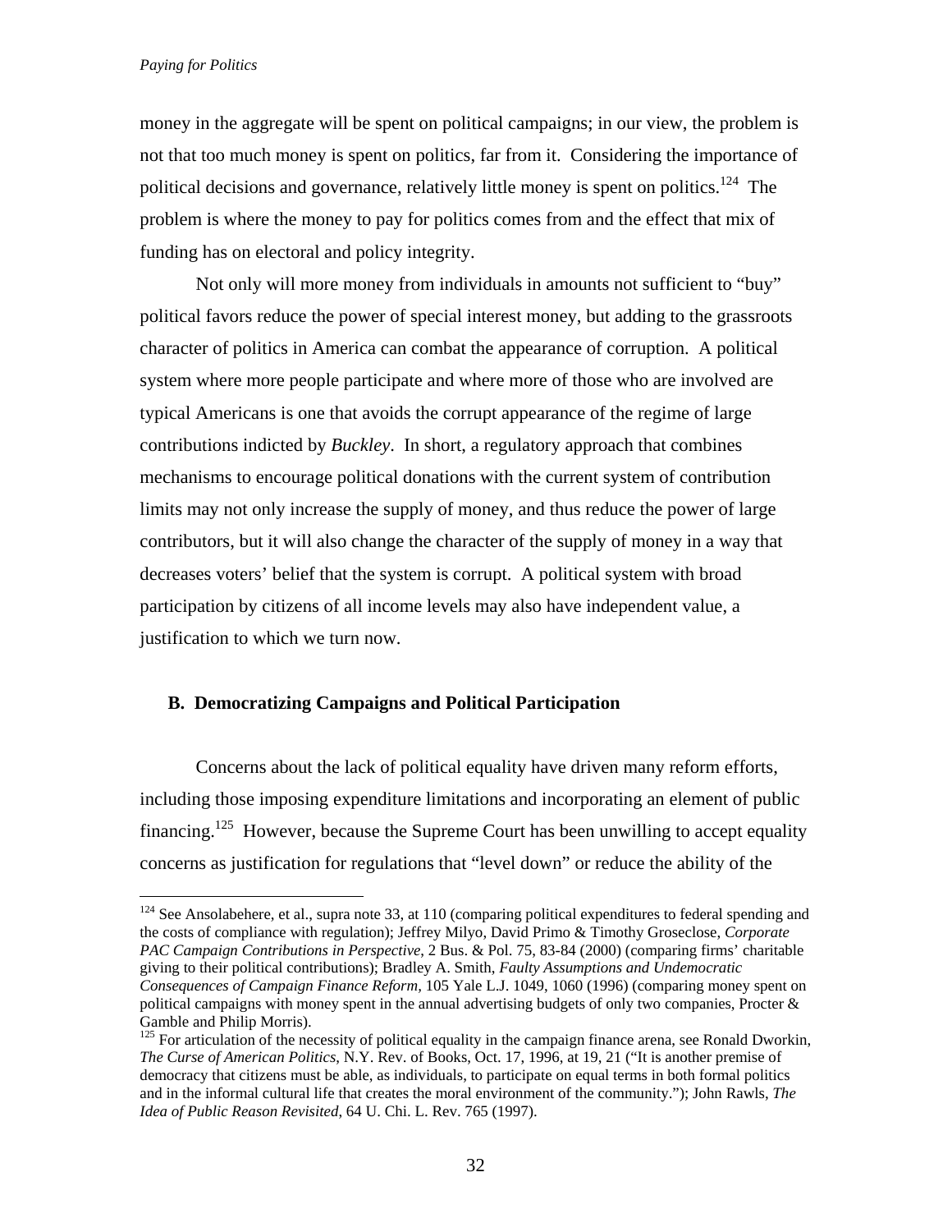money in the aggregate will be spent on political campaigns; in our view, the problem is not that too much money is spent on politics, far from it. Considering the importance of political decisions and governance, relatively little money is spent on politics.[124] The problem is where the money to pay for politics comes from and the effect that mix of funding has on electoral and policy integrity.

Not only will more money from individuals in amounts not sufficient to "buy" political favors reduce the power of special interest money, but adding to the grassroots character of politics in America can combat the appearance of corruption. A political system where more people participate and where more of those who are involved are typical Americans is one that avoids the corrupt appearance of the regime of large contributions indicted by *Buckley*. In short, a regulatory approach that combines mechanisms to encourage political donations with the current system of contribution limits may not only increase the supply of money, and thus reduce the power of large contributors, but it will also change the character of the supply of money in a way that decreases voters' belief that the system is corrupt. A political system with broad participation by citizens of all income levels may also have independent value, a justification to which we turn now.

### B. Democratizing Campaigns and Political Participation

Concerns about the lack of political equality have driven many reform efforts, including those imposing expenditure limitations and incorporating an element of public financing.[125] However, because the Supreme Court has been unwilling to accept equality concerns as justification for regulations that "level down" or reduce the ability of the

---

[124] See Ansolabehere, et al., supra note 33, at 110 (comparing political expenditures to federal spending and the costs of compliance with regulation); Jeffrey Milyo, David Primo & Timothy Groseclose, *Corporate PAC Campaign Contributions in Perspective*, 2 Bus. & Pol. 75, 83-84 (2000) (comparing firms' charitable giving to their political contributions); Bradley A. Smith, *Faulty Assumptions and Undemocratic Consequences of Campaign Finance Reform*, 105 Yale L.J. 1049, 1060 (1996) (comparing money spent on political campaigns with money spent in the annual advertising budgets of only two companies, Procter & Gamble and Philip Morris).

[125] For articulation of the necessity of political equality in the campaign finance arena, see Ronald Dworkin, *The Curse of American Politics*, N.Y. Rev. of Books, Oct. 17, 1996, at 19, 21 ("It is another premise of democracy that citizens must be able, as individuals, to participate on equal terms in both formal politics and in the informal cultural life that creates the moral environment of the community."); John Rawls, *The Idea of Public Reason Revisited*, 64 U. Chi. L. Rev. 765 (1997).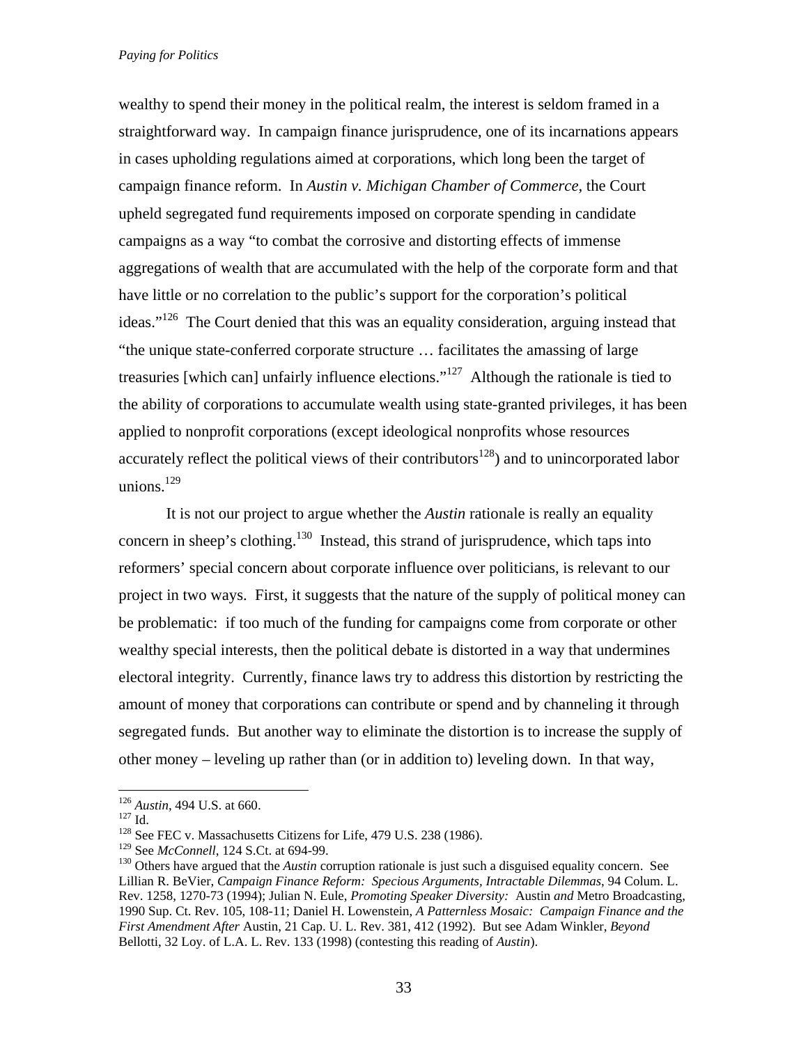wealthy to spend their money in the political realm, the interest is seldom framed in a straightforward way. In campaign finance jurisprudence, one of its incarnations appears in cases upholding regulations aimed at corporations, which long been the target of campaign finance reform. In *Austin v. Michigan Chamber of Commerce*, the Court upheld segregated fund requirements imposed on corporate spending in candidate campaigns as a way "to combat the corrosive and distorting effects of immense aggregations of wealth that are accumulated with the help of the corporate form and that have little or no correlation to the public's support for the corporation's political ideas."[126] The Court denied that this was an equality consideration, arguing instead that "the unique state-conferred corporate structure … facilitates the amassing of large treasuries [which can] unfairly influence elections."[127] Although the rationale is tied to the ability of corporations to accumulate wealth using state-granted privileges, it has been applied to nonprofit corporations (except ideological nonprofits whose resources accurately reflect the political views of their contributors[128]) and to unincorporated labor unions.[129]

It is not our project to argue whether the *Austin* rationale is really an equality concern in sheep's clothing.[130] Instead, this strand of jurisprudence, which taps into reformers' special concern about corporate influence over politicians, is relevant to our project in two ways. First, it suggests that the nature of the supply of political money can be problematic: if too much of the funding for campaigns come from corporate or other wealthy special interests, then the political debate is distorted in a way that undermines electoral integrity. Currently, finance laws try to address this distortion by restricting the amount of money that corporations can contribute or spend and by channeling it through segregated funds. But another way to eliminate the distortion is to increase the supply of other money – leveling up rather than (or in addition to) leveling down. In that way,

---

[126] *Austin*, 494 U.S. at 660.

[127] Id.

[128] See FEC v. Massachusetts Citizens for Life, 479 U.S. 238 (1986).

[129] See *McConnell*, 124 S.Ct. at 694-99.

[130] Others have argued that the *Austin* corruption rationale is just such a disguised equality concern. See Lillian R. BeVier, *Campaign Finance Reform: Specious Arguments, Intractable Dilemmas*, 94 Colum. L. Rev. 1258, 1270-73 (1994); Julian N. Eule, *Promoting Speaker Diversity:* Austin *and* Metro Broadcasting, 1990 Sup. Ct. Rev. 105, 108-11; Daniel H. Lowenstein, *A Patternless Mosaic: Campaign Finance and the First Amendment After* Austin, 21 Cap. U. L. Rev. 381, 412 (1992). But see Adam Winkler, *Beyond* Bellotti, 32 Loy. of L.A. L. Rev. 133 (1998) (contesting this reading of *Austin*).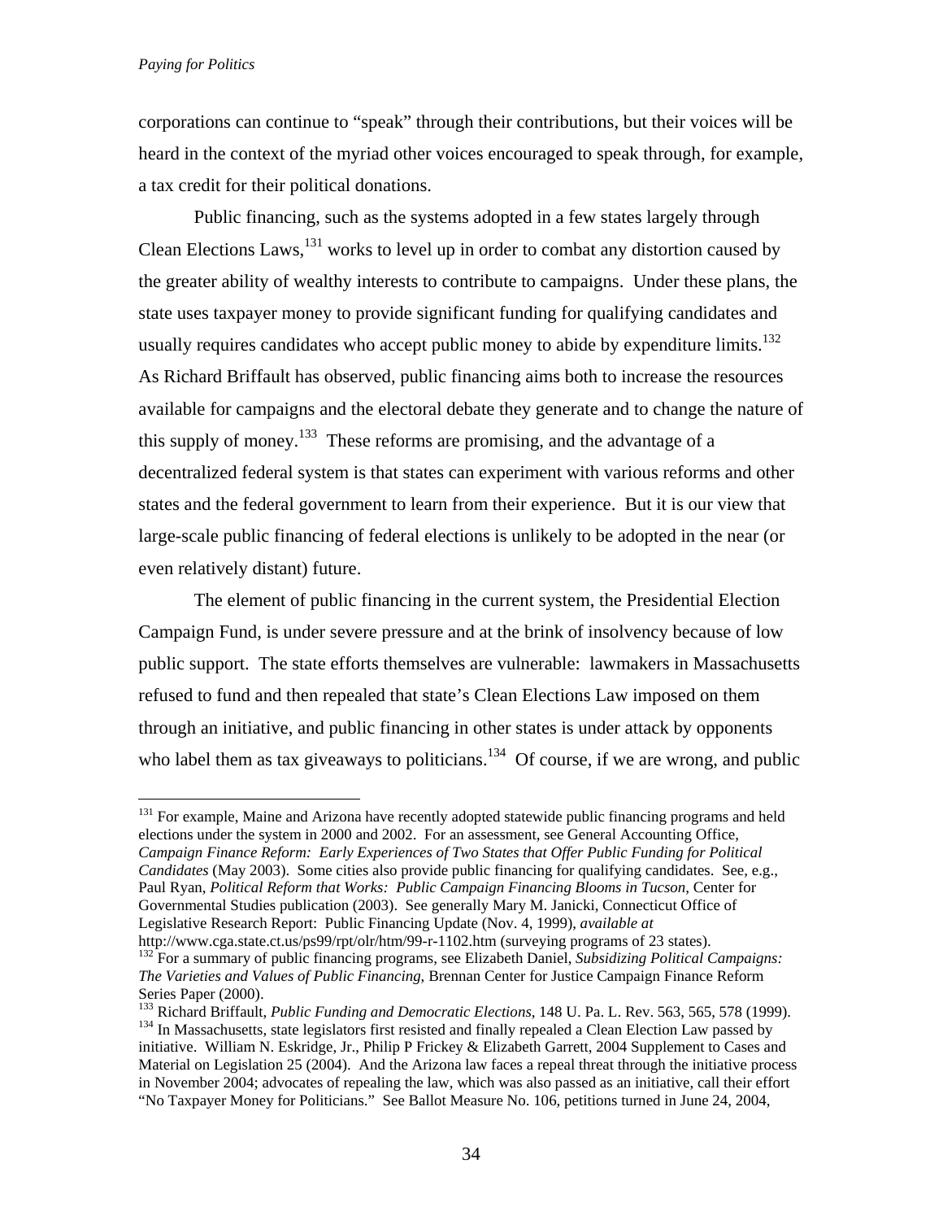corporations can continue to "speak" through their contributions, but their voices will be heard in the context of the myriad other voices encouraged to speak through, for example, a tax credit for their political donations.

Public financing, such as the systems adopted in a few states largely through Clean Elections Laws,[131] works to level up in order to combat any distortion caused by the greater ability of wealthy interests to contribute to campaigns. Under these plans, the state uses taxpayer money to provide significant funding for qualifying candidates and usually requires candidates who accept public money to abide by expenditure limits.[132] As Richard Briffault has observed, public financing aims both to increase the resources available for campaigns and the electoral debate they generate and to change the nature of this supply of money.[133] These reforms are promising, and the advantage of a decentralized federal system is that states can experiment with various reforms and other states and the federal government to learn from their experience. But it is our view that large-scale public financing of federal elections is unlikely to be adopted in the near (or even relatively distant) future.

The element of public financing in the current system, the Presidential Election Campaign Fund, is under severe pressure and at the brink of insolvency because of low public support. The state efforts themselves are vulnerable: lawmakers in Massachusetts refused to fund and then repealed that state's Clean Elections Law imposed on them through an initiative, and public financing in other states is under attack by opponents who label them as tax giveaways to politicians.[134] Of course, if we are wrong, and public

---

[131] For example, Maine and Arizona have recently adopted statewide public financing programs and held elections under the system in 2000 and 2002. For an assessment, see General Accounting Office, *Campaign Finance Reform: Early Experiences of Two States that Offer Public Funding for Political Candidates* (May 2003). Some cities also provide public financing for qualifying candidates. See, e.g., Paul Ryan, *Political Reform that Works: Public Campaign Financing Blooms in Tucson*, Center for Governmental Studies publication (2003). See generally Mary M. Janicki, Connecticut Office of Legislative Research Report: Public Financing Update (Nov. 4, 1999), *available at* http://www.cga.state.ct.us/ps99/rpt/olr/htm/99-r-1102.htm (surveying programs of 23 states).

[132] For a summary of public financing programs, see Elizabeth Daniel, *Subsidizing Political Campaigns: The Varieties and Values of Public Financing*, Brennan Center for Justice Campaign Finance Reform Series Paper (2000).

[133] Richard Briffault, *Public Funding and Democratic Elections*, 148 U. Pa. L. Rev. 563, 565, 578 (1999).

[134] In Massachusetts, state legislators first resisted and finally repealed a Clean Election Law passed by initiative. William N. Eskridge, Jr., Philip P Frickey & Elizabeth Garrett, 2004 Supplement to Cases and Material on Legislation 25 (2004). And the Arizona law faces a repeal threat through the initiative process in November 2004; advocates of repealing the law, which was also passed as an initiative, call their effort "No Taxpayer Money for Politicians." See Ballot Measure No. 106, petitions turned in June 24, 2004,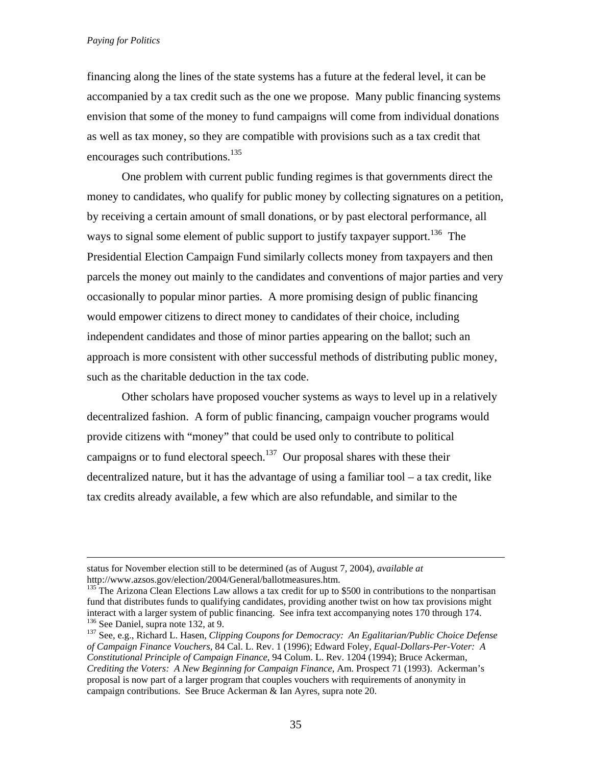financing along the lines of the state systems has a future at the federal level, it can be accompanied by a tax credit such as the one we propose. Many public financing systems envision that some of the money to fund campaigns will come from individual donations as well as tax money, so they are compatible with provisions such as a tax credit that encourages such contributions.[135]

One problem with current public funding regimes is that governments direct the money to candidates, who qualify for public money by collecting signatures on a petition, by receiving a certain amount of small donations, or by past electoral performance, all ways to signal some element of public support to justify taxpayer support.[136] The Presidential Election Campaign Fund similarly collects money from taxpayers and then parcels the money out mainly to the candidates and conventions of major parties and very occasionally to popular minor parties. A more promising design of public financing would empower citizens to direct money to candidates of their choice, including independent candidates and those of minor parties appearing on the ballot; such an approach is more consistent with other successful methods of distributing public money, such as the charitable deduction in the tax code.

Other scholars have proposed voucher systems as ways to level up in a relatively decentralized fashion. A form of public financing, campaign voucher programs would provide citizens with "money" that could be used only to contribute to political campaigns or to fund electoral speech.[137] Our proposal shares with these their decentralized nature, but it has the advantage of using a familiar tool – a tax credit, like tax credits already available, a few which are also refundable, and similar to the

---

status for November election still to be determined (as of August 7, 2004), *available at* http://www.azsos.gov/election/2004/General/ballotmeasures.htm.

[135] The Arizona Clean Elections Law allows a tax credit for up to $500 in contributions to the nonpartisan fund that distributes funds to qualifying candidates, providing another twist on how tax provisions might interact with a larger system of public financing. See infra text accompanying notes 170 through 174.

[136] See Daniel, supra note 132, at 9.

[137] See, e.g., Richard L. Hasen, *Clipping Coupons for Democracy: An Egalitarian/Public Choice Defense of Campaign Finance Vouchers*, 84 Cal. L. Rev. 1 (1996); Edward Foley, *Equal-Dollars-Per-Voter: A Constitutional Principle of Campaign Finance*, 94 Colum. L. Rev. 1204 (1994); Bruce Ackerman, *Crediting the Voters: A New Beginning for Campaign Finance*, Am. Prospect 71 (1993). Ackerman's proposal is now part of a larger program that couples vouchers with requirements of anonymity in campaign contributions. See Bruce Ackerman & Ian Ayres, supra note 20.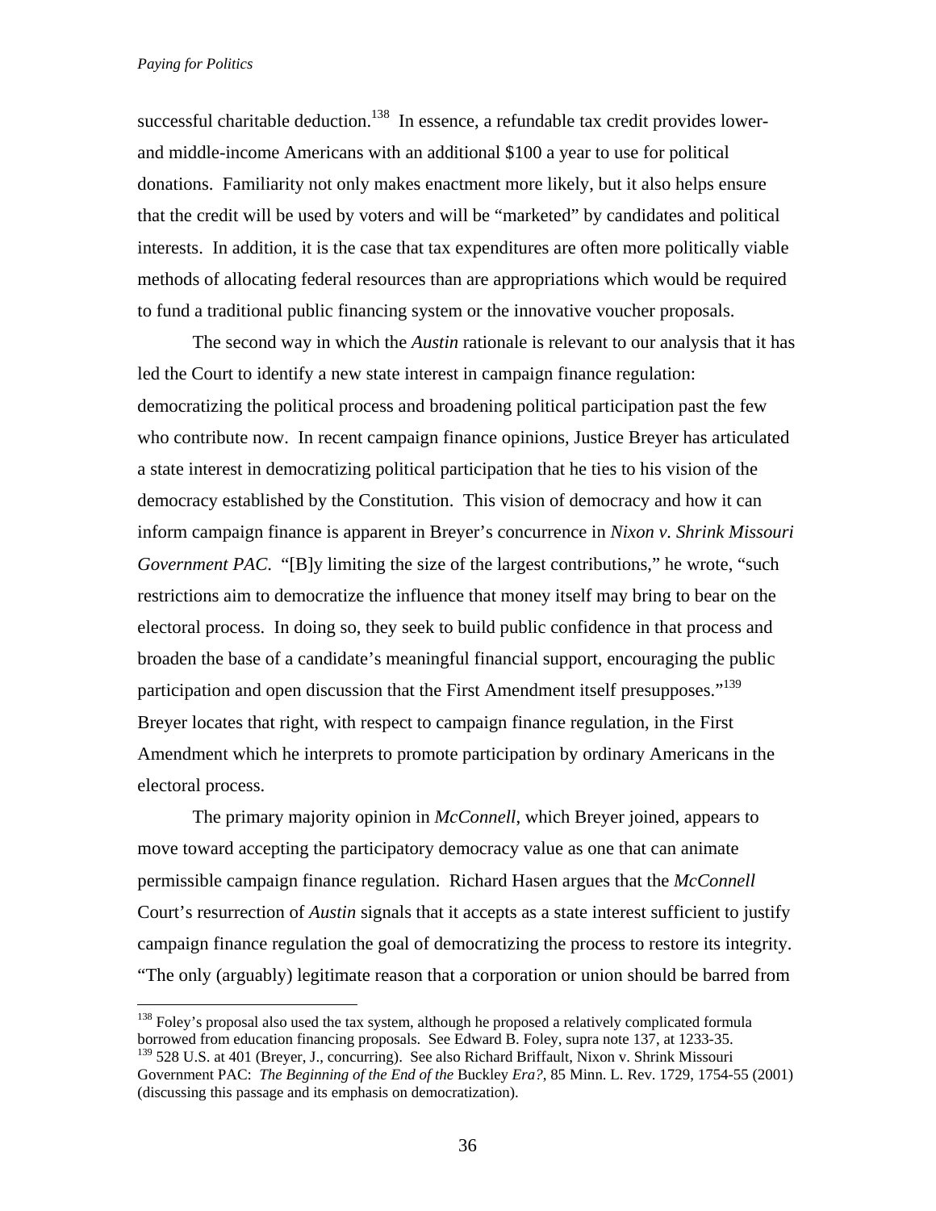successful charitable deduction.[138] In essence, a refundable tax credit provides lower- and middle-income Americans with an additional $100 a year to use for political donations. Familiarity not only makes enactment more likely, but it also helps ensure that the credit will be used by voters and will be "marketed" by candidates and political interests. In addition, it is the case that tax expenditures are often more politically viable methods of allocating federal resources than are appropriations which would be required to fund a traditional public financing system or the innovative voucher proposals.

The second way in which the *Austin* rationale is relevant to our analysis that it has led the Court to identify a new state interest in campaign finance regulation: democratizing the political process and broadening political participation past the few who contribute now. In recent campaign finance opinions, Justice Breyer has articulated a state interest in democratizing political participation that he ties to his vision of the democracy established by the Constitution. This vision of democracy and how it can inform campaign finance is apparent in Breyer's concurrence in *Nixon v. Shrink Missouri Government PAC*. "[B]y limiting the size of the largest contributions," he wrote, "such restrictions aim to democratize the influence that money itself may bring to bear on the electoral process. In doing so, they seek to build public confidence in that process and broaden the base of a candidate's meaningful financial support, encouraging the public participation and open discussion that the First Amendment itself presupposes."[139] Breyer locates that right, with respect to campaign finance regulation, in the First Amendment which he interprets to promote participation by ordinary Americans in the electoral process.

The primary majority opinion in *McConnell*, which Breyer joined, appears to move toward accepting the participatory democracy value as one that can animate permissible campaign finance regulation. Richard Hasen argues that the *McConnell* Court's resurrection of *Austin* signals that it accepts as a state interest sufficient to justify campaign finance regulation the goal of democratizing the process to restore its integrity. "The only (arguably) legitimate reason that a corporation or union should be barred from

---

[138] Foley's proposal also used the tax system, although he proposed a relatively complicated formula borrowed from education financing proposals. See Edward B. Foley, supra note 137, at 1233-35.

[139] 528 U.S. at 401 (Breyer, J., concurring). See also Richard Briffault, Nixon v. Shrink Missouri Government PAC: *The Beginning of the End of the* Buckley *Era?*, 85 Minn. L. Rev. 1729, 1754-55 (2001) (discussing this passage and its emphasis on democratization).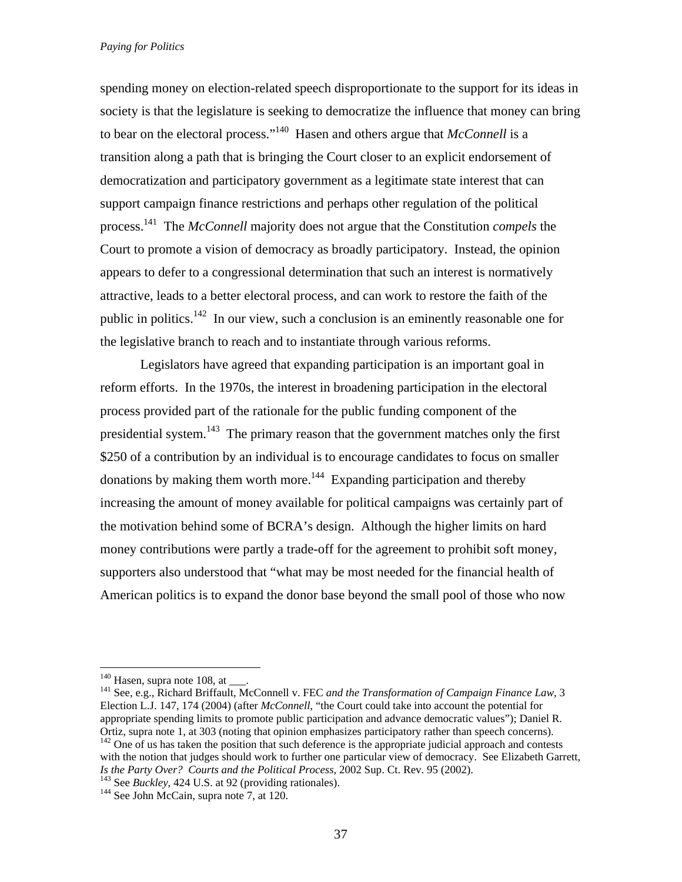spending money on election-related speech disproportionate to the support for its ideas in society is that the legislature is seeking to democratize the influence that money can bring to bear on the electoral process."[140] Hasen and others argue that *McConnell* is a transition along a path that is bringing the Court closer to an explicit endorsement of democratization and participatory government as a legitimate state interest that can support campaign finance restrictions and perhaps other regulation of the political process.[141] The *McConnell* majority does not argue that the Constitution *compels* the Court to promote a vision of democracy as broadly participatory. Instead, the opinion appears to defer to a congressional determination that such an interest is normatively attractive, leads to a better electoral process, and can work to restore the faith of the public in politics.[142] In our view, such a conclusion is an eminently reasonable one for the legislative branch to reach and to instantiate through various reforms.

Legislators have agreed that expanding participation is an important goal in reform efforts. In the 1970s, the interest in broadening participation in the electoral process provided part of the rationale for the public funding component of the presidential system.[143] The primary reason that the government matches only the first $250 of a contribution by an individual is to encourage candidates to focus on smaller donations by making them worth more.[144] Expanding participation and thereby increasing the amount of money available for political campaigns was certainly part of the motivation behind some of BCRA's design. Although the higher limits on hard money contributions were partly a trade-off for the agreement to prohibit soft money, supporters also understood that "what may be most needed for the financial health of American politics is to expand the donor base beyond the small pool of those who now

---

[140] Hasen, supra note 108, at ___.

[141] See, e.g., Richard Briffault, McConnell v. FEC *and the Transformation of Campaign Finance Law*, 3 Election L.J. 147, 174 (2004) (after *McConnell*, "the Court could take into account the potential for appropriate spending limits to promote public participation and advance democratic values"); Daniel R. Ortiz, supra note 1, at 303 (noting that opinion emphasizes participatory rather than speech concerns).

[142] One of us has taken the position that such deference is the appropriate judicial approach and contests with the notion that judges should work to further one particular view of democracy. See Elizabeth Garrett, *Is the Party Over? Courts and the Political Process*, 2002 Sup. Ct. Rev. 95 (2002).

[143] See *Buckley*, 424 U.S. at 92 (providing rationales).

[144] See John McCain, supra note 7, at 120.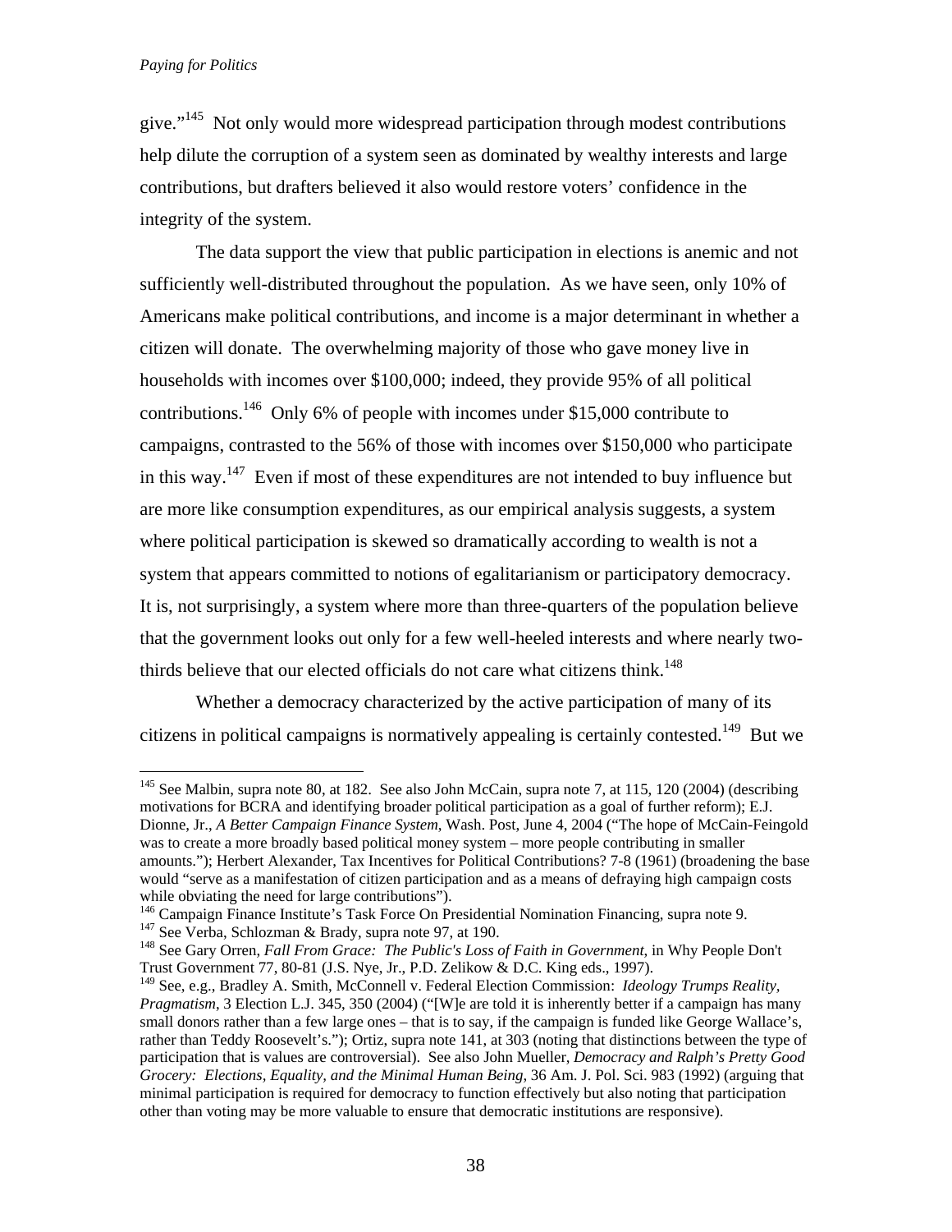give."[145] Not only would more widespread participation through modest contributions help dilute the corruption of a system seen as dominated by wealthy interests and large contributions, but drafters believed it also would restore voters' confidence in the integrity of the system.

The data support the view that public participation in elections is anemic and not sufficiently well-distributed throughout the population. As we have seen, only 10% of Americans make political contributions, and income is a major determinant in whether a citizen will donate. The overwhelming majority of those who gave money live in households with incomes over $100,000; indeed, they provide 95% of all political contributions.[146] Only 6% of people with incomes under $15,000 contribute to campaigns, contrasted to the 56% of those with incomes over $150,000 who participate in this way.[147] Even if most of these expenditures are not intended to buy influence but are more like consumption expenditures, as our empirical analysis suggests, a system where political participation is skewed so dramatically according to wealth is not a system that appears committed to notions of egalitarianism or participatory democracy. It is, not surprisingly, a system where more than three-quarters of the population believe that the government looks out only for a few well-heeled interests and where nearly two-thirds believe that our elected officials do not care what citizens think.[148]

Whether a democracy characterized by the active participation of many of its citizens in political campaigns is normatively appealing is certainly contested.[149] But we

---

[145] See Malbin, supra note 80, at 182. See also John McCain, supra note 7, at 115, 120 (2004) (describing motivations for BCRA and identifying broader political participation as a goal of further reform); E.J. Dionne, Jr., *A Better Campaign Finance System*, Wash. Post, June 4, 2004 ("The hope of McCain-Feingold was to create a more broadly based political money system – more people contributing in smaller amounts."); Herbert Alexander, Tax Incentives for Political Contributions? 7-8 (1961) (broadening the base would "serve as a manifestation of citizen participation and as a means of defraying high campaign costs while obviating the need for large contributions").

[146] Campaign Finance Institute's Task Force On Presidential Nomination Financing, supra note 9.

[147] See Verba, Schlozman & Brady, supra note 97, at 190.

[148] See Gary Orren, *Fall From Grace: The Public's Loss of Faith in Government*, in Why People Don't Trust Government 77, 80-81 (J.S. Nye, Jr., P.D. Zelikow & D.C. King eds., 1997).

[149] See, e.g., Bradley A. Smith, McConnell v. Federal Election Commission: *Ideology Trumps Reality, Pragmatism*, 3 Election L.J. 345, 350 (2004) ("[W]e are told it is inherently better if a campaign has many small donors rather than a few large ones – that is to say, if the campaign is funded like George Wallace's, rather than Teddy Roosevelt's."); Ortiz, supra note 141, at 303 (noting that distinctions between the type of participation that is values are controversial). See also John Mueller, *Democracy and Ralph's Pretty Good Grocery: Elections, Equality, and the Minimal Human Being*, 36 Am. J. Pol. Sci. 983 (1992) (arguing that minimal participation is required for democracy to function effectively but also noting that participation other than voting may be more valuable to ensure that democratic institutions are responsive).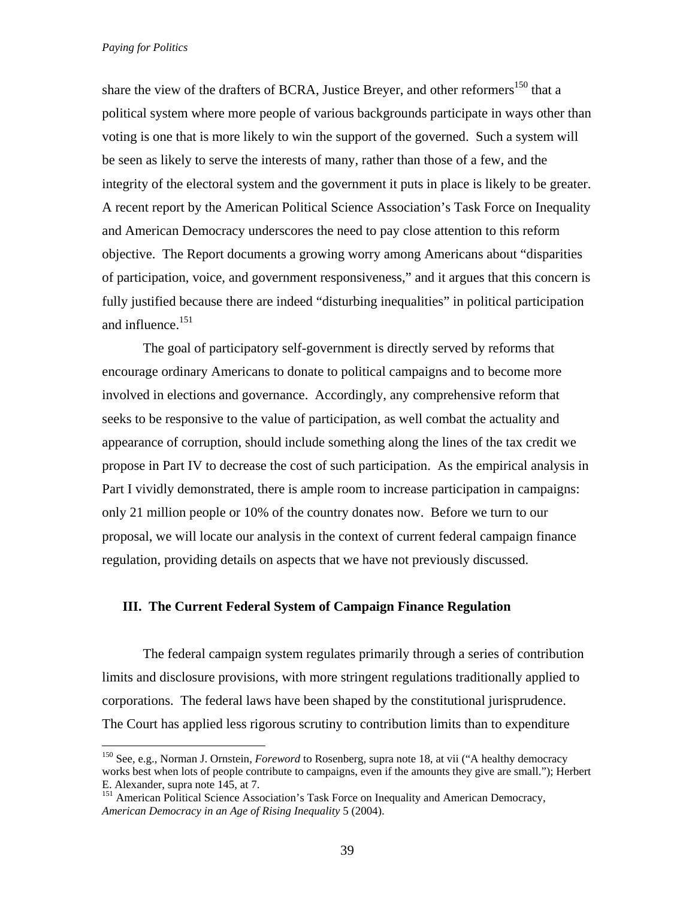share the view of the drafters of BCRA, Justice Breyer, and other reformers[150] that a political system where more people of various backgrounds participate in ways other than voting is one that is more likely to win the support of the governed. Such a system will be seen as likely to serve the interests of many, rather than those of a few, and the integrity of the electoral system and the government it puts in place is likely to be greater. A recent report by the American Political Science Association's Task Force on Inequality and American Democracy underscores the need to pay close attention to this reform objective. The Report documents a growing worry among Americans about "disparities of participation, voice, and government responsiveness," and it argues that this concern is fully justified because there are indeed "disturbing inequalities" in political participation and influence.[151]

The goal of participatory self-government is directly served by reforms that encourage ordinary Americans to donate to political campaigns and to become more involved in elections and governance. Accordingly, any comprehensive reform that seeks to be responsive to the value of participation, as well combat the actuality and appearance of corruption, should include something along the lines of the tax credit we propose in Part IV to decrease the cost of such participation. As the empirical analysis in Part I vividly demonstrated, there is ample room to increase participation in campaigns: only 21 million people or 10% of the country donates now. Before we turn to our proposal, we will locate our analysis in the context of current federal campaign finance regulation, providing details on aspects that we have not previously discussed.

## III. The Current Federal System of Campaign Finance Regulation

The federal campaign system regulates primarily through a series of contribution limits and disclosure provisions, with more stringent regulations traditionally applied to corporations. The federal laws have been shaped by the constitutional jurisprudence. The Court has applied less rigorous scrutiny to contribution limits than to expenditure

---

[150] See, e.g., Norman J. Ornstein, *Foreword* to Rosenberg, supra note 18, at vii ("A healthy democracy works best when lots of people contribute to campaigns, even if the amounts they give are small."); Herbert E. Alexander, supra note 145, at 7.

[151] American Political Science Association's Task Force on Inequality and American Democracy, *American Democracy in an Age of Rising Inequality* 5 (2004).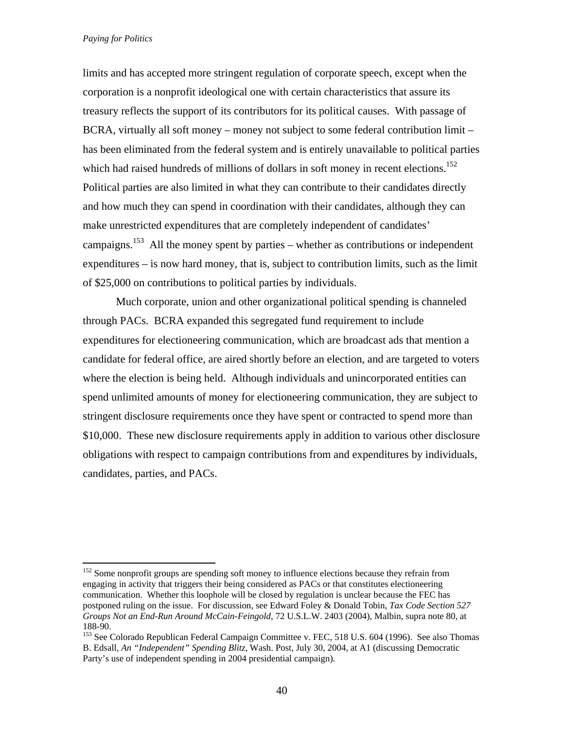limits and has accepted more stringent regulation of corporate speech, except when the corporation is a nonprofit ideological one with certain characteristics that assure its treasury reflects the support of its contributors for its political causes. With passage of BCRA, virtually all soft money – money not subject to some federal contribution limit – has been eliminated from the federal system and is entirely unavailable to political parties which had raised hundreds of millions of dollars in soft money in recent elections.[152] Political parties are also limited in what they can contribute to their candidates directly and how much they can spend in coordination with their candidates, although they can make unrestricted expenditures that are completely independent of candidates' campaigns.[153] All the money spent by parties – whether as contributions or independent expenditures – is now hard money, that is, subject to contribution limits, such as the limit of $25,000 on contributions to political parties by individuals.

Much corporate, union and other organizational political spending is channeled through PACs. BCRA expanded this segregated fund requirement to include expenditures for electioneering communication, which are broadcast ads that mention a candidate for federal office, are aired shortly before an election, and are targeted to voters where the election is being held. Although individuals and unincorporated entities can spend unlimited amounts of money for electioneering communication, they are subject to stringent disclosure requirements once they have spent or contracted to spend more than $10,000. These new disclosure requirements apply in addition to various other disclosure obligations with respect to campaign contributions from and expenditures by individuals, candidates, parties, and PACs.

---

[152] Some nonprofit groups are spending soft money to influence elections because they refrain from engaging in activity that triggers their being considered as PACs or that constitutes electioneering communication. Whether this loophole will be closed by regulation is unclear because the FEC has postponed ruling on the issue. For discussion, see Edward Foley & Donald Tobin, *Tax Code Section 527 Groups Not an End-Run Around McCain-Feingold*, 72 U.S.L.W. 2403 (2004), Malbin, supra note 80, at 188-90.

[153] See Colorado Republican Federal Campaign Committee v. FEC, 518 U.S. 604 (1996). See also Thomas B. Edsall, *An "Independent" Spending Blitz*, Wash. Post, July 30, 2004, at A1 (discussing Democratic Party's use of independent spending in 2004 presidential campaign).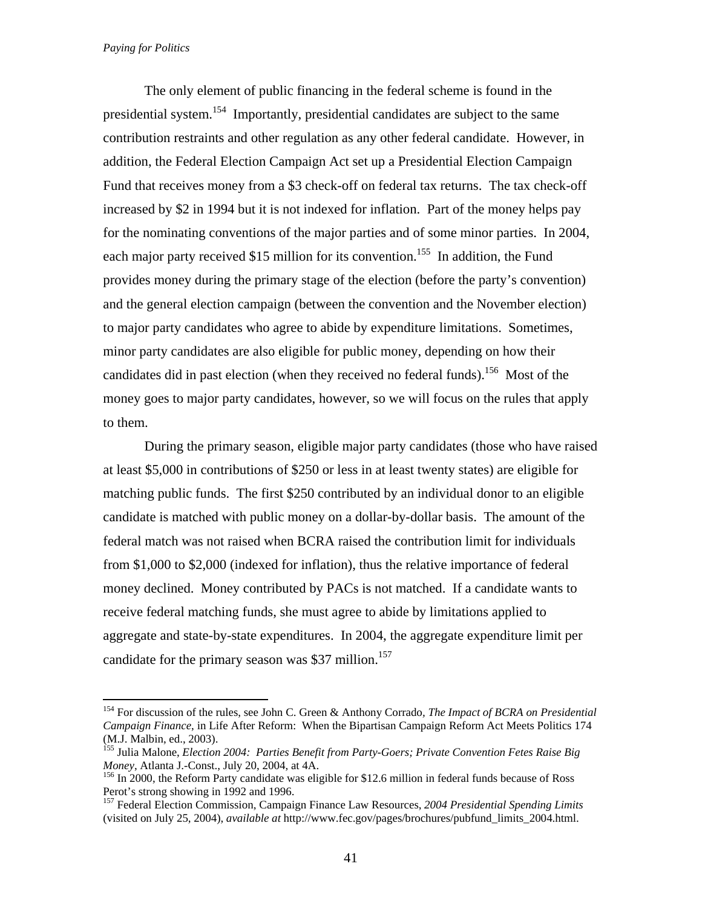The only element of public financing in the federal scheme is found in the presidential system.[154] Importantly, presidential candidates are subject to the same contribution restraints and other regulation as any other federal candidate. However, in addition, the Federal Election Campaign Act set up a Presidential Election Campaign Fund that receives money from a $3 check-off on federal tax returns. The tax check-off increased by $2 in 1994 but it is not indexed for inflation. Part of the money helps pay for the nominating conventions of the major parties and of some minor parties. In 2004, each major party received $15 million for its convention.[155] In addition, the Fund provides money during the primary stage of the election (before the party's convention) and the general election campaign (between the convention and the November election) to major party candidates who agree to abide by expenditure limitations. Sometimes, minor party candidates are also eligible for public money, depending on how their candidates did in past election (when they received no federal funds).[156] Most of the money goes to major party candidates, however, so we will focus on the rules that apply to them.

During the primary season, eligible major party candidates (those who have raised at least $5,000 in contributions of $250 or less in at least twenty states) are eligible for matching public funds. The first $250 contributed by an individual donor to an eligible candidate is matched with public money on a dollar-by-dollar basis. The amount of the federal match was not raised when BCRA raised the contribution limit for individuals from $1,000 to $2,000 (indexed for inflation), thus the relative importance of federal money declined. Money contributed by PACs is not matched. If a candidate wants to receive federal matching funds, she must agree to abide by limitations applied to aggregate and state-by-state expenditures. In 2004, the aggregate expenditure limit per candidate for the primary season was $37 million.[157]

---

[154] For discussion of the rules, see John C. Green & Anthony Corrado, *The Impact of BCRA on Presidential Campaign Finance*, in Life After Reform: When the Bipartisan Campaign Reform Act Meets Politics 174 (M.J. Malbin, ed., 2003).

[155] Julia Malone, *Election 2004: Parties Benefit from Party-Goers; Private Convention Fetes Raise Big Money*, Atlanta J.-Const., July 20, 2004, at 4A.

[156] In 2000, the Reform Party candidate was eligible for $12.6 million in federal funds because of Ross Perot's strong showing in 1992 and 1996.

[157] Federal Election Commission, Campaign Finance Law Resources, *2004 Presidential Spending Limits* (visited on July 25, 2004), *available at* http://www.fec.gov/pages/brochures/pubfund_limits_2004.html.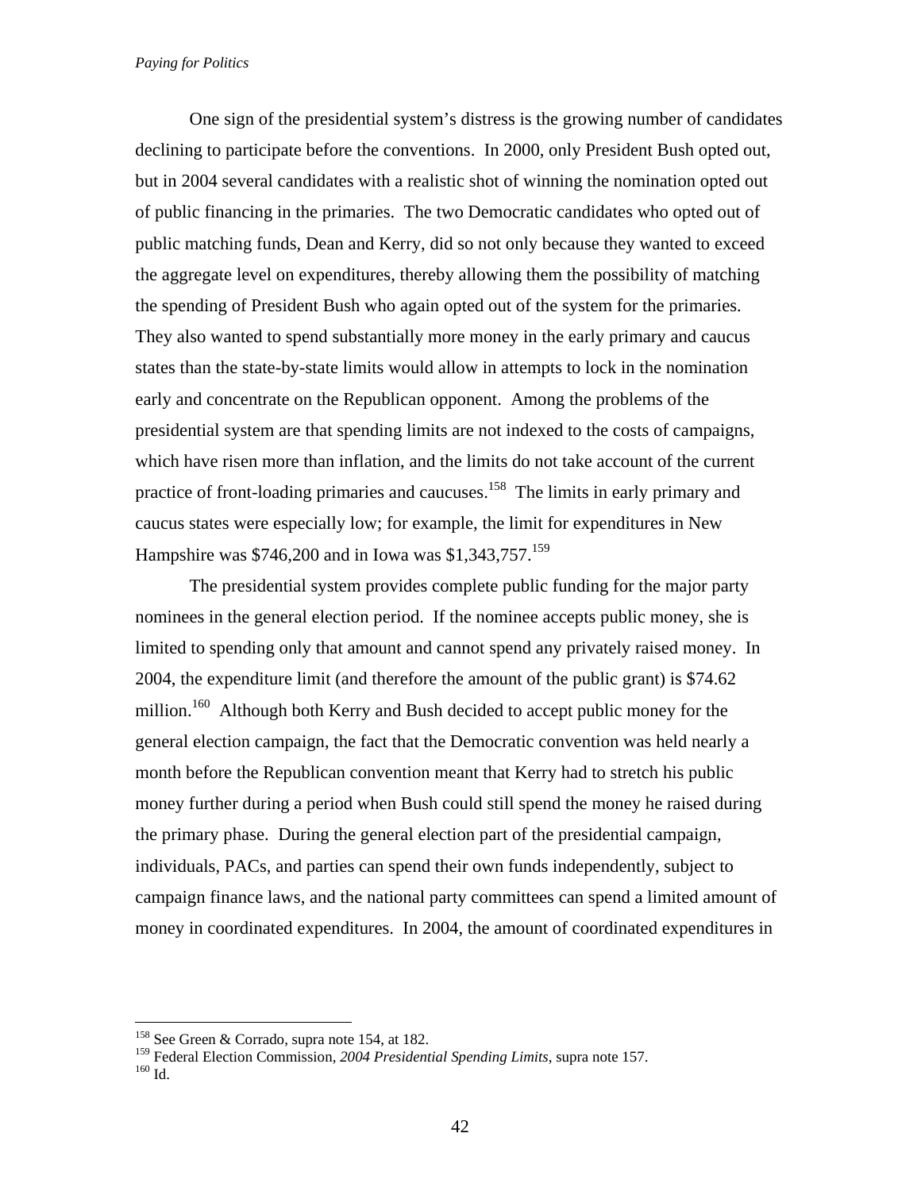One sign of the presidential system's distress is the growing number of candidates declining to participate before the conventions. In 2000, only President Bush opted out, but in 2004 several candidates with a realistic shot of winning the nomination opted out of public financing in the primaries. The two Democratic candidates who opted out of public matching funds, Dean and Kerry, did so not only because they wanted to exceed the aggregate level on expenditures, thereby allowing them the possibility of matching the spending of President Bush who again opted out of the system for the primaries. They also wanted to spend substantially more money in the early primary and caucus states than the state-by-state limits would allow in attempts to lock in the nomination early and concentrate on the Republican opponent. Among the problems of the presidential system are that spending limits are not indexed to the costs of campaigns, which have risen more than inflation, and the limits do not take account of the current practice of front-loading primaries and caucuses.[158] The limits in early primary and caucus states were especially low; for example, the limit for expenditures in New Hampshire was $746,200 and in Iowa was $1,343,757.[159]

The presidential system provides complete public funding for the major party nominees in the general election period. If the nominee accepts public money, she is limited to spending only that amount and cannot spend any privately raised money. In 2004, the expenditure limit (and therefore the amount of the public grant) is $74.62 million.[160] Although both Kerry and Bush decided to accept public money for the general election campaign, the fact that the Democratic convention was held nearly a month before the Republican convention meant that Kerry had to stretch his public money further during a period when Bush could still spend the money he raised during the primary phase. During the general election part of the presidential campaign, individuals, PACs, and parties can spend their own funds independently, subject to campaign finance laws, and the national party committees can spend a limited amount of money in coordinated expenditures. In 2004, the amount of coordinated expenditures in

---

[158] See Green & Corrado, supra note 154, at 182.

[159] Federal Election Commission, *2004 Presidential Spending Limits*, supra note 157.

[160] Id.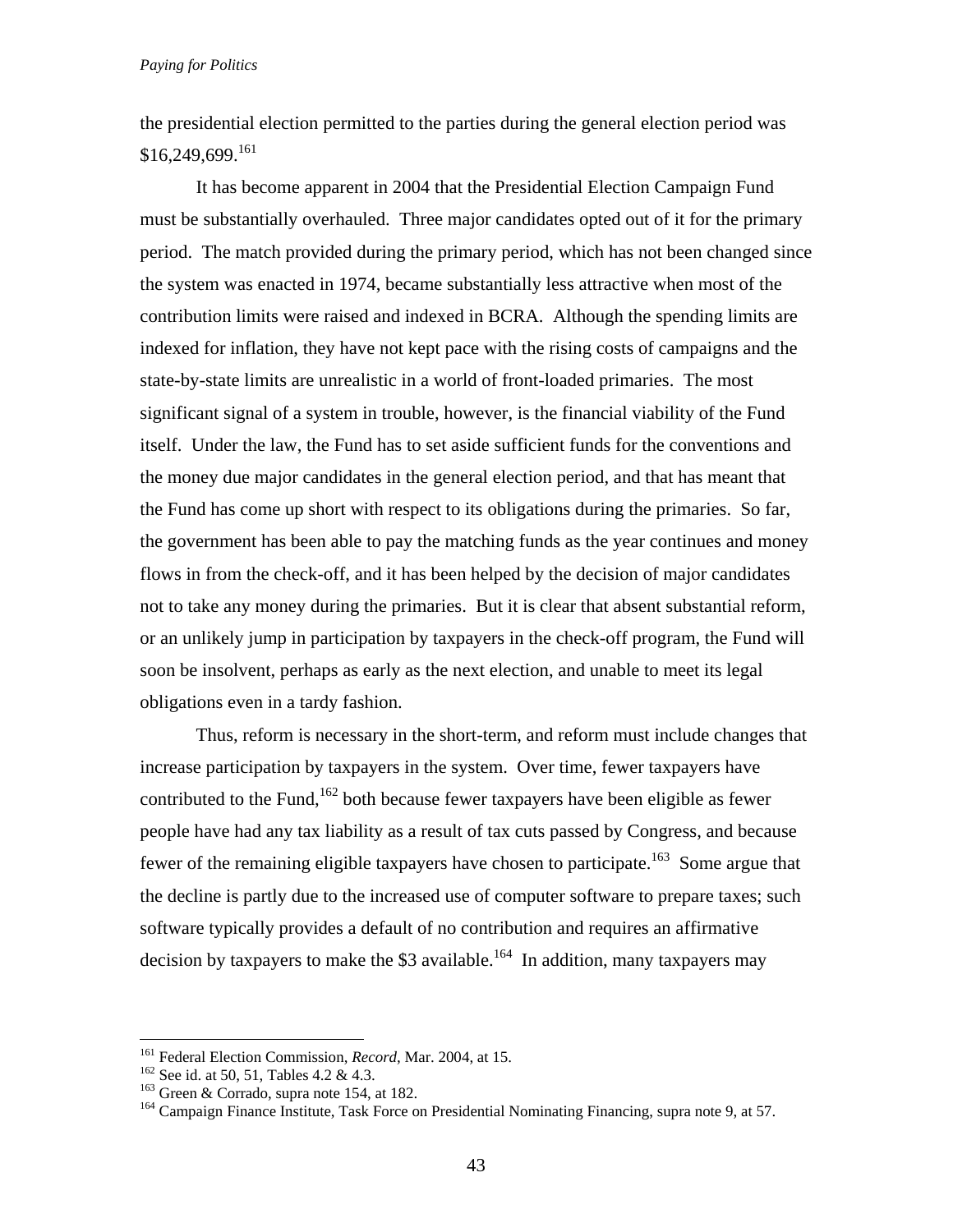the presidential election permitted to the parties during the general election period was $16,249,699.[161]

It has become apparent in 2004 that the Presidential Election Campaign Fund must be substantially overhauled. Three major candidates opted out of it for the primary period. The match provided during the primary period, which has not been changed since the system was enacted in 1974, became substantially less attractive when most of the contribution limits were raised and indexed in BCRA. Although the spending limits are indexed for inflation, they have not kept pace with the rising costs of campaigns and the state-by-state limits are unrealistic in a world of front-loaded primaries. The most significant signal of a system in trouble, however, is the financial viability of the Fund itself. Under the law, the Fund has to set aside sufficient funds for the conventions and the money due major candidates in the general election period, and that has meant that the Fund has come up short with respect to its obligations during the primaries. So far, the government has been able to pay the matching funds as the year continues and money flows in from the check-off, and it has been helped by the decision of major candidates not to take any money during the primaries. But it is clear that absent substantial reform, or an unlikely jump in participation by taxpayers in the check-off program, the Fund will soon be insolvent, perhaps as early as the next election, and unable to meet its legal obligations even in a tardy fashion.

Thus, reform is necessary in the short-term, and reform must include changes that increase participation by taxpayers in the system. Over time, fewer taxpayers have contributed to the Fund,[162] both because fewer taxpayers have been eligible as fewer people have had any tax liability as a result of tax cuts passed by Congress, and because fewer of the remaining eligible taxpayers have chosen to participate.[163] Some argue that the decline is partly due to the increased use of computer software to prepare taxes; such software typically provides a default of no contribution and requires an affirmative decision by taxpayers to make the $3 available.[164] In addition, many taxpayers may

---

[161] Federal Election Commission, *Record*, Mar. 2004, at 15.
[162] See id. at 50, 51, Tables 4.2 & 4.3.
[163] Green & Corrado, supra note 154, at 182.
[164] Campaign Finance Institute, Task Force on Presidential Nominating Financing, supra note 9, at 57.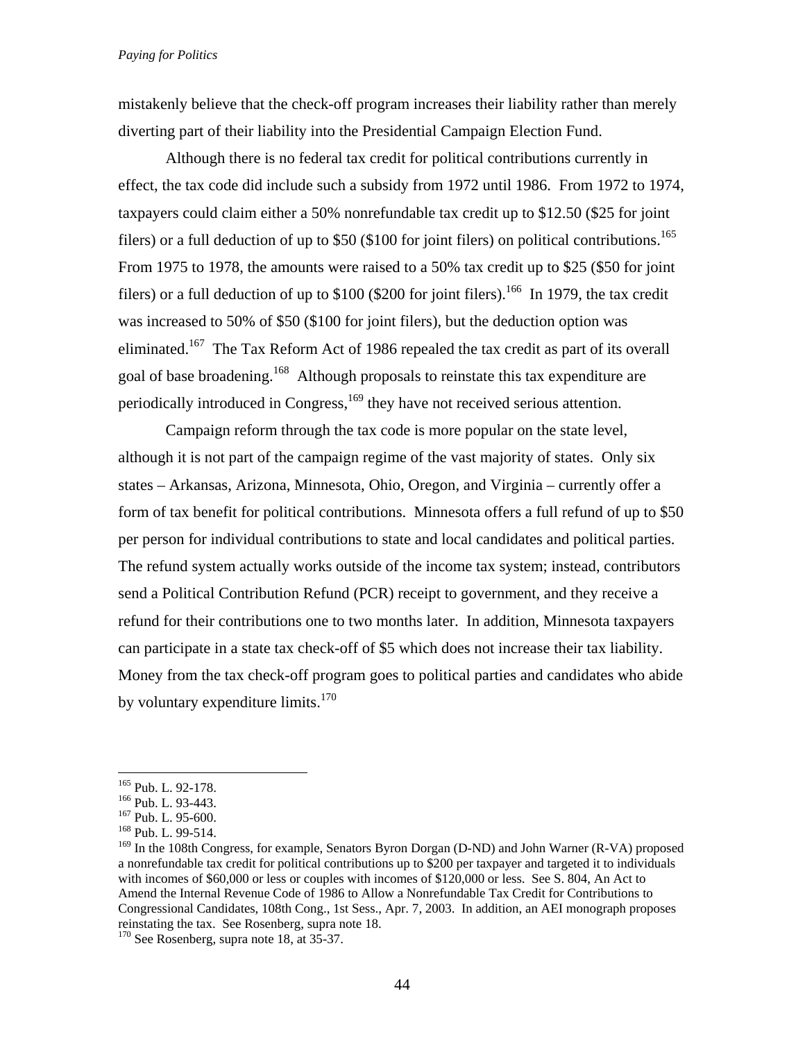mistakenly believe that the check-off program increases their liability rather than merely diverting part of their liability into the Presidential Campaign Election Fund.

Although there is no federal tax credit for political contributions currently in effect, the tax code did include such a subsidy from 1972 until 1986. From 1972 to 1974, taxpayers could claim either a 50% nonrefundable tax credit up to $12.50 ($25 for joint filers) or a full deduction of up to $50 ($100 for joint filers) on political contributions.[165] From 1975 to 1978, the amounts were raised to a 50% tax credit up to $25 ($50 for joint filers) or a full deduction of up to $100 ($200 for joint filers).[166] In 1979, the tax credit was increased to 50% of $50 ($100 for joint filers), but the deduction option was eliminated.[167] The Tax Reform Act of 1986 repealed the tax credit as part of its overall goal of base broadening.[168] Although proposals to reinstate this tax expenditure are periodically introduced in Congress,[169] they have not received serious attention.

Campaign reform through the tax code is more popular on the state level, although it is not part of the campaign regime of the vast majority of states. Only six states – Arkansas, Arizona, Minnesota, Ohio, Oregon, and Virginia – currently offer a form of tax benefit for political contributions. Minnesota offers a full refund of up to $50 per person for individual contributions to state and local candidates and political parties. The refund system actually works outside of the income tax system; instead, contributors send a Political Contribution Refund (PCR) receipt to government, and they receive a refund for their contributions one to two months later. In addition, Minnesota taxpayers can participate in a state tax check-off of $5 which does not increase their tax liability. Money from the tax check-off program goes to political parties and candidates who abide by voluntary expenditure limits.[170]

---

[165] Pub. L. 92-178.

[166] Pub. L. 93-443.

[167] Pub. L. 95-600.

[168] Pub. L. 99-514.

[169] In the 108th Congress, for example, Senators Byron Dorgan (D-ND) and John Warner (R-VA) proposed a nonrefundable tax credit for political contributions up to $200 per taxpayer and targeted it to individuals with incomes of $60,000 or less or couples with incomes of $120,000 or less. See S. 804, An Act to Amend the Internal Revenue Code of 1986 to Allow a Nonrefundable Tax Credit for Contributions to Congressional Candidates, 108th Cong., 1st Sess., Apr. 7, 2003. In addition, an AEI monograph proposes reinstating the tax. See Rosenberg, supra note 18.

[170] See Rosenberg, supra note 18, at 35-37.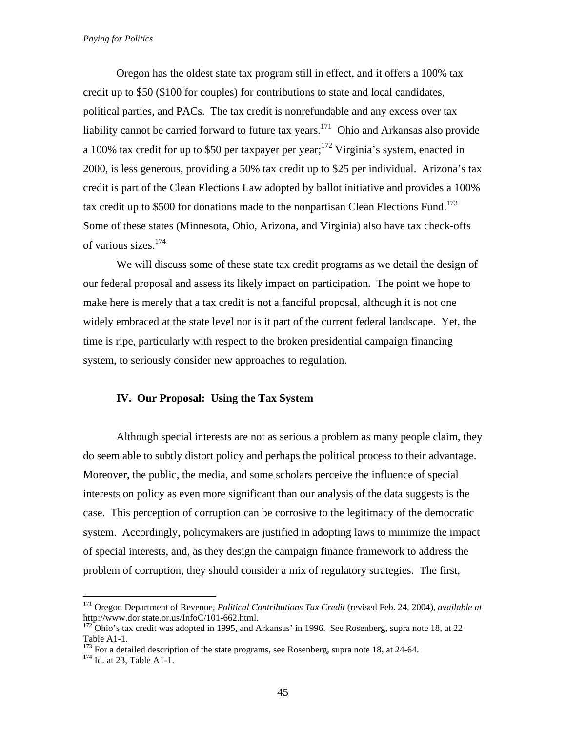Oregon has the oldest state tax program still in effect, and it offers a 100% tax credit up to $50 ($100 for couples) for contributions to state and local candidates, political parties, and PACs. The tax credit is nonrefundable and any excess over tax liability cannot be carried forward to future tax years.[171] Ohio and Arkansas also provide a 100% tax credit for up to $50 per taxpayer per year;[172] Virginia's system, enacted in 2000, is less generous, providing a 50% tax credit up to $25 per individual. Arizona's tax credit is part of the Clean Elections Law adopted by ballot initiative and provides a 100% tax credit up to $500 for donations made to the nonpartisan Clean Elections Fund.[173] Some of these states (Minnesota, Ohio, Arizona, and Virginia) also have tax check-offs of various sizes.[174]

We will discuss some of these state tax credit programs as we detail the design of our federal proposal and assess its likely impact on participation. The point we hope to make here is merely that a tax credit is not a fanciful proposal, although it is not one widely embraced at the state level nor is it part of the current federal landscape. Yet, the time is ripe, particularly with respect to the broken presidential campaign financing system, to seriously consider new approaches to regulation.

## IV. Our Proposal: Using the Tax System

Although special interests are not as serious a problem as many people claim, they do seem able to subtly distort policy and perhaps the political process to their advantage. Moreover, the public, the media, and some scholars perceive the influence of special interests on policy as even more significant than our analysis of the data suggests is the case. This perception of corruption can be corrosive to the legitimacy of the democratic system. Accordingly, policymakers are justified in adopting laws to minimize the impact of special interests, and, as they design the campaign finance framework to address the problem of corruption, they should consider a mix of regulatory strategies. The first,

---

[171] Oregon Department of Revenue, *Political Contributions Tax Credit* (revised Feb. 24, 2004), *available at* http://www.dor.state.or.us/InfoC/101-662.html.

[172] Ohio's tax credit was adopted in 1995, and Arkansas' in 1996. See Rosenberg, supra note 18, at 22 Table A1-1.

[173] For a detailed description of the state programs, see Rosenberg, supra note 18, at 24-64.

[174] Id. at 23, Table A1-1.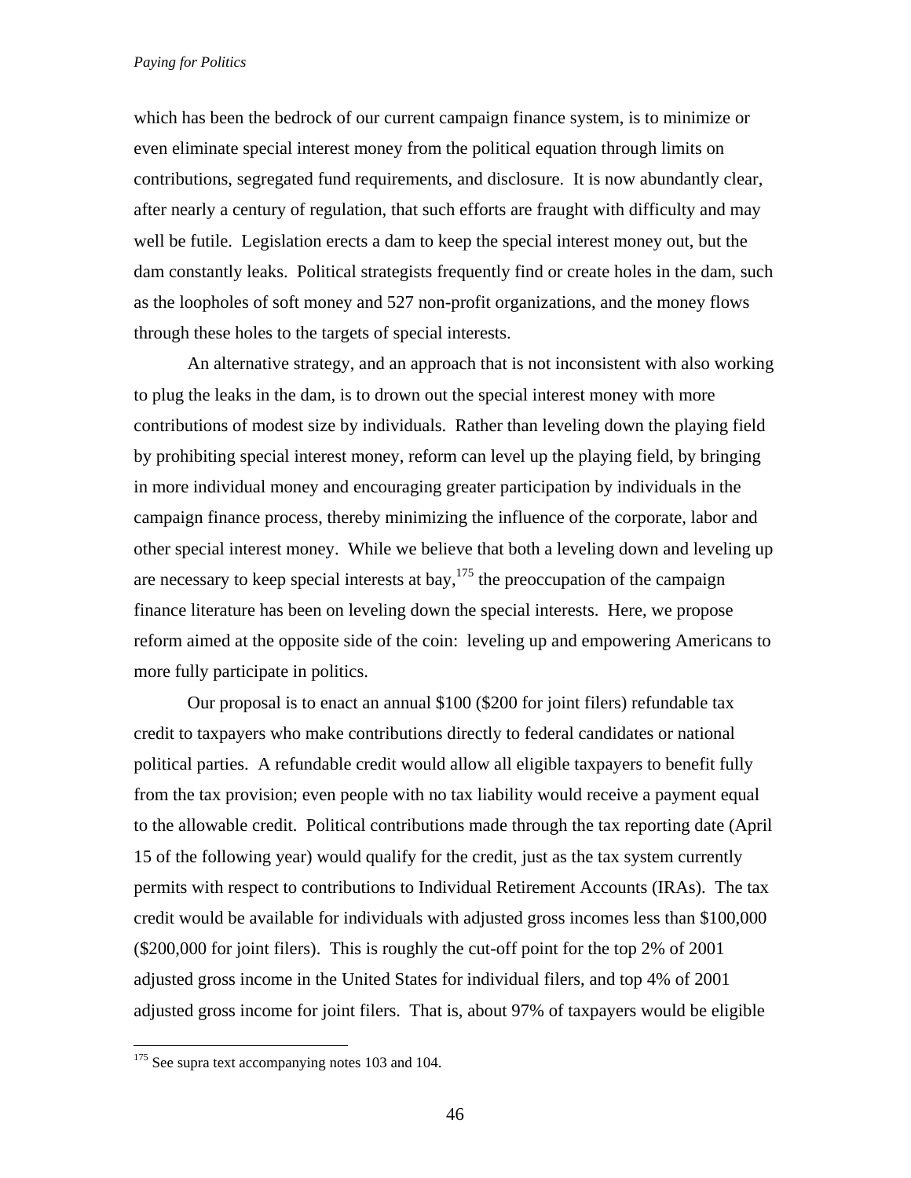which has been the bedrock of our current campaign finance system, is to minimize or even eliminate special interest money from the political equation through limits on contributions, segregated fund requirements, and disclosure. It is now abundantly clear, after nearly a century of regulation, that such efforts are fraught with difficulty and may well be futile. Legislation erects a dam to keep the special interest money out, but the dam constantly leaks. Political strategists frequently find or create holes in the dam, such as the loopholes of soft money and 527 non-profit organizations, and the money flows through these holes to the targets of special interests.

An alternative strategy, and an approach that is not inconsistent with also working to plug the leaks in the dam, is to drown out the special interest money with more contributions of modest size by individuals. Rather than leveling down the playing field by prohibiting special interest money, reform can level up the playing field, by bringing in more individual money and encouraging greater participation by individuals in the campaign finance process, thereby minimizing the influence of the corporate, labor and other special interest money. While we believe that both a leveling down and leveling up are necessary to keep special interests at bay,[175] the preoccupation of the campaign finance literature has been on leveling down the special interests. Here, we propose reform aimed at the opposite side of the coin: leveling up and empowering Americans to more fully participate in politics.

Our proposal is to enact an annual $100 ($200 for joint filers) refundable tax credit to taxpayers who make contributions directly to federal candidates or national political parties. A refundable credit would allow all eligible taxpayers to benefit fully from the tax provision; even people with no tax liability would receive a payment equal to the allowable credit. Political contributions made through the tax reporting date (April 15 of the following year) would qualify for the credit, just as the tax system currently permits with respect to contributions to Individual Retirement Accounts (IRAs). The tax credit would be available for individuals with adjusted gross incomes less than $100,000 ($200,000 for joint filers). This is roughly the cut-off point for the top 2% of 2001 adjusted gross income in the United States for individual filers, and top 4% of 2001 adjusted gross income for joint filers. That is, about 97% of taxpayers would be eligible

[175] See supra text accompanying notes 103 and 104.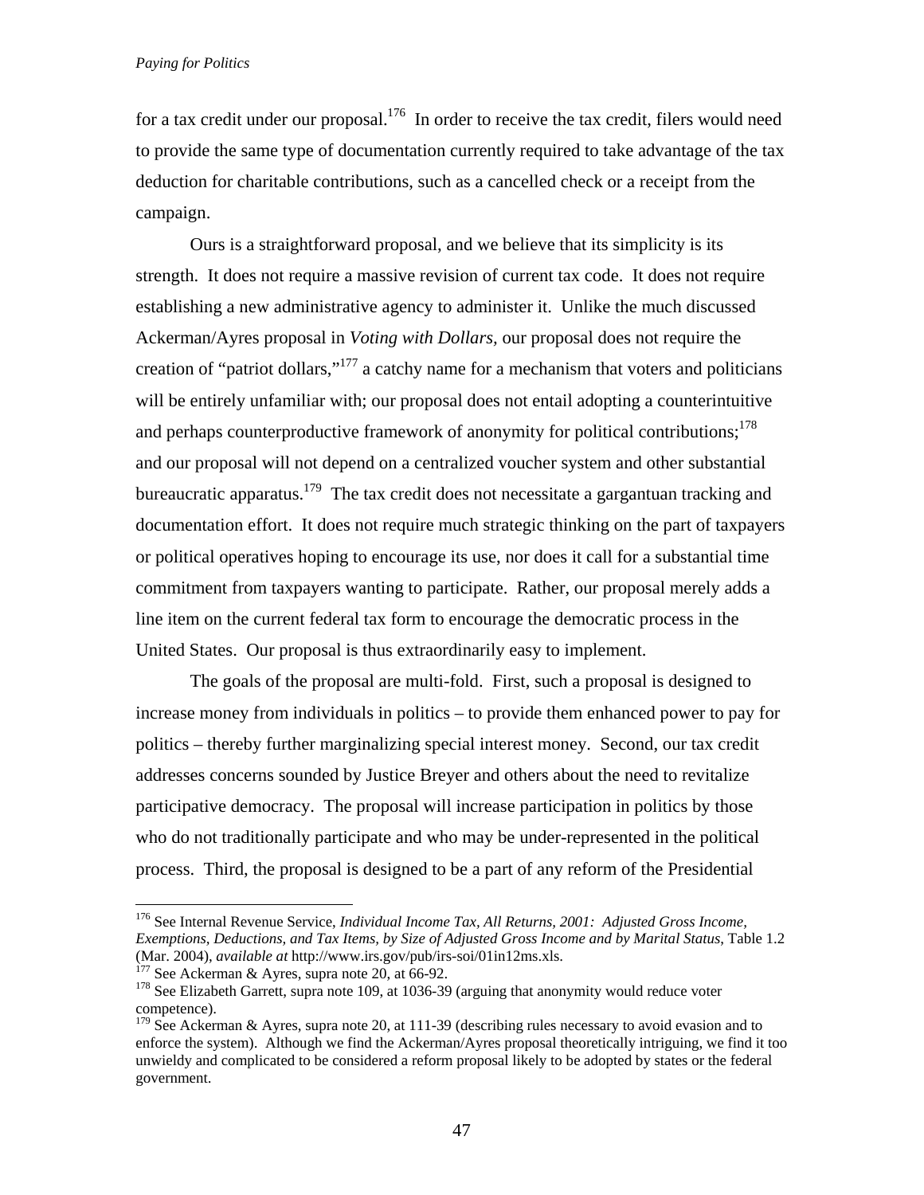for a tax credit under our proposal.[176] In order to receive the tax credit, filers would need to provide the same type of documentation currently required to take advantage of the tax deduction for charitable contributions, such as a cancelled check or a receipt from the campaign.

Ours is a straightforward proposal, and we believe that its simplicity is its strength. It does not require a massive revision of current tax code. It does not require establishing a new administrative agency to administer it. Unlike the much discussed Ackerman/Ayres proposal in *Voting with Dollars*, our proposal does not require the creation of "patriot dollars,"[177] a catchy name for a mechanism that voters and politicians will be entirely unfamiliar with; our proposal does not entail adopting a counterintuitive and perhaps counterproductive framework of anonymity for political contributions;[178] and our proposal will not depend on a centralized voucher system and other substantial bureaucratic apparatus.[179] The tax credit does not necessitate a gargantuan tracking and documentation effort. It does not require much strategic thinking on the part of taxpayers or political operatives hoping to encourage its use, nor does it call for a substantial time commitment from taxpayers wanting to participate. Rather, our proposal merely adds a line item on the current federal tax form to encourage the democratic process in the United States. Our proposal is thus extraordinarily easy to implement.

The goals of the proposal are multi-fold. First, such a proposal is designed to increase money from individuals in politics – to provide them enhanced power to pay for politics – thereby further marginalizing special interest money. Second, our tax credit addresses concerns sounded by Justice Breyer and others about the need to revitalize participative democracy. The proposal will increase participation in politics by those who do not traditionally participate and who may be under-represented in the political process. Third, the proposal is designed to be a part of any reform of the Presidential

---

[176] See Internal Revenue Service, *Individual Income Tax, All Returns, 2001: Adjusted Gross Income, Exemptions, Deductions, and Tax Items, by Size of Adjusted Gross Income and by Marital Status*, Table 1.2 (Mar. 2004), *available at* http://www.irs.gov/pub/irs-soi/01in12ms.xls.

[177] See Ackerman & Ayres, supra note 20, at 66-92.

[178] See Elizabeth Garrett, supra note 109, at 1036-39 (arguing that anonymity would reduce voter competence).

[179] See Ackerman & Ayres, supra note 20, at 111-39 (describing rules necessary to avoid evasion and to enforce the system). Although we find the Ackerman/Ayres proposal theoretically intriguing, we find it too unwieldy and complicated to be considered a reform proposal likely to be adopted by states or the federal government.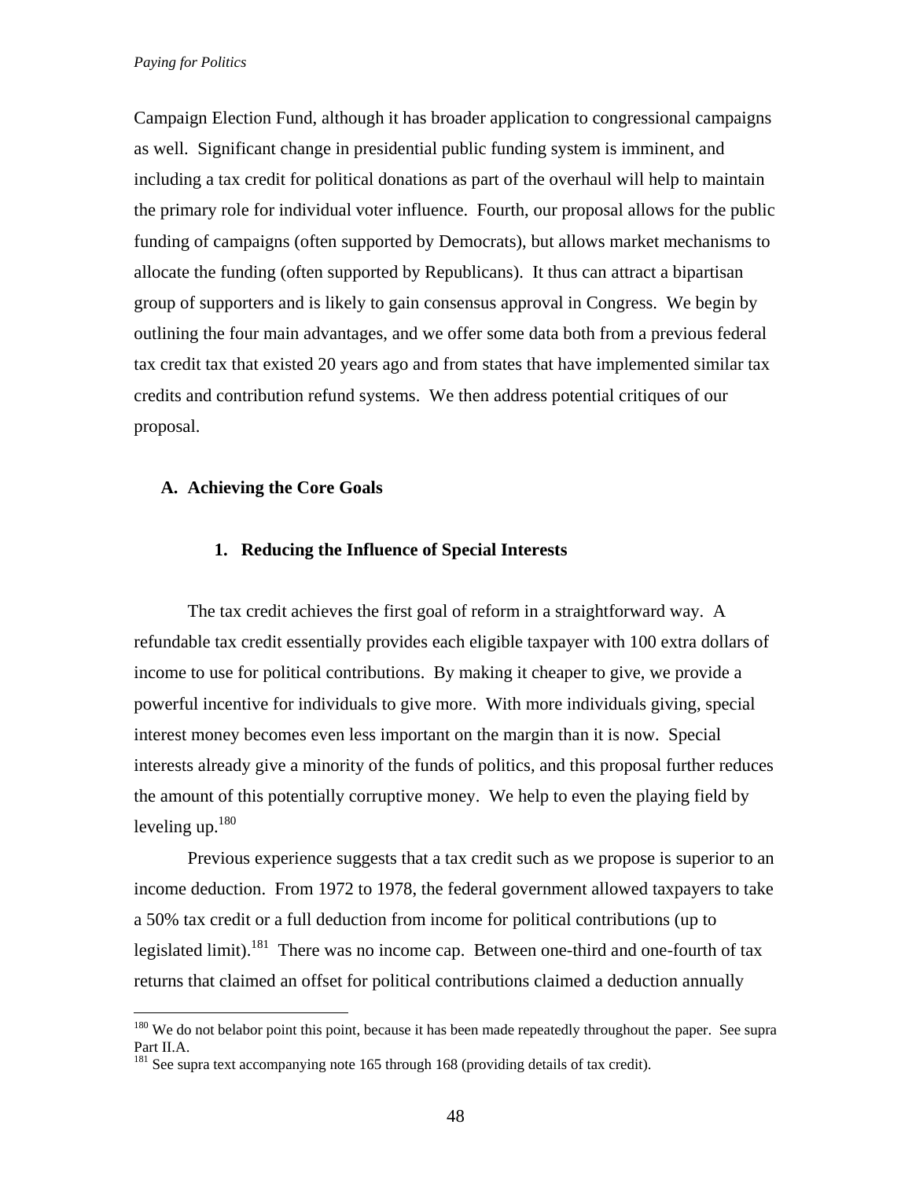Campaign Election Fund, although it has broader application to congressional campaigns as well. Significant change in presidential public funding system is imminent, and including a tax credit for political donations as part of the overhaul will help to maintain the primary role for individual voter influence. Fourth, our proposal allows for the public funding of campaigns (often supported by Democrats), but allows market mechanisms to allocate the funding (often supported by Republicans). It thus can attract a bipartisan group of supporters and is likely to gain consensus approval in Congress. We begin by outlining the four main advantages, and we offer some data both from a previous federal tax credit tax that existed 20 years ago and from states that have implemented similar tax credits and contribution refund systems. We then address potential critiques of our proposal.

## A. Achieving the Core Goals

### 1. Reducing the Influence of Special Interests

The tax credit achieves the first goal of reform in a straightforward way. A refundable tax credit essentially provides each eligible taxpayer with 100 extra dollars of income to use for political contributions. By making it cheaper to give, we provide a powerful incentive for individuals to give more. With more individuals giving, special interest money becomes even less important on the margin than it is now. Special interests already give a minority of the funds of politics, and this proposal further reduces the amount of this potentially corruptive money. We help to even the playing field by leveling up.[180]

Previous experience suggests that a tax credit such as we propose is superior to an income deduction. From 1972 to 1978, the federal government allowed taxpayers to take a 50% tax credit or a full deduction from income for political contributions (up to legislated limit).[181] There was no income cap. Between one-third and one-fourth of tax returns that claimed an offset for political contributions claimed a deduction annually

---

[180] We do not belabor point this point, because it has been made repeatedly throughout the paper. See supra Part II.A.

[181] See supra text accompanying note 165 through 168 (providing details of tax credit).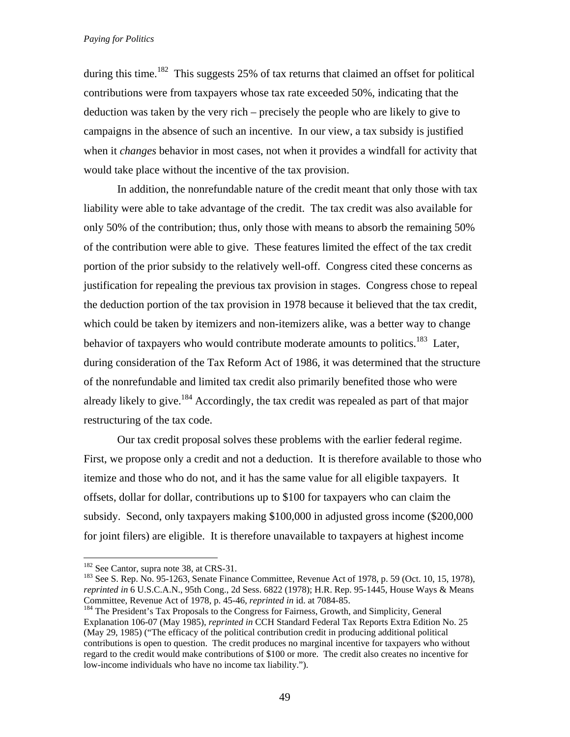during this time.[182] This suggests 25% of tax returns that claimed an offset for political contributions were from taxpayers whose tax rate exceeded 50%, indicating that the deduction was taken by the very rich – precisely the people who are likely to give to campaigns in the absence of such an incentive. In our view, a tax subsidy is justified when it *changes* behavior in most cases, not when it provides a windfall for activity that would take place without the incentive of the tax provision.

In addition, the nonrefundable nature of the credit meant that only those with tax liability were able to take advantage of the credit. The tax credit was also available for only 50% of the contribution; thus, only those with means to absorb the remaining 50% of the contribution were able to give. These features limited the effect of the tax credit portion of the prior subsidy to the relatively well-off. Congress cited these concerns as justification for repealing the previous tax provision in stages. Congress chose to repeal the deduction portion of the tax provision in 1978 because it believed that the tax credit, which could be taken by itemizers and non-itemizers alike, was a better way to change behavior of taxpayers who would contribute moderate amounts to politics.[183] Later, during consideration of the Tax Reform Act of 1986, it was determined that the structure of the nonrefundable and limited tax credit also primarily benefited those who were already likely to give.[184] Accordingly, the tax credit was repealed as part of that major restructuring of the tax code.

Our tax credit proposal solves these problems with the earlier federal regime. First, we propose only a credit and not a deduction. It is therefore available to those who itemize and those who do not, and it has the same value for all eligible taxpayers. It offsets, dollar for dollar, contributions up to $100 for taxpayers who can claim the subsidy. Second, only taxpayers making $100,000 in adjusted gross income ($200,000 for joint filers) are eligible. It is therefore unavailable to taxpayers at highest income

---

[182] See Cantor, supra note 38, at CRS-31.

[183] See S. Rep. No. 95-1263, Senate Finance Committee, Revenue Act of 1978, p. 59 (Oct. 10, 15, 1978), *reprinted in* 6 U.S.C.A.N., 95th Cong., 2d Sess. 6822 (1978); H.R. Rep. 95-1445, House Ways & Means Committee, Revenue Act of 1978, p. 45-46, *reprinted in* id. at 7084-85.

[184] The President's Tax Proposals to the Congress for Fairness, Growth, and Simplicity, General Explanation 106-07 (May 1985), *reprinted in* CCH Standard Federal Tax Reports Extra Edition No. 25 (May 29, 1985) ("The efficacy of the political contribution credit in producing additional political contributions is open to question. The credit produces no marginal incentive for taxpayers who without regard to the credit would make contributions of $100 or more. The credit also creates no incentive for low-income individuals who have no income tax liability.").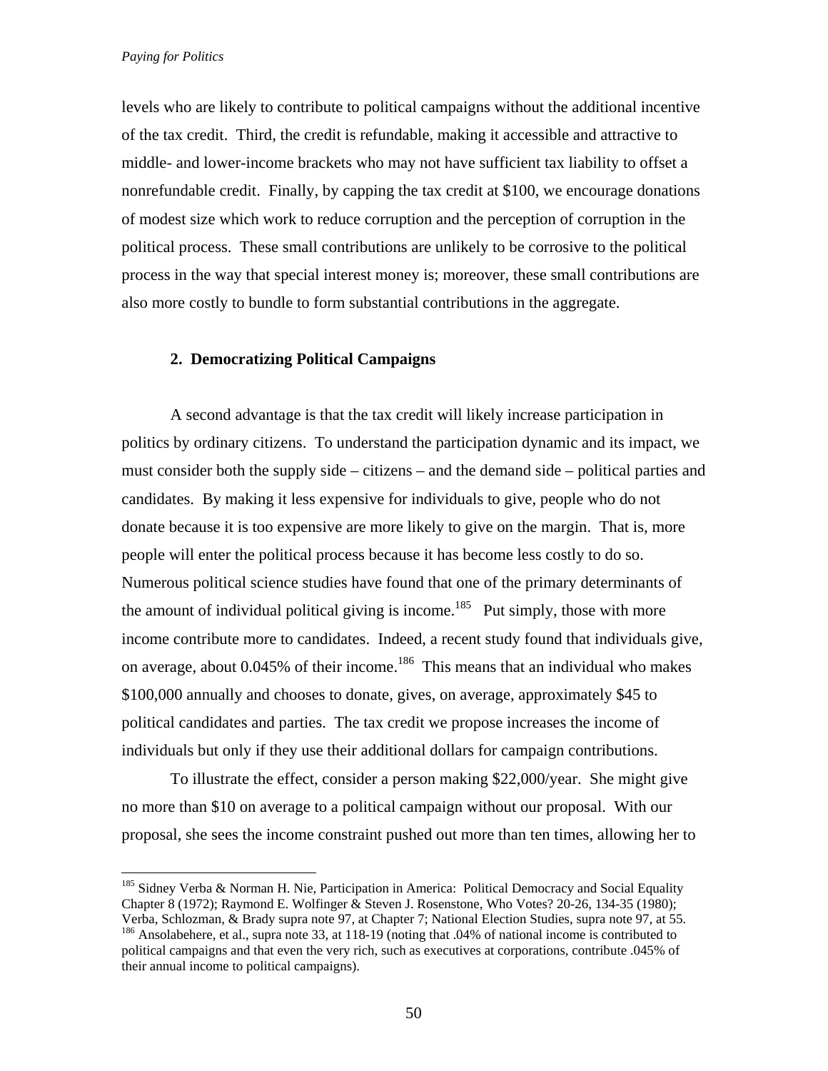levels who are likely to contribute to political campaigns without the additional incentive of the tax credit. Third, the credit is refundable, making it accessible and attractive to middle- and lower-income brackets who may not have sufficient tax liability to offset a nonrefundable credit. Finally, by capping the tax credit at $100, we encourage donations of modest size which work to reduce corruption and the perception of corruption in the political process. These small contributions are unlikely to be corrosive to the political process in the way that special interest money is; moreover, these small contributions are also more costly to bundle to form substantial contributions in the aggregate.

### 2. Democratizing Political Campaigns

A second advantage is that the tax credit will likely increase participation in politics by ordinary citizens. To understand the participation dynamic and its impact, we must consider both the supply side – citizens – and the demand side – political parties and candidates. By making it less expensive for individuals to give, people who do not donate because it is too expensive are more likely to give on the margin. That is, more people will enter the political process because it has become less costly to do so. Numerous political science studies have found that one of the primary determinants of the amount of individual political giving is income.[185] Put simply, those with more income contribute more to candidates. Indeed, a recent study found that individuals give, on average, about 0.045% of their income.[186] This means that an individual who makes $100,000 annually and chooses to donate, gives, on average, approximately $45 to political candidates and parties. The tax credit we propose increases the income of individuals but only if they use their additional dollars for campaign contributions.

To illustrate the effect, consider a person making $22,000/year. She might give no more than $10 on average to a political campaign without our proposal. With our proposal, she sees the income constraint pushed out more than ten times, allowing her to

[185] Sidney Verba & Norman H. Nie, Participation in America: Political Democracy and Social Equality Chapter 8 (1972); Raymond E. Wolfinger & Steven J. Rosenstone, Who Votes? 20-26, 134-35 (1980); Verba, Schlozman, & Brady supra note 97, at Chapter 7; National Election Studies, supra note 97, at 55.

[186] Ansolabehere, et al., supra note 33, at 118-19 (noting that .04% of national income is contributed to political campaigns and that even the very rich, such as executives at corporations, contribute .045% of their annual income to political campaigns).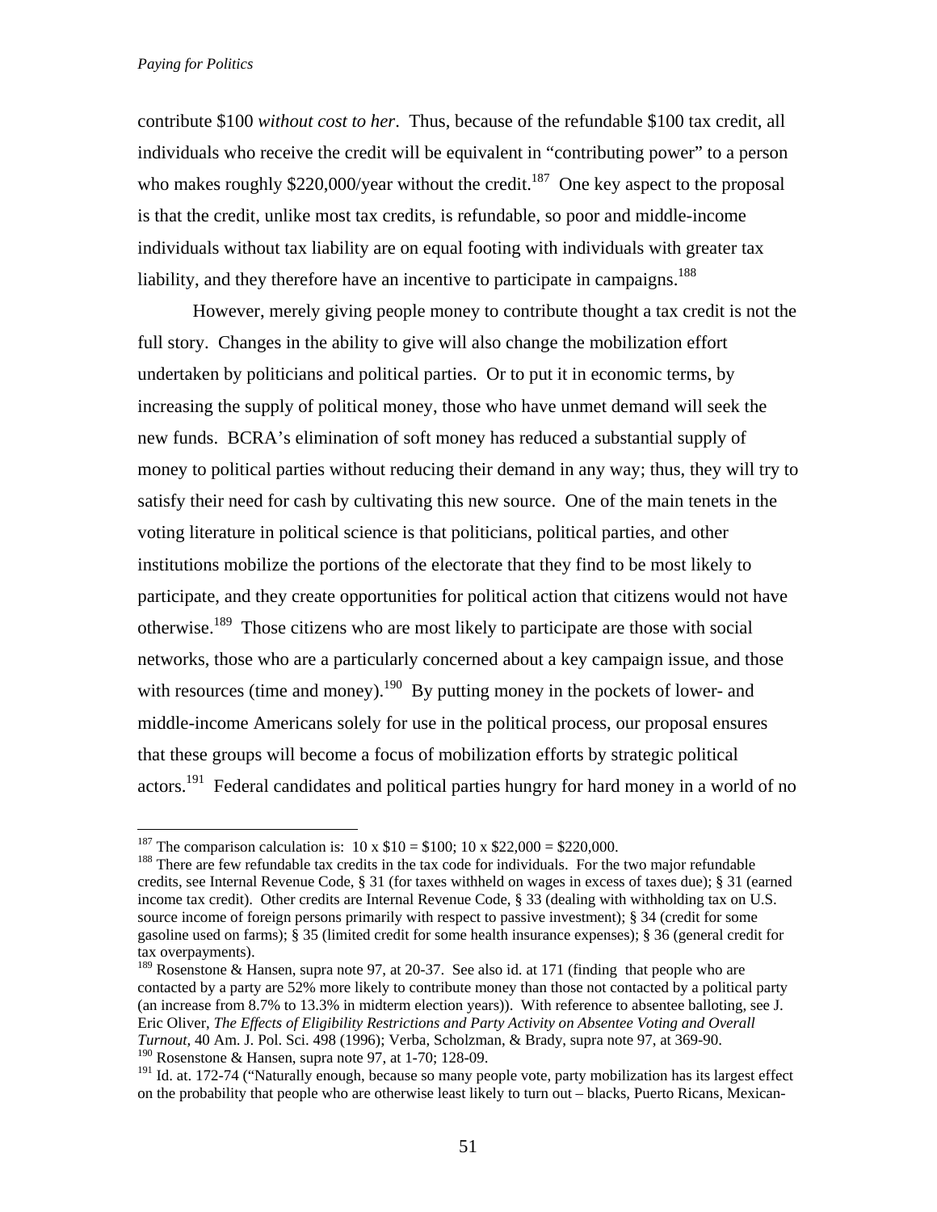contribute $100 *without cost to her*. Thus, because of the refundable $100 tax credit, all individuals who receive the credit will be equivalent in "contributing power" to a person who makes roughly $220,000/year without the credit.[187] One key aspect to the proposal is that the credit, unlike most tax credits, is refundable, so poor and middle-income individuals without tax liability are on equal footing with individuals with greater tax liability, and they therefore have an incentive to participate in campaigns.[188]

However, merely giving people money to contribute thought a tax credit is not the full story. Changes in the ability to give will also change the mobilization effort undertaken by politicians and political parties. Or to put it in economic terms, by increasing the supply of political money, those who have unmet demand will seek the new funds. BCRA's elimination of soft money has reduced a substantial supply of money to political parties without reducing their demand in any way; thus, they will try to satisfy their need for cash by cultivating this new source. One of the main tenets in the voting literature in political science is that politicians, political parties, and other institutions mobilize the portions of the electorate that they find to be most likely to participate, and they create opportunities for political action that citizens would not have otherwise.[189] Those citizens who are most likely to participate are those with social networks, those who are a particularly concerned about a key campaign issue, and those with resources (time and money).[190] By putting money in the pockets of lower- and middle-income Americans solely for use in the political process, our proposal ensures that these groups will become a focus of mobilization efforts by strategic political actors.[191] Federal candidates and political parties hungry for hard money in a world of no

---

[187] The comparison calculation is: 10 x $10 = $100; 10 x $22,000 = $220,000.

[188] There are few refundable tax credits in the tax code for individuals. For the two major refundable credits, see Internal Revenue Code, § 31 (for taxes withheld on wages in excess of taxes due); § 31 (earned income tax credit). Other credits are Internal Revenue Code, § 33 (dealing with withholding tax on U.S. source income of foreign persons primarily with respect to passive investment); § 34 (credit for some gasoline used on farms); § 35 (limited credit for some health insurance expenses); § 36 (general credit for tax overpayments).

[189] Rosenstone & Hansen, supra note 97, at 20-37. See also id. at 171 (finding that people who are contacted by a party are 52% more likely to contribute money than those not contacted by a political party (an increase from 8.7% to 13.3% in midterm election years)). With reference to absentee balloting, see J. Eric Oliver, *The Effects of Eligibility Restrictions and Party Activity on Absentee Voting and Overall Turnout*, 40 Am. J. Pol. Sci. 498 (1996); Verba, Scholzman, & Brady, supra note 97, at 369-90.

[190] Rosenstone & Hansen, supra note 97, at 1-70; 128-09.

[191] Id. at. 172-74 ("Naturally enough, because so many people vote, party mobilization has its largest effect on the probability that people who are otherwise least likely to turn out – blacks, Puerto Ricans, Mexican-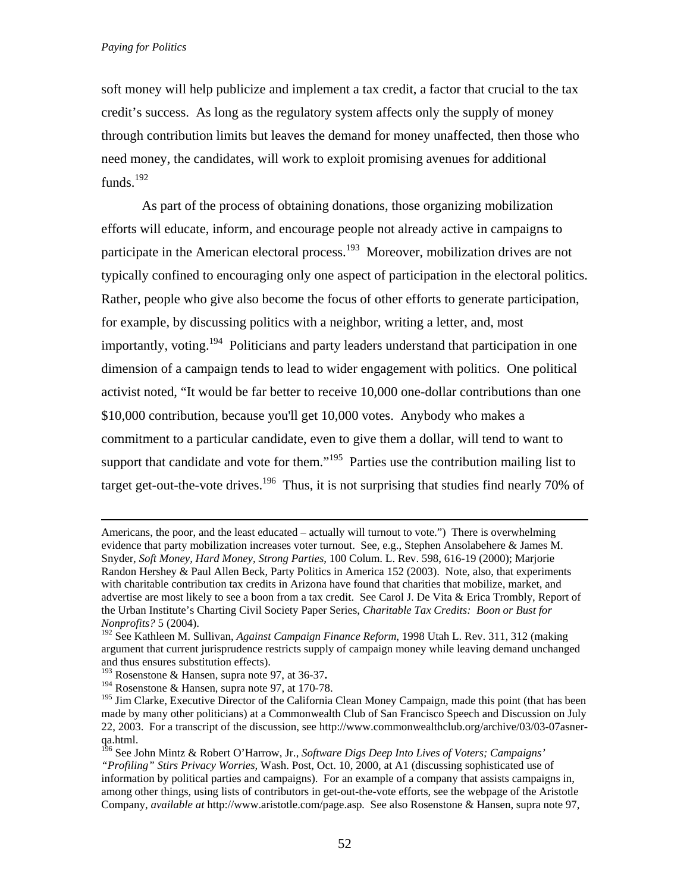soft money will help publicize and implement a tax credit, a factor that crucial to the tax credit's success. As long as the regulatory system affects only the supply of money through contribution limits but leaves the demand for money unaffected, then those who need money, the candidates, will work to exploit promising avenues for additional funds.[192]

As part of the process of obtaining donations, those organizing mobilization efforts will educate, inform, and encourage people not already active in campaigns to participate in the American electoral process.[193] Moreover, mobilization drives are not typically confined to encouraging only one aspect of participation in the electoral politics. Rather, people who give also become the focus of other efforts to generate participation, for example, by discussing politics with a neighbor, writing a letter, and, most importantly, voting.[194] Politicians and party leaders understand that participation in one dimension of a campaign tends to lead to wider engagement with politics. One political activist noted, "It would be far better to receive 10,000 one-dollar contributions than one $10,000 contribution, because you'll get 10,000 votes. Anybody who makes a commitment to a particular candidate, even to give them a dollar, will tend to want to support that candidate and vote for them."[195] Parties use the contribution mailing list to target get-out-the-vote drives.[196] Thus, it is not surprising that studies find nearly 70% of

---

Americans, the poor, and the least educated – actually will turnout to vote.") There is overwhelming evidence that party mobilization increases voter turnout. See, e.g., Stephen Ansolabehere & James M. Snyder, *Soft Money, Hard Money, Strong Parties*, 100 Colum. L. Rev. 598, 616-19 (2000); Marjorie Randon Hershey & Paul Allen Beck, Party Politics in America 152 (2003). Note, also, that experiments with charitable contribution tax credits in Arizona have found that charities that mobilize, market, and advertise are most likely to see a boon from a tax credit. See Carol J. De Vita & Erica Trombly, Report of the Urban Institute's Charting Civil Society Paper Series, *Charitable Tax Credits: Boon or Bust for Nonprofits?* 5 (2004).

[192] See Kathleen M. Sullivan, *Against Campaign Finance Reform*, 1998 Utah L. Rev. 311, 312 (making argument that current jurisprudence restricts supply of campaign money while leaving demand unchanged and thus ensures substitution effects).

[193] Rosenstone & Hansen, supra note 97, at 36-37**.**

[194] Rosenstone & Hansen, supra note 97, at 170-78.

[195] Jim Clarke, Executive Director of the California Clean Money Campaign, made this point (that has been made by many other politicians) at a Commonwealth Club of San Francisco Speech and Discussion on July 22, 2003. For a transcript of the discussion, see http://www.commonwealthclub.org/archive/03/03-07asner-qa.html.

[196] See John Mintz & Robert O'Harrow, Jr., *Software Digs Deep Into Lives of Voters; Campaigns' "Profiling" Stirs Privacy Worries*, Wash. Post, Oct. 10, 2000, at A1 (discussing sophisticated use of information by political parties and campaigns). For an example of a company that assists campaigns in, among other things, using lists of contributors in get-out-the-vote efforts, see the webpage of the Aristotle Company, *available at* http://www.aristotle.com/page.asp. See also Rosenstone & Hansen, supra note 97,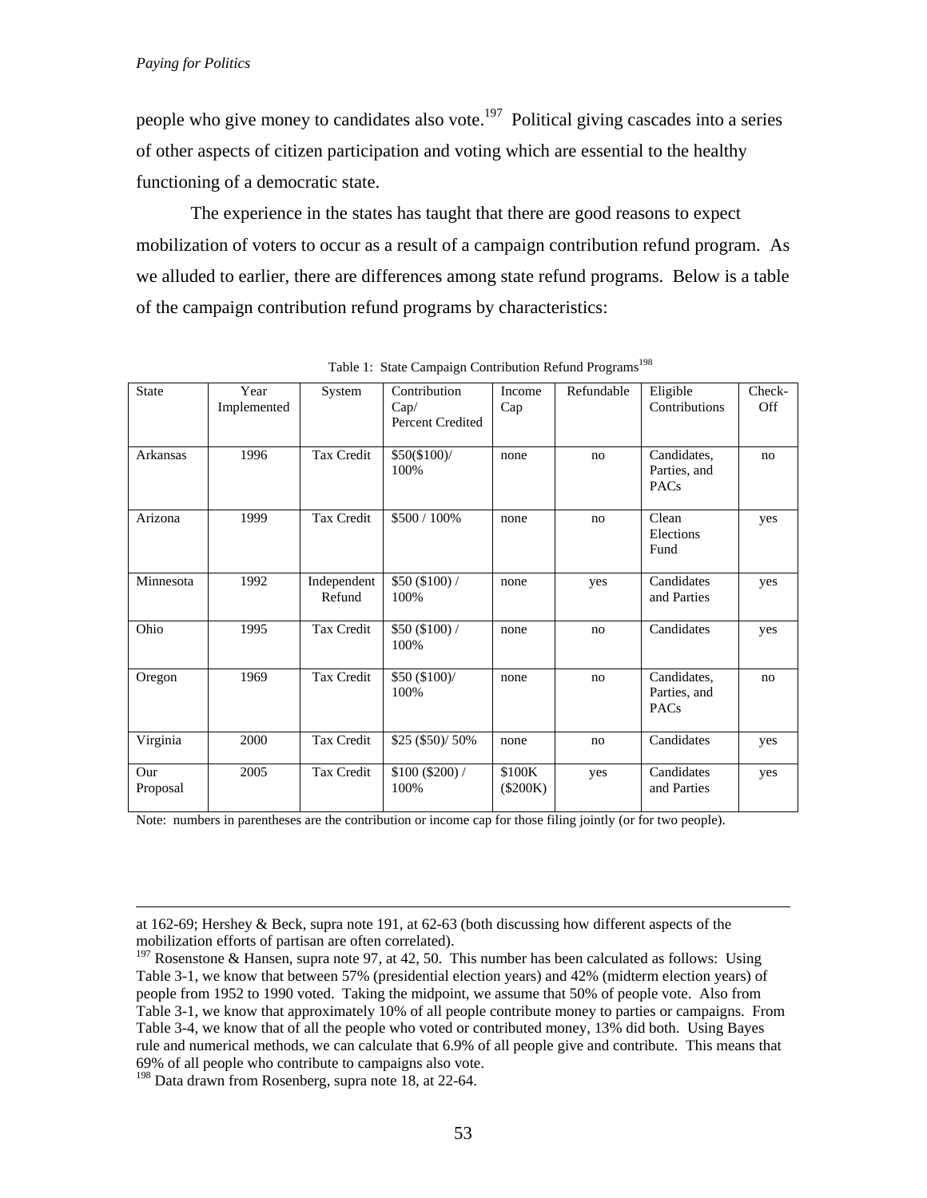people who give money to candidates also vote.[197] Political giving cascades into a series of other aspects of citizen participation and voting which are essential to the healthy functioning of a democratic state.

The experience in the states has taught that there are good reasons to expect mobilization of voters to occur as a result of a campaign contribution refund program. As we alluded to earlier, there are differences among state refund programs. Below is a table of the campaign contribution refund programs by characteristics:

Table 1: State Campaign Contribution Refund Programs[198]

| State | Year Implemented | System | Contribution Cap/ Percent Credited | Income Cap | Refundable | Eligible Contributions | Check-Off |
|---|---|---|---|---|---|---|---|
| Arkansas | 1996 | Tax Credit | $50($100)/ 100% | none | no | Candidates, Parties, and PACs | no |
| Arizona | 1999 | Tax Credit | $500 / 100% | none | no | Clean Elections Fund | yes |
| Minnesota | 1992 | Independent Refund | $50 ($100) / 100% | none | yes | Candidates and Parties | yes |
| Ohio | 1995 | Tax Credit | $50 ($100) / 100% | none | no | Candidates | yes |
| Oregon | 1969 | Tax Credit | $50 ($100)/ 100% | none | no | Candidates, Parties, and PACs | no |
| Virginia | 2000 | Tax Credit | $25 ($50)/ 50% | none | no | Candidates | yes |
| Our Proposal | 2005 | Tax Credit | $100 ($200) / 100% | $100K ($200K) | yes | Candidates and Parties | yes |

Note: numbers in parentheses are the contribution or income cap for those filing jointly (or for two people).

---

at 162-69; Hershey & Beck, supra note 191, at 62-63 (both discussing how different aspects of the mobilization efforts of partisan are often correlated).

[197] Rosenstone & Hansen, supra note 97, at 42, 50. This number has been calculated as follows: Using Table 3-1, we know that between 57% (presidential election years) and 42% (midterm election years) of people from 1952 to 1990 voted. Taking the midpoint, we assume that 50% of people vote. Also from Table 3-1, we know that approximately 10% of all people contribute money to parties or campaigns. From Table 3-4, we know that of all the people who voted or contributed money, 13% did both. Using Bayes rule and numerical methods, we can calculate that 6.9% of all people give and contribute. This means that 69% of all people who contribute to campaigns also vote.

[198] Data drawn from Rosenberg, supra note 18, at 22-64.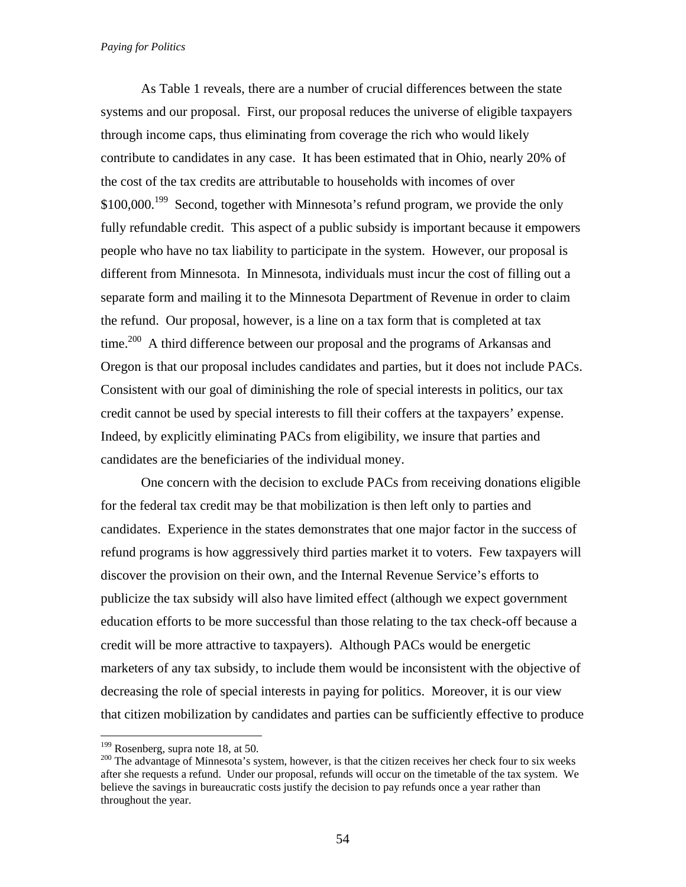As Table 1 reveals, there are a number of crucial differences between the state systems and our proposal. First, our proposal reduces the universe of eligible taxpayers through income caps, thus eliminating from coverage the rich who would likely contribute to candidates in any case. It has been estimated that in Ohio, nearly 20% of the cost of the tax credits are attributable to households with incomes of over $100,000.[199] Second, together with Minnesota's refund program, we provide the only fully refundable credit. This aspect of a public subsidy is important because it empowers people who have no tax liability to participate in the system. However, our proposal is different from Minnesota. In Minnesota, individuals must incur the cost of filling out a separate form and mailing it to the Minnesota Department of Revenue in order to claim the refund. Our proposal, however, is a line on a tax form that is completed at tax time.[200] A third difference between our proposal and the programs of Arkansas and Oregon is that our proposal includes candidates and parties, but it does not include PACs. Consistent with our goal of diminishing the role of special interests in politics, our tax credit cannot be used by special interests to fill their coffers at the taxpayers' expense. Indeed, by explicitly eliminating PACs from eligibility, we insure that parties and candidates are the beneficiaries of the individual money.

One concern with the decision to exclude PACs from receiving donations eligible for the federal tax credit may be that mobilization is then left only to parties and candidates. Experience in the states demonstrates that one major factor in the success of refund programs is how aggressively third parties market it to voters. Few taxpayers will discover the provision on their own, and the Internal Revenue Service's efforts to publicize the tax subsidy will also have limited effect (although we expect government education efforts to be more successful than those relating to the tax check-off because a credit will be more attractive to taxpayers). Although PACs would be energetic marketers of any tax subsidy, to include them would be inconsistent with the objective of decreasing the role of special interests in paying for politics. Moreover, it is our view that citizen mobilization by candidates and parties can be sufficiently effective to produce

---

[199] Rosenberg, supra note 18, at 50.

[200] The advantage of Minnesota's system, however, is that the citizen receives her check four to six weeks after she requests a refund. Under our proposal, refunds will occur on the timetable of the tax system. We believe the savings in bureaucratic costs justify the decision to pay refunds once a year rather than throughout the year.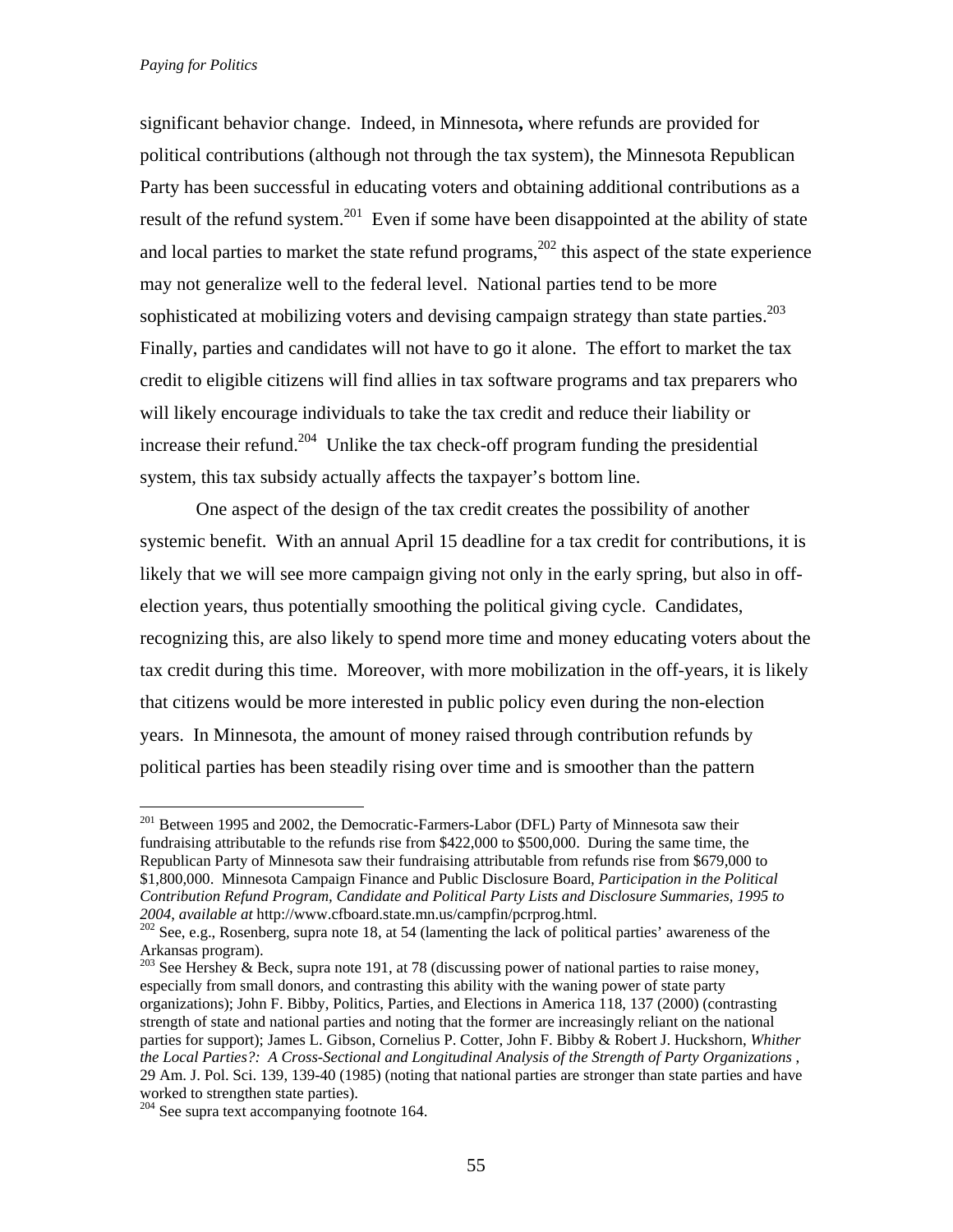significant behavior change. Indeed, in Minnesota**,** where refunds are provided for political contributions (although not through the tax system), the Minnesota Republican Party has been successful in educating voters and obtaining additional contributions as a result of the refund system.[201] Even if some have been disappointed at the ability of state and local parties to market the state refund programs,[202] this aspect of the state experience may not generalize well to the federal level. National parties tend to be more sophisticated at mobilizing voters and devising campaign strategy than state parties.[203] Finally, parties and candidates will not have to go it alone. The effort to market the tax credit to eligible citizens will find allies in tax software programs and tax preparers who will likely encourage individuals to take the tax credit and reduce their liability or increase their refund.[204] Unlike the tax check-off program funding the presidential system, this tax subsidy actually affects the taxpayer's bottom line.

One aspect of the design of the tax credit creates the possibility of another systemic benefit. With an annual April 15 deadline for a tax credit for contributions, it is likely that we will see more campaign giving not only in the early spring, but also in off-election years, thus potentially smoothing the political giving cycle. Candidates, recognizing this, are also likely to spend more time and money educating voters about the tax credit during this time. Moreover, with more mobilization in the off-years, it is likely that citizens would be more interested in public policy even during the non-election years. In Minnesota, the amount of money raised through contribution refunds by political parties has been steadily rising over time and is smoother than the pattern

---

[201] Between 1995 and 2002, the Democratic-Farmers-Labor (DFL) Party of Minnesota saw their fundraising attributable to the refunds rise from $422,000 to $500,000. During the same time, the Republican Party of Minnesota saw their fundraising attributable from refunds rise from $679,000 to $1,800,000. Minnesota Campaign Finance and Public Disclosure Board, *Participation in the Political Contribution Refund Program, Candidate and Political Party Lists and Disclosure Summaries, 1995 to 2004, available at* http://www.cfboard.state.mn.us/campfin/pcrprog.html.

[202] See, e.g., Rosenberg, supra note 18, at 54 (lamenting the lack of political parties' awareness of the Arkansas program).

[203] See Hershey & Beck, supra note 191, at 78 (discussing power of national parties to raise money, especially from small donors, and contrasting this ability with the waning power of state party organizations); John F. Bibby, Politics, Parties, and Elections in America 118, 137 (2000) (contrasting strength of state and national parties and noting that the former are increasingly reliant on the national parties for support); James L. Gibson, Cornelius P. Cotter, John F. Bibby & Robert J. Huckshorn, *Whither the Local Parties?: A Cross-Sectional and Longitudinal Analysis of the Strength of Party Organizations* , 29 Am. J. Pol. Sci. 139, 139-40 (1985) (noting that national parties are stronger than state parties and have worked to strengthen state parties).

[204] See supra text accompanying footnote 164.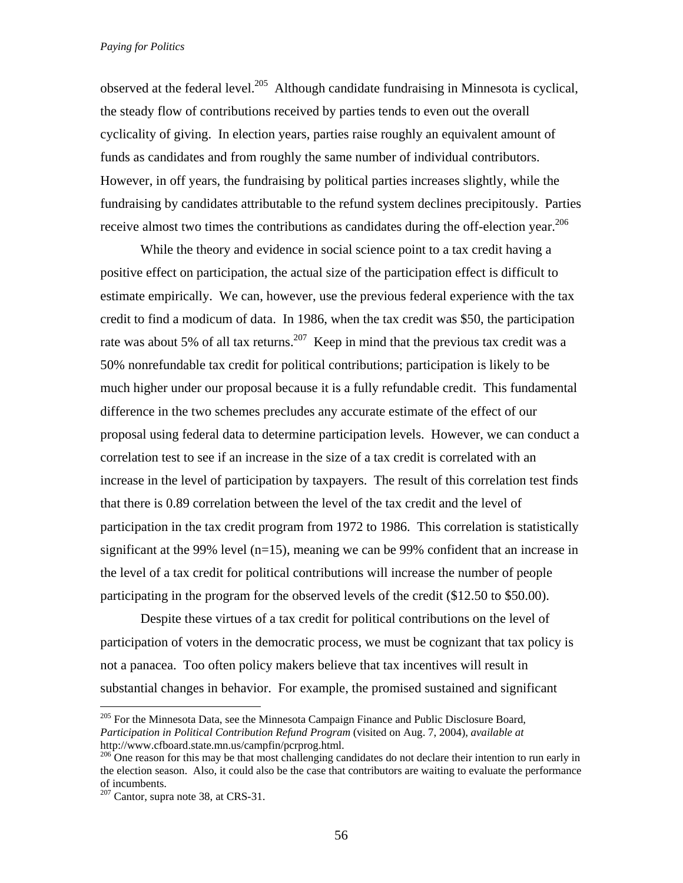observed at the federal level.[205] Although candidate fundraising in Minnesota is cyclical, the steady flow of contributions received by parties tends to even out the overall cyclicality of giving. In election years, parties raise roughly an equivalent amount of funds as candidates and from roughly the same number of individual contributors. However, in off years, the fundraising by political parties increases slightly, while the fundraising by candidates attributable to the refund system declines precipitously. Parties receive almost two times the contributions as candidates during the off-election year.[206]

While the theory and evidence in social science point to a tax credit having a positive effect on participation, the actual size of the participation effect is difficult to estimate empirically. We can, however, use the previous federal experience with the tax credit to find a modicum of data. In 1986, when the tax credit was $50, the participation rate was about 5% of all tax returns.[207] Keep in mind that the previous tax credit was a 50% nonrefundable tax credit for political contributions; participation is likely to be much higher under our proposal because it is a fully refundable credit. This fundamental difference in the two schemes precludes any accurate estimate of the effect of our proposal using federal data to determine participation levels. However, we can conduct a correlation test to see if an increase in the size of a tax credit is correlated with an increase in the level of participation by taxpayers. The result of this correlation test finds that there is 0.89 correlation between the level of the tax credit and the level of participation in the tax credit program from 1972 to 1986. This correlation is statistically significant at the 99% level (n=15), meaning we can be 99% confident that an increase in the level of a tax credit for political contributions will increase the number of people participating in the program for the observed levels of the credit ($12.50 to $50.00).

Despite these virtues of a tax credit for political contributions on the level of participation of voters in the democratic process, we must be cognizant that tax policy is not a panacea. Too often policy makers believe that tax incentives will result in substantial changes in behavior. For example, the promised sustained and significant

---

[205] For the Minnesota Data, see the Minnesota Campaign Finance and Public Disclosure Board, *Participation in Political Contribution Refund Program* (visited on Aug. 7, 2004), *available at* http://www.cfboard.state.mn.us/campfin/pcrprog.html.

[206] One reason for this may be that most challenging candidates do not declare their intention to run early in the election season. Also, it could also be the case that contributors are waiting to evaluate the performance of incumbents.

[207] Cantor, supra note 38, at CRS-31.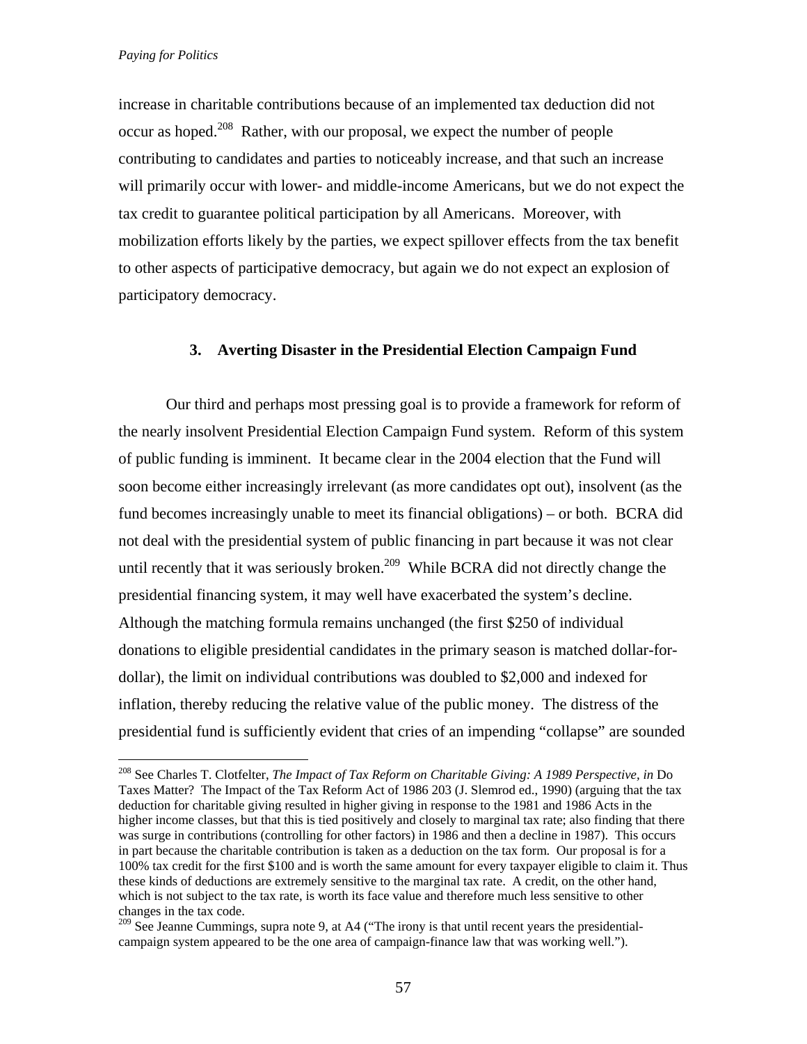increase in charitable contributions because of an implemented tax deduction did not occur as hoped.[208] Rather, with our proposal, we expect the number of people contributing to candidates and parties to noticeably increase, and that such an increase will primarily occur with lower- and middle-income Americans, but we do not expect the tax credit to guarantee political participation by all Americans. Moreover, with mobilization efforts likely by the parties, we expect spillover effects from the tax benefit to other aspects of participative democracy, but again we do not expect an explosion of participatory democracy.

### 3. Averting Disaster in the Presidential Election Campaign Fund

Our third and perhaps most pressing goal is to provide a framework for reform of the nearly insolvent Presidential Election Campaign Fund system. Reform of this system of public funding is imminent. It became clear in the 2004 election that the Fund will soon become either increasingly irrelevant (as more candidates opt out), insolvent (as the fund becomes increasingly unable to meet its financial obligations) – or both. BCRA did not deal with the presidential system of public financing in part because it was not clear until recently that it was seriously broken.[209] While BCRA did not directly change the presidential financing system, it may well have exacerbated the system's decline. Although the matching formula remains unchanged (the first $250 of individual donations to eligible presidential candidates in the primary season is matched dollar-for-dollar), the limit on individual contributions was doubled to $2,000 and indexed for inflation, thereby reducing the relative value of the public money. The distress of the presidential fund is sufficiently evident that cries of an impending "collapse" are sounded

---

[208] See Charles T. Clotfelter, *The Impact of Tax Reform on Charitable Giving: A 1989 Perspective*, *in* Do Taxes Matter? The Impact of the Tax Reform Act of 1986 203 (J. Slemrod ed., 1990) (arguing that the tax deduction for charitable giving resulted in higher giving in response to the 1981 and 1986 Acts in the higher income classes, but that this is tied positively and closely to marginal tax rate; also finding that there was surge in contributions (controlling for other factors) in 1986 and then a decline in 1987). This occurs in part because the charitable contribution is taken as a deduction on the tax form. Our proposal is for a 100% tax credit for the first $100 and is worth the same amount for every taxpayer eligible to claim it. Thus these kinds of deductions are extremely sensitive to the marginal tax rate. A credit, on the other hand, which is not subject to the tax rate, is worth its face value and therefore much less sensitive to other changes in the tax code.

[209] See Jeanne Cummings, supra note 9, at A4 ("The irony is that until recent years the presidential-campaign system appeared to be the one area of campaign-finance law that was working well.").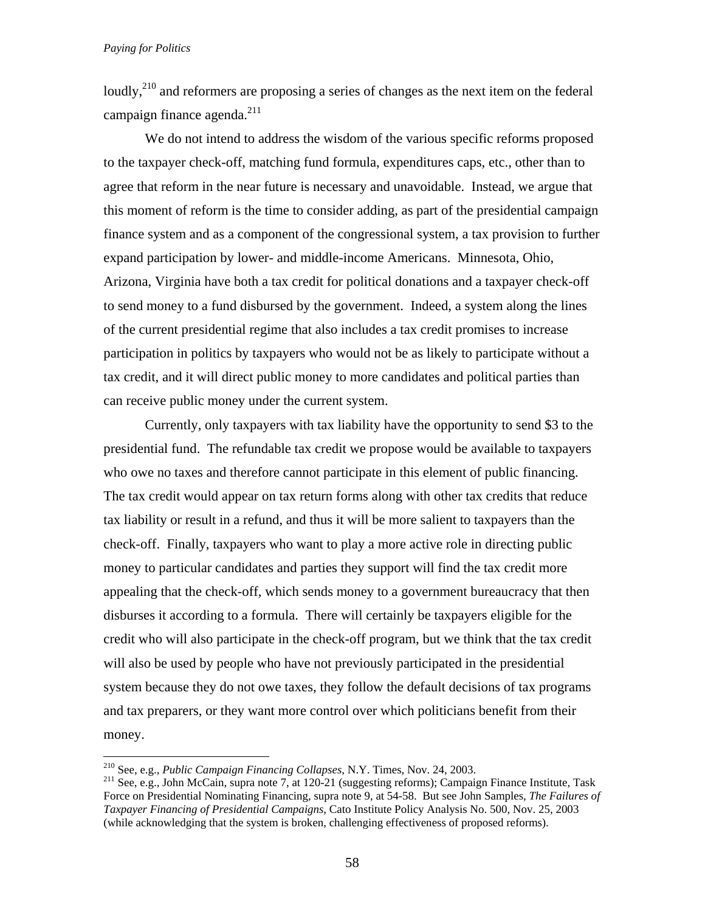loudly,[210] and reformers are proposing a series of changes as the next item on the federal campaign finance agenda.[211]

We do not intend to address the wisdom of the various specific reforms proposed to the taxpayer check-off, matching fund formula, expenditures caps, etc., other than to agree that reform in the near future is necessary and unavoidable. Instead, we argue that this moment of reform is the time to consider adding, as part of the presidential campaign finance system and as a component of the congressional system, a tax provision to further expand participation by lower- and middle-income Americans. Minnesota, Ohio, Arizona, Virginia have both a tax credit for political donations and a taxpayer check-off to send money to a fund disbursed by the government. Indeed, a system along the lines of the current presidential regime that also includes a tax credit promises to increase participation in politics by taxpayers who would not be as likely to participate without a tax credit, and it will direct public money to more candidates and political parties than can receive public money under the current system.

Currently, only taxpayers with tax liability have the opportunity to send $3 to the presidential fund. The refundable tax credit we propose would be available to taxpayers who owe no taxes and therefore cannot participate in this element of public financing. The tax credit would appear on tax return forms along with other tax credits that reduce tax liability or result in a refund, and thus it will be more salient to taxpayers than the check-off. Finally, taxpayers who want to play a more active role in directing public money to particular candidates and parties they support will find the tax credit more appealing that the check-off, which sends money to a government bureaucracy that then disburses it according to a formula. There will certainly be taxpayers eligible for the credit who will also participate in the check-off program, but we think that the tax credit will also be used by people who have not previously participated in the presidential system because they do not owe taxes, they follow the default decisions of tax programs and tax preparers, or they want more control over which politicians benefit from their money.

---

[210] See, e.g., *Public Campaign Financing Collapses*, N.Y. Times, Nov. 24, 2003.

[211] See, e.g., John McCain, supra note 7, at 120-21 (suggesting reforms); Campaign Finance Institute, Task Force on Presidential Nominating Financing, supra note 9, at 54-58. But see John Samples, *The Failures of Taxpayer Financing of Presidential Campaigns*, Cato Institute Policy Analysis No. 500, Nov. 25, 2003 (while acknowledging that the system is broken, challenging effectiveness of proposed reforms).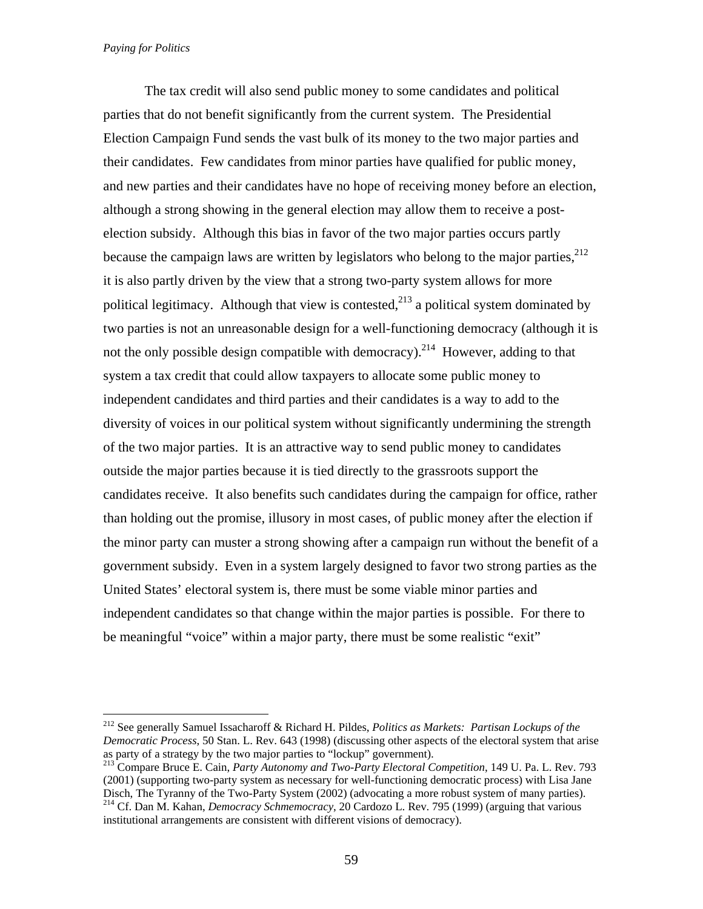The tax credit will also send public money to some candidates and political parties that do not benefit significantly from the current system. The Presidential Election Campaign Fund sends the vast bulk of its money to the two major parties and their candidates. Few candidates from minor parties have qualified for public money, and new parties and their candidates have no hope of receiving money before an election, although a strong showing in the general election may allow them to receive a post-election subsidy. Although this bias in favor of the two major parties occurs partly because the campaign laws are written by legislators who belong to the major parties,[212] it is also partly driven by the view that a strong two-party system allows for more political legitimacy. Although that view is contested,[213] a political system dominated by two parties is not an unreasonable design for a well-functioning democracy (although it is not the only possible design compatible with democracy).[214] However, adding to that system a tax credit that could allow taxpayers to allocate some public money to independent candidates and third parties and their candidates is a way to add to the diversity of voices in our political system without significantly undermining the strength of the two major parties. It is an attractive way to send public money to candidates outside the major parties because it is tied directly to the grassroots support the candidates receive. It also benefits such candidates during the campaign for office, rather than holding out the promise, illusory in most cases, of public money after the election if the minor party can muster a strong showing after a campaign run without the benefit of a government subsidy. Even in a system largely designed to favor two strong parties as the United States' electoral system is, there must be some viable minor parties and independent candidates so that change within the major parties is possible. For there to be meaningful "voice" within a major party, there must be some realistic "exit"

---

[212] See generally Samuel Issacharoff & Richard H. Pildes, *Politics as Markets: Partisan Lockups of the Democratic Process*, 50 Stan. L. Rev. 643 (1998) (discussing other aspects of the electoral system that arise as party of a strategy by the two major parties to "lockup" government).

[213] Compare Bruce E. Cain, *Party Autonomy and Two-Party Electoral Competition*, 149 U. Pa. L. Rev. 793 (2001) (supporting two-party system as necessary for well-functioning democratic process) with Lisa Jane Disch, The Tyranny of the Two-Party System (2002) (advocating a more robust system of many parties).

[214] Cf. Dan M. Kahan, *Democracy Schmemocracy*, 20 Cardozo L. Rev. 795 (1999) (arguing that various institutional arrangements are consistent with different visions of democracy).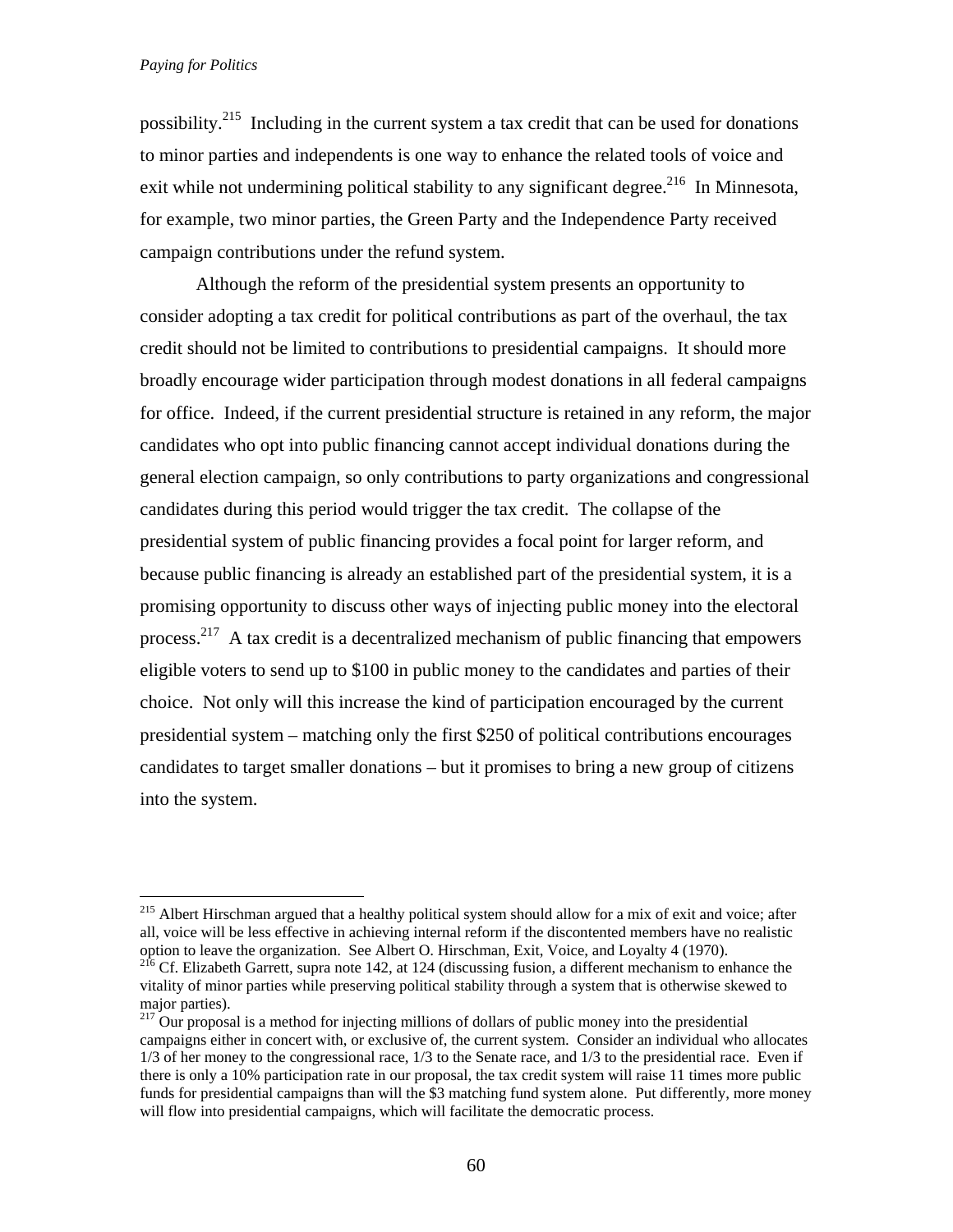possibility.[215] Including in the current system a tax credit that can be used for donations to minor parties and independents is one way to enhance the related tools of voice and exit while not undermining political stability to any significant degree.[216] In Minnesota, for example, two minor parties, the Green Party and the Independence Party received campaign contributions under the refund system.

Although the reform of the presidential system presents an opportunity to consider adopting a tax credit for political contributions as part of the overhaul, the tax credit should not be limited to contributions to presidential campaigns. It should more broadly encourage wider participation through modest donations in all federal campaigns for office. Indeed, if the current presidential structure is retained in any reform, the major candidates who opt into public financing cannot accept individual donations during the general election campaign, so only contributions to party organizations and congressional candidates during this period would trigger the tax credit. The collapse of the presidential system of public financing provides a focal point for larger reform, and because public financing is already an established part of the presidential system, it is a promising opportunity to discuss other ways of injecting public money into the electoral process.[217] A tax credit is a decentralized mechanism of public financing that empowers eligible voters to send up to $100 in public money to the candidates and parties of their choice. Not only will this increase the kind of participation encouraged by the current presidential system – matching only the first $250 of political contributions encourages candidates to target smaller donations – but it promises to bring a new group of citizens into the system.

---

[215] Albert Hirschman argued that a healthy political system should allow for a mix of exit and voice; after all, voice will be less effective in achieving internal reform if the discontented members have no realistic option to leave the organization. See Albert O. Hirschman, Exit, Voice, and Loyalty 4 (1970).

[216] Cf. Elizabeth Garrett, supra note 142, at 124 (discussing fusion, a different mechanism to enhance the vitality of minor parties while preserving political stability through a system that is otherwise skewed to major parties).

[217] Our proposal is a method for injecting millions of dollars of public money into the presidential campaigns either in concert with, or exclusive of, the current system. Consider an individual who allocates 1/3 of her money to the congressional race, 1/3 to the Senate race, and 1/3 to the presidential race. Even if there is only a 10% participation rate in our proposal, the tax credit system will raise 11 times more public funds for presidential campaigns than will the $3 matching fund system alone. Put differently, more money will flow into presidential campaigns, which will facilitate the democratic process.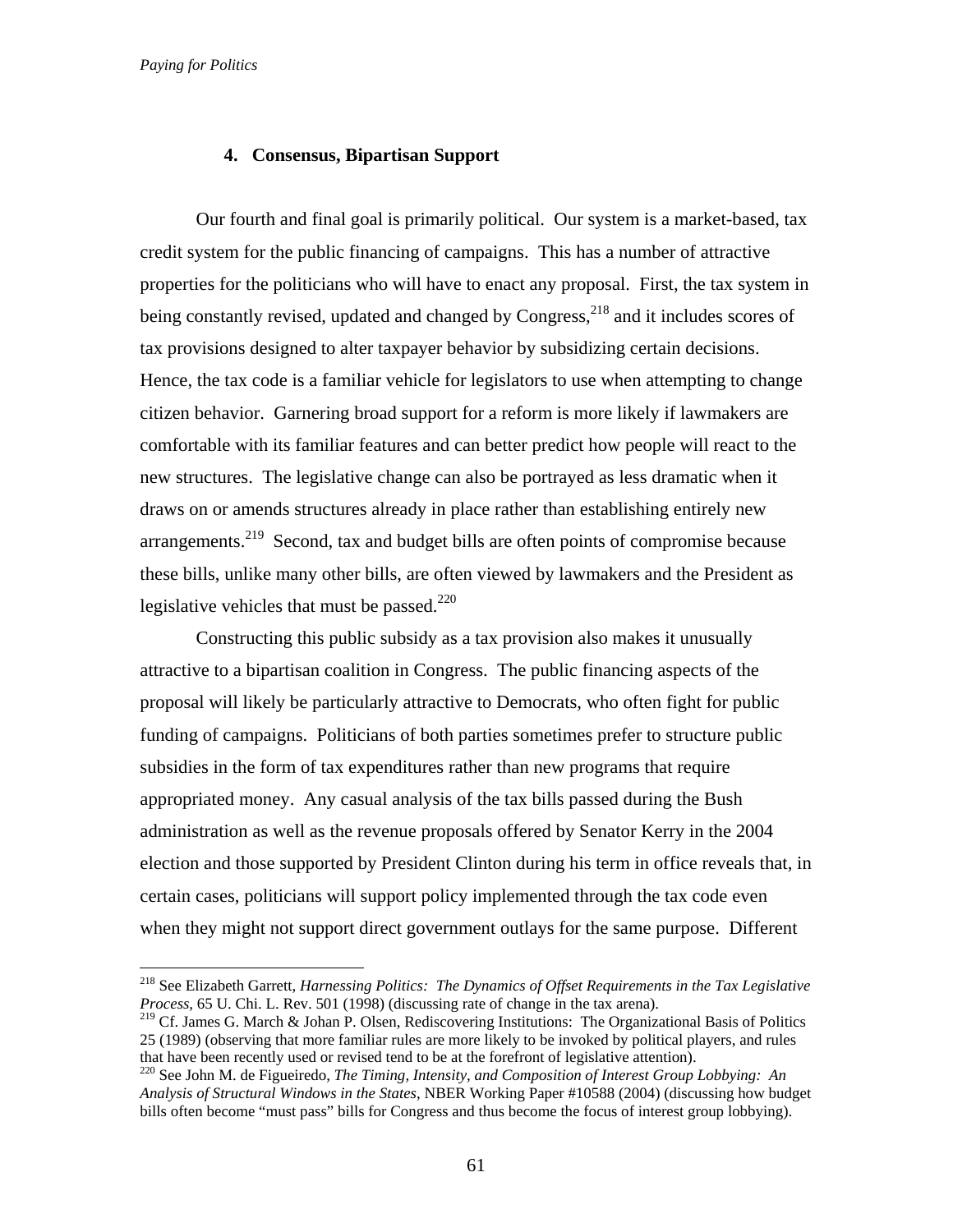#### 4. Consensus, Bipartisan Support

Our fourth and final goal is primarily political. Our system is a market-based, tax credit system for the public financing of campaigns. This has a number of attractive properties for the politicians who will have to enact any proposal. First, the tax system in being constantly revised, updated and changed by Congress,[218] and it includes scores of tax provisions designed to alter taxpayer behavior by subsidizing certain decisions. Hence, the tax code is a familiar vehicle for legislators to use when attempting to change citizen behavior. Garnering broad support for a reform is more likely if lawmakers are comfortable with its familiar features and can better predict how people will react to the new structures. The legislative change can also be portrayed as less dramatic when it draws on or amends structures already in place rather than establishing entirely new arrangements.[219] Second, tax and budget bills are often points of compromise because these bills, unlike many other bills, are often viewed by lawmakers and the President as legislative vehicles that must be passed.[220]

Constructing this public subsidy as a tax provision also makes it unusually attractive to a bipartisan coalition in Congress. The public financing aspects of the proposal will likely be particularly attractive to Democrats, who often fight for public funding of campaigns. Politicians of both parties sometimes prefer to structure public subsidies in the form of tax expenditures rather than new programs that require appropriated money. Any casual analysis of the tax bills passed during the Bush administration as well as the revenue proposals offered by Senator Kerry in the 2004 election and those supported by President Clinton during his term in office reveals that, in certain cases, politicians will support policy implemented through the tax code even when they might not support direct government outlays for the same purpose. Different

---

[218] See Elizabeth Garrett, *Harnessing Politics: The Dynamics of Offset Requirements in the Tax Legislative Process*, 65 U. Chi. L. Rev. 501 (1998) (discussing rate of change in the tax arena).

[219] Cf. James G. March & Johan P. Olsen, Rediscovering Institutions: The Organizational Basis of Politics 25 (1989) (observing that more familiar rules are more likely to be invoked by political players, and rules that have been recently used or revised tend to be at the forefront of legislative attention).

[220] See John M. de Figueiredo, *The Timing, Intensity, and Composition of Interest Group Lobbying: An Analysis of Structural Windows in the States*, NBER Working Paper #10588 (2004) (discussing how budget bills often become "must pass" bills for Congress and thus become the focus of interest group lobbying).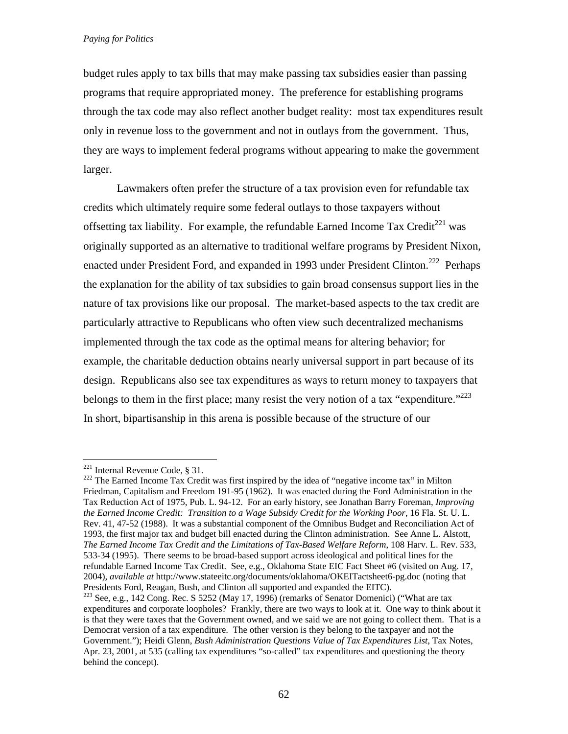budget rules apply to tax bills that may make passing tax subsidies easier than passing programs that require appropriated money. The preference for establishing programs through the tax code may also reflect another budget reality: most tax expenditures result only in revenue loss to the government and not in outlays from the government. Thus, they are ways to implement federal programs without appearing to make the government larger.

Lawmakers often prefer the structure of a tax provision even for refundable tax credits which ultimately require some federal outlays to those taxpayers without offsetting tax liability. For example, the refundable Earned Income Tax Credit[221] was originally supported as an alternative to traditional welfare programs by President Nixon, enacted under President Ford, and expanded in 1993 under President Clinton.[222] Perhaps the explanation for the ability of tax subsidies to gain broad consensus support lies in the nature of tax provisions like our proposal. The market-based aspects to the tax credit are particularly attractive to Republicans who often view such decentralized mechanisms implemented through the tax code as the optimal means for altering behavior; for example, the charitable deduction obtains nearly universal support in part because of its design. Republicans also see tax expenditures as ways to return money to taxpayers that belongs to them in the first place; many resist the very notion of a tax "expenditure."[223] In short, bipartisanship in this arena is possible because of the structure of our

---

[221] Internal Revenue Code, § 31.

[222] The Earned Income Tax Credit was first inspired by the idea of "negative income tax" in Milton Friedman, Capitalism and Freedom 191-95 (1962). It was enacted during the Ford Administration in the Tax Reduction Act of 1975, Pub. L. 94-12. For an early history, see Jonathan Barry Foreman, *Improving the Earned Income Credit: Transition to a Wage Subsidy Credit for the Working Poor*, 16 Fla. St. U. L. Rev. 41, 47-52 (1988). It was a substantial component of the Omnibus Budget and Reconciliation Act of 1993, the first major tax and budget bill enacted during the Clinton administration. See Anne L. Alstott, *The Earned Income Tax Credit and the Limitations of Tax-Based Welfare Reform*, 108 Harv. L. Rev. 533, 533-34 (1995). There seems to be broad-based support across ideological and political lines for the refundable Earned Income Tax Credit. See, e.g., Oklahoma State EIC Fact Sheet #6 (visited on Aug. 17, 2004), *available at* http://www.stateeitc.org/documents/oklahoma/OKEITactsheet6-pg.doc (noting that Presidents Ford, Reagan, Bush, and Clinton all supported and expanded the EITC).

[223] See, e.g., 142 Cong. Rec. S 5252 (May 17, 1996) (remarks of Senator Domenici) ("What are tax expenditures and corporate loopholes? Frankly, there are two ways to look at it. One way to think about it is that they were taxes that the Government owned, and we said we are not going to collect them. That is a Democrat version of a tax expenditure. The other version is they belong to the taxpayer and not the Government."); Heidi Glenn, *Bush Administration Questions Value of Tax Expenditures List*, Tax Notes, Apr. 23, 2001, at 535 (calling tax expenditures "so-called" tax expenditures and questioning the theory behind the concept).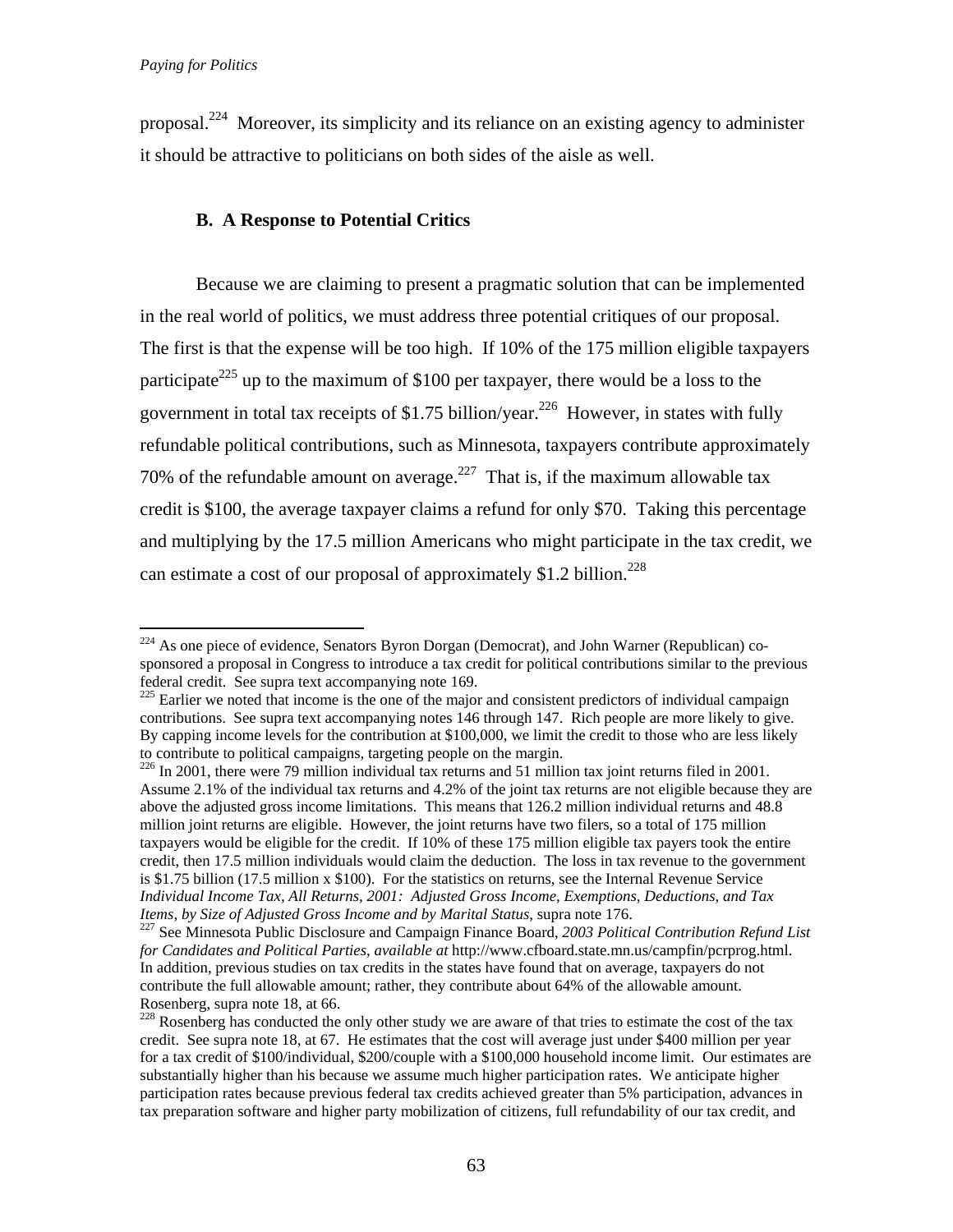proposal.[224] Moreover, its simplicity and its reliance on an existing agency to administer it should be attractive to politicians on both sides of the aisle as well.

### B. A Response to Potential Critics

Because we are claiming to present a pragmatic solution that can be implemented in the real world of politics, we must address three potential critiques of our proposal. The first is that the expense will be too high. If 10% of the 175 million eligible taxpayers participate[225] up to the maximum of $100 per taxpayer, there would be a loss to the government in total tax receipts of $1.75 billion/year.[226] However, in states with fully refundable political contributions, such as Minnesota, taxpayers contribute approximately 70% of the refundable amount on average.[227] That is, if the maximum allowable tax credit is $100, the average taxpayer claims a refund for only $70. Taking this percentage and multiplying by the 17.5 million Americans who might participate in the tax credit, we can estimate a cost of our proposal of approximately $1.2 billion.[228]

---

[224] As one piece of evidence, Senators Byron Dorgan (Democrat), and John Warner (Republican) co-sponsored a proposal in Congress to introduce a tax credit for political contributions similar to the previous federal credit. See supra text accompanying note 169.

[225] Earlier we noted that income is the one of the major and consistent predictors of individual campaign contributions. See supra text accompanying notes 146 through 147. Rich people are more likely to give. By capping income levels for the contribution at $100,000, we limit the credit to those who are less likely to contribute to political campaigns, targeting people on the margin.

[226] In 2001, there were 79 million individual tax returns and 51 million tax joint returns filed in 2001. Assume 2.1% of the individual tax returns and 4.2% of the joint tax returns are not eligible because they are above the adjusted gross income limitations. This means that 126.2 million individual returns and 48.8 million joint returns are eligible. However, the joint returns have two filers, so a total of 175 million taxpayers would be eligible for the credit. If 10% of these 175 million eligible tax payers took the entire credit, then 17.5 million individuals would claim the deduction. The loss in tax revenue to the government is $1.75 billion (17.5 million x $100). For the statistics on returns, see the Internal Revenue Service *Individual Income Tax, All Returns, 2001: Adjusted Gross Income, Exemptions, Deductions, and Tax Items, by Size of Adjusted Gross Income and by Marital Status*, supra note 176.

[227] See Minnesota Public Disclosure and Campaign Finance Board, *2003 Political Contribution Refund List for Candidates and Political Parties*, *available at* http://www.cfboard.state.mn.us/campfin/pcrprog.html. In addition, previous studies on tax credits in the states have found that on average, taxpayers do not contribute the full allowable amount; rather, they contribute about 64% of the allowable amount. Rosenberg, supra note 18, at 66.

[228] Rosenberg has conducted the only other study we are aware of that tries to estimate the cost of the tax credit. See supra note 18, at 67. He estimates that the cost will average just under $400 million per year for a tax credit of $100/individual, $200/couple with a $100,000 household income limit. Our estimates are substantially higher than his because we assume much higher participation rates. We anticipate higher participation rates because previous federal tax credits achieved greater than 5% participation, advances in tax preparation software and higher party mobilization of citizens, full refundability of our tax credit, and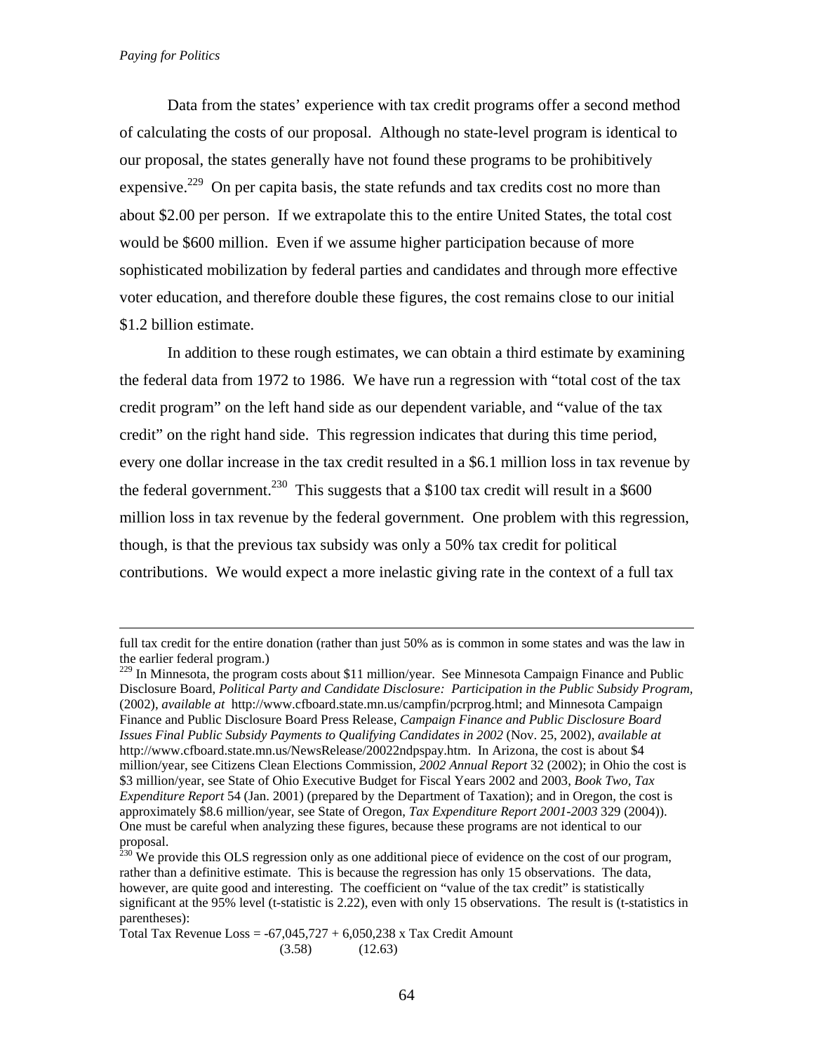Data from the states' experience with tax credit programs offer a second method of calculating the costs of our proposal. Although no state-level program is identical to our proposal, the states generally have not found these programs to be prohibitively expensive.[229] On per capita basis, the state refunds and tax credits cost no more than about $2.00 per person. If we extrapolate this to the entire United States, the total cost would be $600 million. Even if we assume higher participation because of more sophisticated mobilization by federal parties and candidates and through more effective voter education, and therefore double these figures, the cost remains close to our initial $1.2 billion estimate.

In addition to these rough estimates, we can obtain a third estimate by examining the federal data from 1972 to 1986. We have run a regression with "total cost of the tax credit program" on the left hand side as our dependent variable, and "value of the tax credit" on the right hand side. This regression indicates that during this time period, every one dollar increase in the tax credit resulted in a $6.1 million loss in tax revenue by the federal government.[230] This suggests that a $100 tax credit will result in a $600 million loss in tax revenue by the federal government. One problem with this regression, though, is that the previous tax subsidy was only a 50% tax credit for political contributions. We would expect a more inelastic giving rate in the context of a full tax

---

full tax credit for the entire donation (rather than just 50% as is common in some states and was the law in the earlier federal program.)

[229] In Minnesota, the program costs about $11 million/year. See Minnesota Campaign Finance and Public Disclosure Board, *Political Party and Candidate Disclosure: Participation in the Public Subsidy Program*, (2002), *available at* http://www.cfboard.state.mn.us/campfin/pcrprog.html; and Minnesota Campaign Finance and Public Disclosure Board Press Release, *Campaign Finance and Public Disclosure Board Issues Final Public Subsidy Payments to Qualifying Candidates in 2002* (Nov. 25, 2002), *available at* http://www.cfboard.state.mn.us/NewsRelease/20022ndpspay.htm. In Arizona, the cost is about $4 million/year, see Citizens Clean Elections Commission, *2002 Annual Report* 32 (2002); in Ohio the cost is $3 million/year, see State of Ohio Executive Budget for Fiscal Years 2002 and 2003, *Book Two, Tax Expenditure Report* 54 (Jan. 2001) (prepared by the Department of Taxation); and in Oregon, the cost is approximately $8.6 million/year, see State of Oregon, *Tax Expenditure Report 2001-2003* 329 (2004)). One must be careful when analyzing these figures, because these programs are not identical to our proposal.

[230] We provide this OLS regression only as one additional piece of evidence on the cost of our program, rather than a definitive estimate. This is because the regression has only 15 observations. The data, however, are quite good and interesting. The coefficient on "value of the tax credit" is statistically significant at the 95% level (t-statistic is 2.22), even with only 15 observations. The result is (t-statistics in parentheses):

$$\text{Total Tax Revenue Loss} = \underset{(3.58)}{-67{,}045{,}727} + \underset{(12.63)}{6{,}050{,}238} \times \text{Tax Credit Amount}$$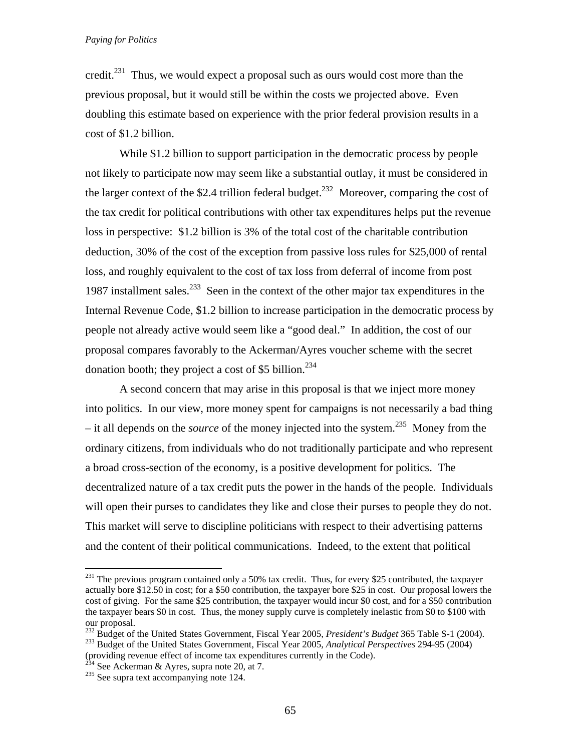credit.[231] Thus, we would expect a proposal such as ours would cost more than the previous proposal, but it would still be within the costs we projected above. Even doubling this estimate based on experience with the prior federal provision results in a cost of $1.2 billion.

While $1.2 billion to support participation in the democratic process by people not likely to participate now may seem like a substantial outlay, it must be considered in the larger context of the $2.4 trillion federal budget.[232] Moreover, comparing the cost of the tax credit for political contributions with other tax expenditures helps put the revenue loss in perspective: $1.2 billion is 3% of the total cost of the charitable contribution deduction, 30% of the cost of the exception from passive loss rules for $25,000 of rental loss, and roughly equivalent to the cost of tax loss from deferral of income from post 1987 installment sales.[233] Seen in the context of the other major tax expenditures in the Internal Revenue Code, $1.2 billion to increase participation in the democratic process by people not already active would seem like a "good deal." In addition, the cost of our proposal compares favorably to the Ackerman/Ayres voucher scheme with the secret donation booth; they project a cost of $5 billion.[234]

A second concern that may arise in this proposal is that we inject more money into politics. In our view, more money spent for campaigns is not necessarily a bad thing – it all depends on the *source* of the money injected into the system.[235] Money from the ordinary citizens, from individuals who do not traditionally participate and who represent a broad cross-section of the economy, is a positive development for politics. The decentralized nature of a tax credit puts the power in the hands of the people. Individuals will open their purses to candidates they like and close their purses to people they do not. This market will serve to discipline politicians with respect to their advertising patterns and the content of their political communications. Indeed, to the extent that political

---

[231] The previous program contained only a 50% tax credit. Thus, for every $25 contributed, the taxpayer actually bore $12.50 in cost; for a $50 contribution, the taxpayer bore $25 in cost. Our proposal lowers the cost of giving. For the same $25 contribution, the taxpayer would incur $0 cost, and for a $50 contribution the taxpayer bears $0 in cost. Thus, the money supply curve is completely inelastic from $0 to $100 with our proposal.

[232] Budget of the United States Government, Fiscal Year 2005, *President's Budget* 365 Table S-1 (2004).

[233] Budget of the United States Government, Fiscal Year 2005, *Analytical Perspectives* 294-95 (2004) (providing revenue effect of income tax expenditures currently in the Code).

[234] See Ackerman & Ayres, supra note 20, at 7.

[235] See supra text accompanying note 124.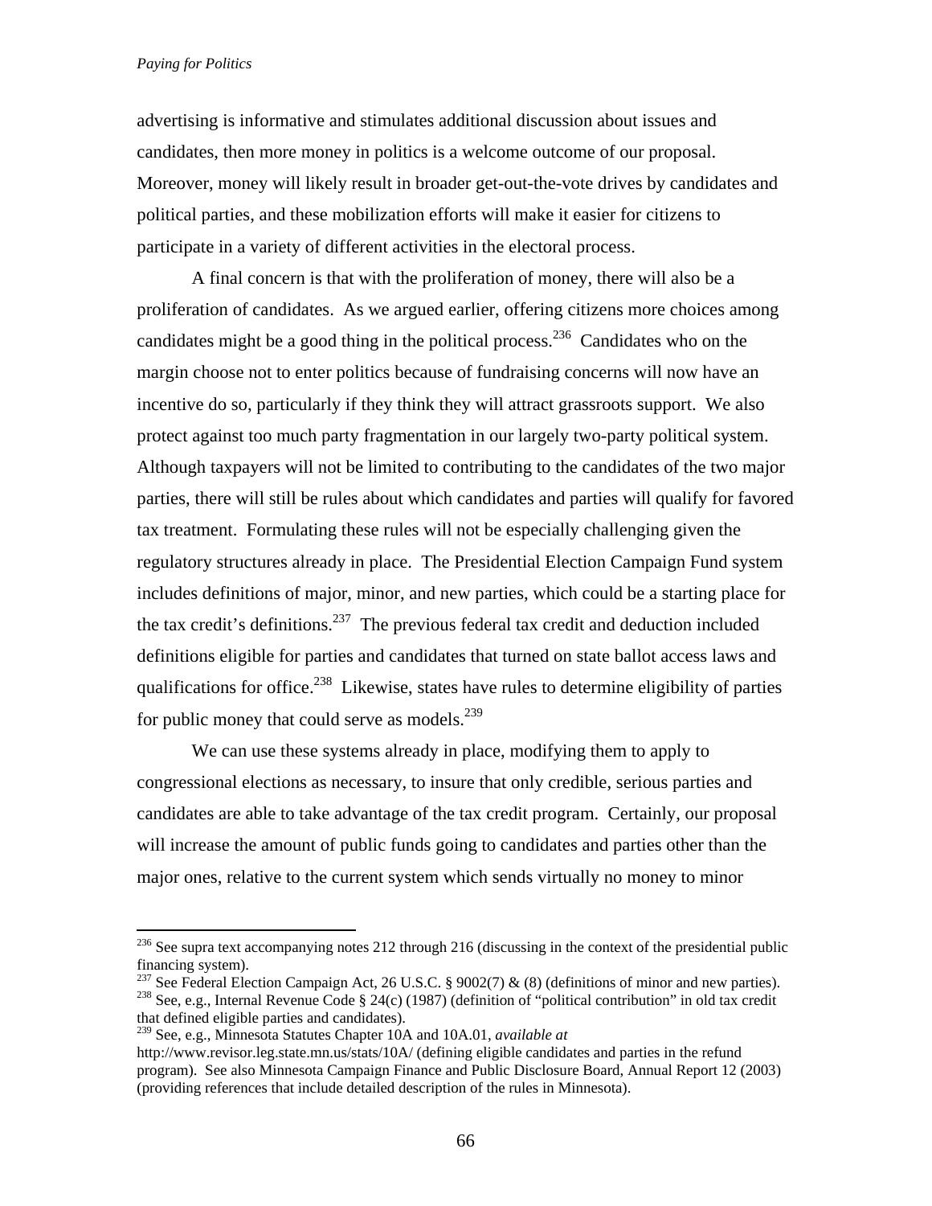advertising is informative and stimulates additional discussion about issues and candidates, then more money in politics is a welcome outcome of our proposal. Moreover, money will likely result in broader get-out-the-vote drives by candidates and political parties, and these mobilization efforts will make it easier for citizens to participate in a variety of different activities in the electoral process.

A final concern is that with the proliferation of money, there will also be a proliferation of candidates. As we argued earlier, offering citizens more choices among candidates might be a good thing in the political process.[236] Candidates who on the margin choose not to enter politics because of fundraising concerns will now have an incentive do so, particularly if they think they will attract grassroots support. We also protect against too much party fragmentation in our largely two-party political system. Although taxpayers will not be limited to contributing to the candidates of the two major parties, there will still be rules about which candidates and parties will qualify for favored tax treatment. Formulating these rules will not be especially challenging given the regulatory structures already in place. The Presidential Election Campaign Fund system includes definitions of major, minor, and new parties, which could be a starting place for the tax credit's definitions.[237] The previous federal tax credit and deduction included definitions eligible for parties and candidates that turned on state ballot access laws and qualifications for office.[238] Likewise, states have rules to determine eligibility of parties for public money that could serve as models.[239]

We can use these systems already in place, modifying them to apply to congressional elections as necessary, to insure that only credible, serious parties and candidates are able to take advantage of the tax credit program. Certainly, our proposal will increase the amount of public funds going to candidates and parties other than the major ones, relative to the current system which sends virtually no money to minor

---

[236] See supra text accompanying notes 212 through 216 (discussing in the context of the presidential public financing system).

[237] See Federal Election Campaign Act, 26 U.S.C. § 9002(7) & (8) (definitions of minor and new parties).

[238] See, e.g., Internal Revenue Code § 24(c) (1987) (definition of "political contribution" in old tax credit that defined eligible parties and candidates).

[239] See, e.g., Minnesota Statutes Chapter 10A and 10A.01, *available at* http://www.revisor.leg.state.mn.us/stats/10A/ (defining eligible candidates and parties in the refund program). See also Minnesota Campaign Finance and Public Disclosure Board, Annual Report 12 (2003) (providing references that include detailed description of the rules in Minnesota).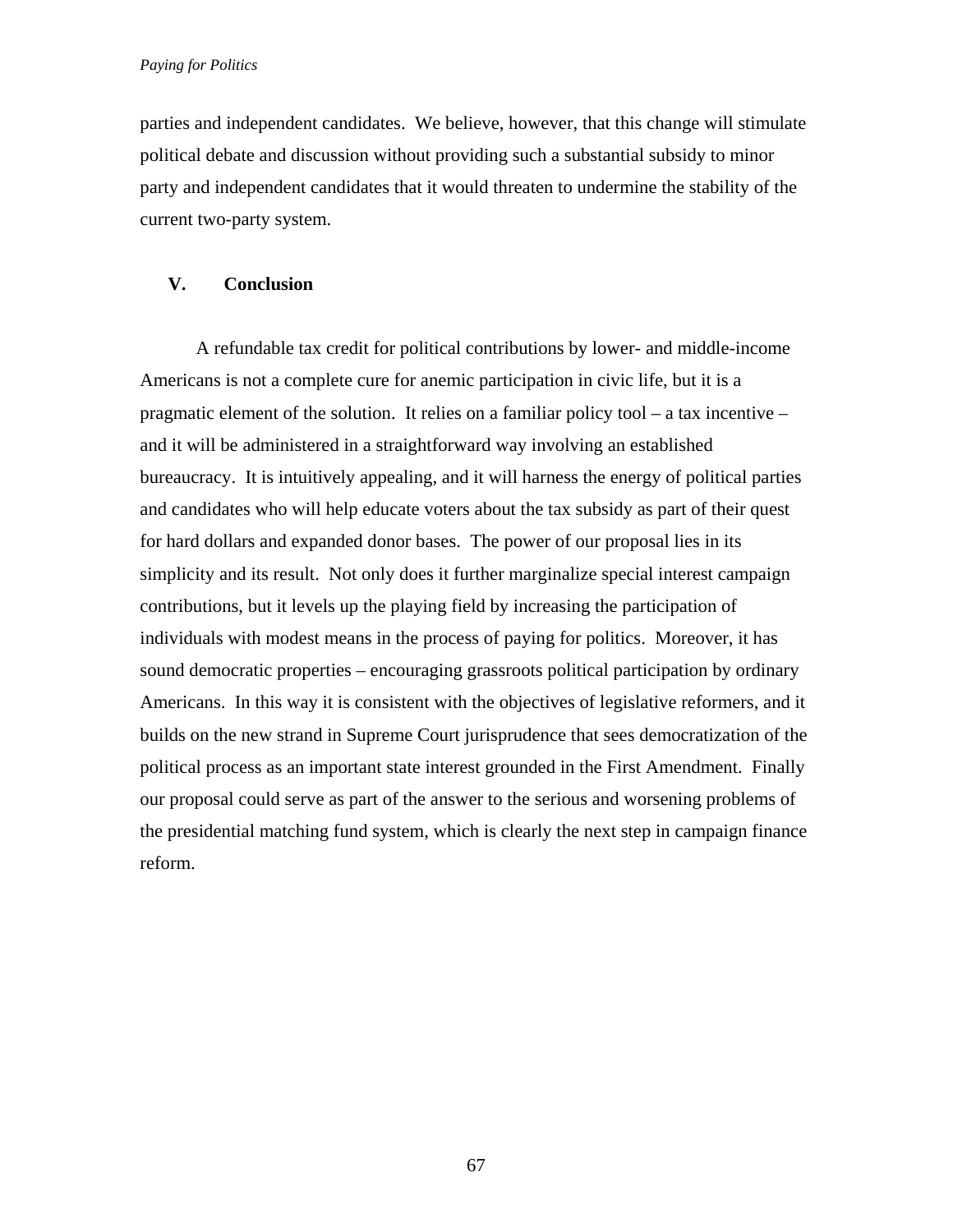parties and independent candidates. We believe, however, that this change will stimulate political debate and discussion without providing such a substantial subsidy to minor party and independent candidates that it would threaten to undermine the stability of the current two-party system.

## V. Conclusion

A refundable tax credit for political contributions by lower- and middle-income Americans is not a complete cure for anemic participation in civic life, but it is a pragmatic element of the solution. It relies on a familiar policy tool – a tax incentive – and it will be administered in a straightforward way involving an established bureaucracy. It is intuitively appealing, and it will harness the energy of political parties and candidates who will help educate voters about the tax subsidy as part of their quest for hard dollars and expanded donor bases. The power of our proposal lies in its simplicity and its result. Not only does it further marginalize special interest campaign contributions, but it levels up the playing field by increasing the participation of individuals with modest means in the process of paying for politics. Moreover, it has sound democratic properties – encouraging grassroots political participation by ordinary Americans. In this way it is consistent with the objectives of legislative reformers, and it builds on the new strand in Supreme Court jurisprudence that sees democratization of the political process as an important state interest grounded in the First Amendment. Finally our proposal could serve as part of the answer to the serious and worsening problems of the presidential matching fund system, which is clearly the next step in campaign finance reform.